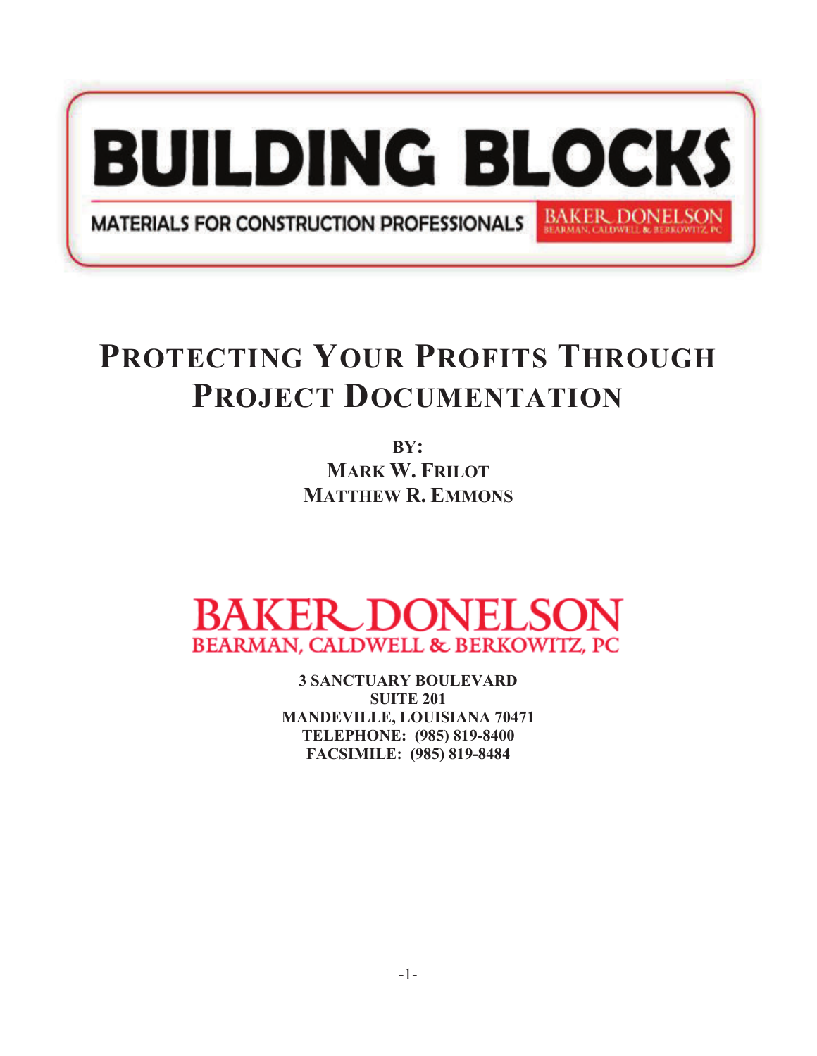# BUILDING BLOCKS

MATERIALS FOR CONSTRUCTION PROFESSIONALS

BAKER DONELSON BEARMAN, CALDWELL & BERKOWITZ, PC

# PROTECTING YOUR PROFITS THROUGH PROJECT DOCUMENTATION

**BY:**
**MARK W. FRILOT**
**MATTHEW R. EMMONS**

BAKER DONELSON
BEARMAN, CALDWELL & BERKOWITZ, PC

**3 SANCTUARY BOULEVARD**
**SUITE 201**
**MANDEVILLE, LOUISIANA 70471**
**TELEPHONE: (985) 819-8400**
**FACSIMILE: (985) 819-8484**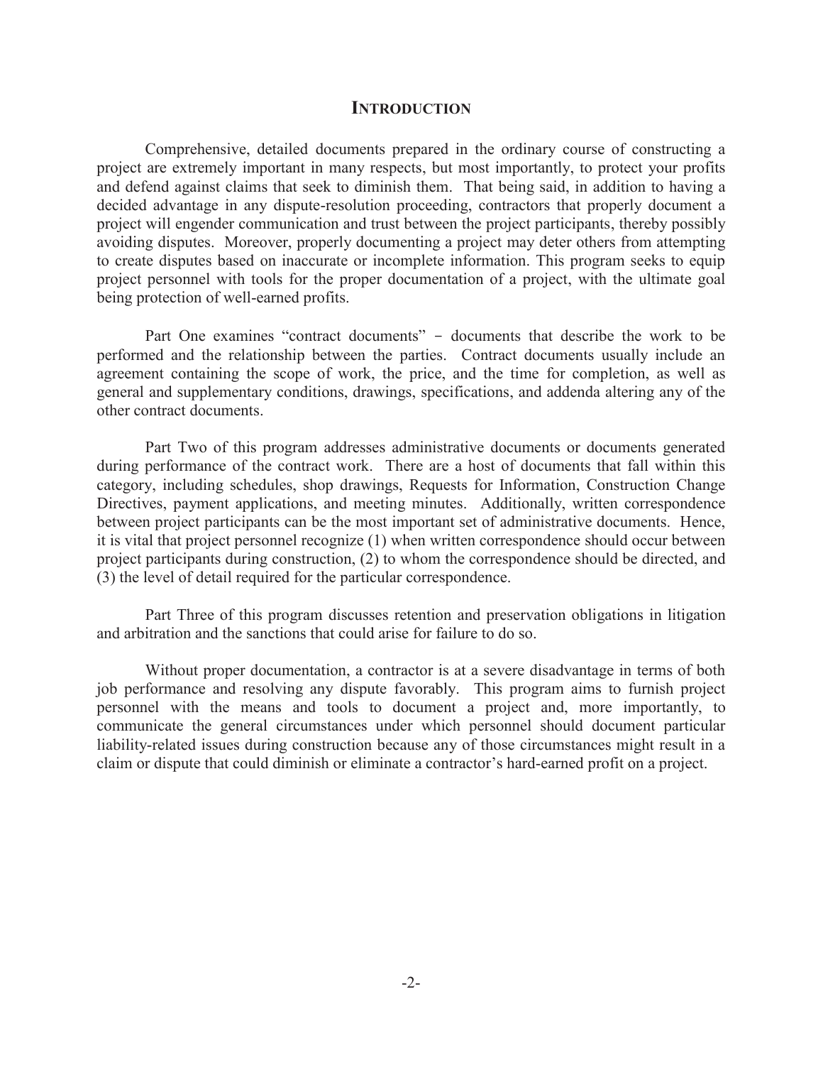# INTRODUCTION

Comprehensive, detailed documents prepared in the ordinary course of constructing a project are extremely important in many respects, but most importantly, to protect your profits and defend against claims that seek to diminish them. That being said, in addition to having a decided advantage in any dispute-resolution proceeding, contractors that properly document a project will engender communication and trust between the project participants, thereby possibly avoiding disputes. Moreover, properly documenting a project may deter others from attempting to create disputes based on inaccurate or incomplete information. This program seeks to equip project personnel with tools for the proper documentation of a project, with the ultimate goal being protection of well-earned profits.

Part One examines "contract documents" – documents that describe the work to be performed and the relationship between the parties. Contract documents usually include an agreement containing the scope of work, the price, and the time for completion, as well as general and supplementary conditions, drawings, specifications, and addenda altering any of the other contract documents.

Part Two of this program addresses administrative documents or documents generated during performance of the contract work. There are a host of documents that fall within this category, including schedules, shop drawings, Requests for Information, Construction Change Directives, payment applications, and meeting minutes. Additionally, written correspondence between project participants can be the most important set of administrative documents. Hence, it is vital that project personnel recognize (1) when written correspondence should occur between project participants during construction, (2) to whom the correspondence should be directed, and (3) the level of detail required for the particular correspondence.

Part Three of this program discusses retention and preservation obligations in litigation and arbitration and the sanctions that could arise for failure to do so.

Without proper documentation, a contractor is at a severe disadvantage in terms of both job performance and resolving any dispute favorably. This program aims to furnish project personnel with the means and tools to document a project and, more importantly, to communicate the general circumstances under which personnel should document particular liability-related issues during construction because any of those circumstances might result in a claim or dispute that could diminish or eliminate a contractor's hard-earned profit on a project.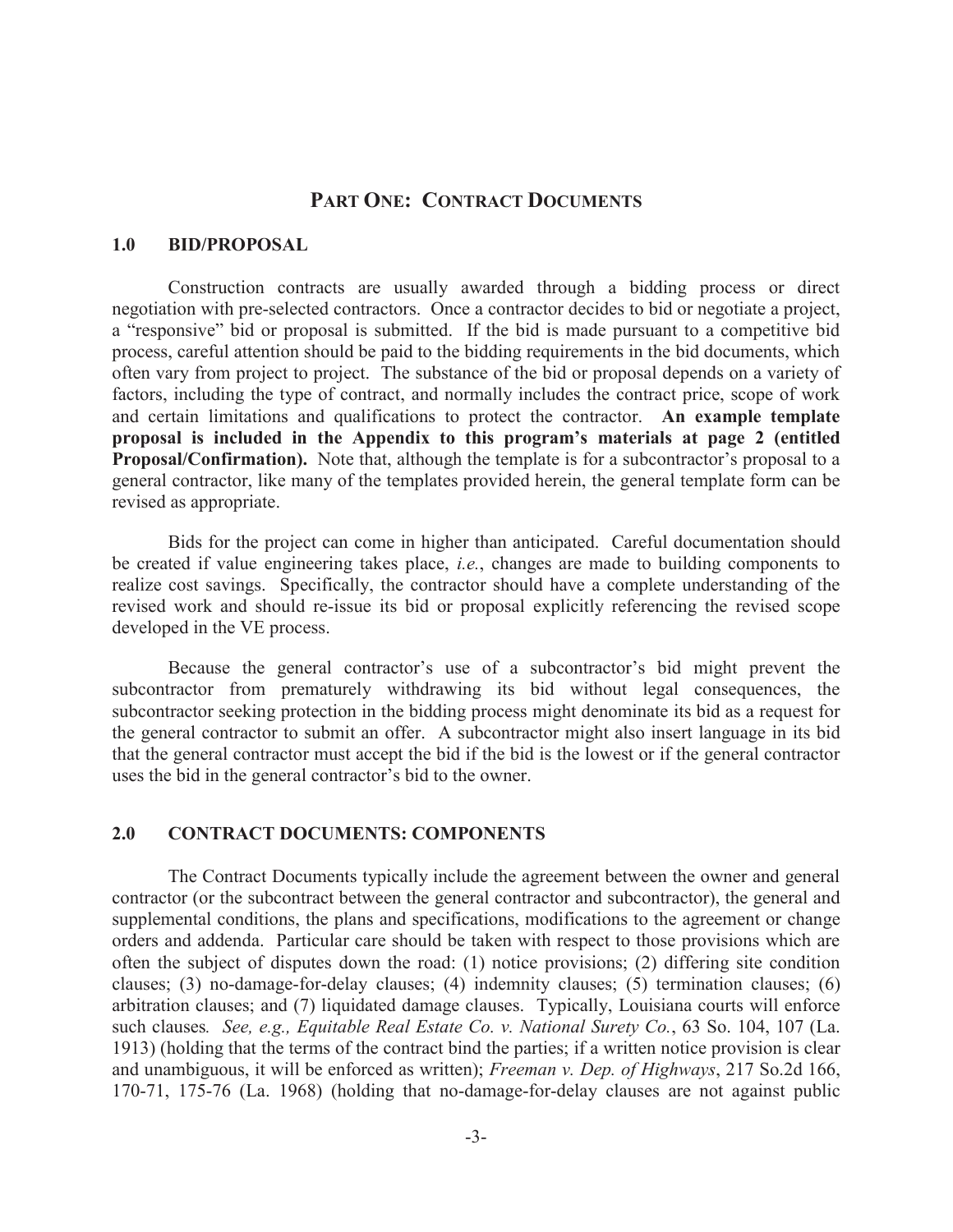## PART ONE: CONTRACT DOCUMENTS

### 1.0 BID/PROPOSAL

Construction contracts are usually awarded through a bidding process or direct negotiation with pre-selected contractors. Once a contractor decides to bid or negotiate a project, a "responsive" bid or proposal is submitted. If the bid is made pursuant to a competitive bid process, careful attention should be paid to the bidding requirements in the bid documents, which often vary from project to project. The substance of the bid or proposal depends on a variety of factors, including the type of contract, and normally includes the contract price, scope of work and certain limitations and qualifications to protect the contractor. **An example template proposal is included in the Appendix to this program's materials at page 2 (entitled Proposal/Confirmation).** Note that, although the template is for a subcontractor's proposal to a general contractor, like many of the templates provided herein, the general template form can be revised as appropriate.

Bids for the project can come in higher than anticipated. Careful documentation should be created if value engineering takes place, *i.e.*, changes are made to building components to realize cost savings. Specifically, the contractor should have a complete understanding of the revised work and should re-issue its bid or proposal explicitly referencing the revised scope developed in the VE process.

Because the general contractor's use of a subcontractor's bid might prevent the subcontractor from prematurely withdrawing its bid without legal consequences, the subcontractor seeking protection in the bidding process might denominate its bid as a request for the general contractor to submit an offer. A subcontractor might also insert language in its bid that the general contractor must accept the bid if the bid is the lowest or if the general contractor uses the bid in the general contractor's bid to the owner.

### 2.0 CONTRACT DOCUMENTS: COMPONENTS

The Contract Documents typically include the agreement between the owner and general contractor (or the subcontract between the general contractor and subcontractor), the general and supplemental conditions, the plans and specifications, modifications to the agreement or change orders and addenda. Particular care should be taken with respect to those provisions which are often the subject of disputes down the road: (1) notice provisions; (2) differing site condition clauses; (3) no-damage-for-delay clauses; (4) indemnity clauses; (5) termination clauses; (6) arbitration clauses; and (7) liquidated damage clauses. Typically, Louisiana courts will enforce such clauses*. See, e.g., Equitable Real Estate Co. v. National Surety Co.*, 63 So. 104, 107 (La. 1913) (holding that the terms of the contract bind the parties; if a written notice provision is clear and unambiguous, it will be enforced as written); *Freeman v. Dep. of Highways*, 217 So.2d 166, 170-71, 175-76 (La. 1968) (holding that no-damage-for-delay clauses are not against public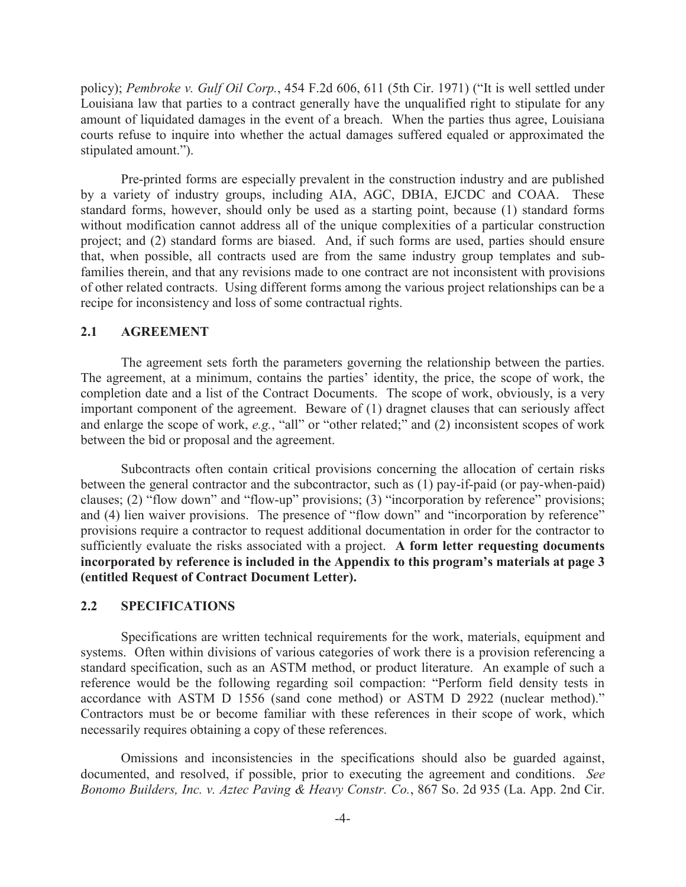policy); *Pembroke v. Gulf Oil Corp.*, 454 F.2d 606, 611 (5th Cir. 1971) ("It is well settled under Louisiana law that parties to a contract generally have the unqualified right to stipulate for any amount of liquidated damages in the event of a breach. When the parties thus agree, Louisiana courts refuse to inquire into whether the actual damages suffered equaled or approximated the stipulated amount.").

Pre-printed forms are especially prevalent in the construction industry and are published by a variety of industry groups, including AIA, AGC, DBIA, EJCDC and COAA. These standard forms, however, should only be used as a starting point, because (1) standard forms without modification cannot address all of the unique complexities of a particular construction project; and (2) standard forms are biased. And, if such forms are used, parties should ensure that, when possible, all contracts used are from the same industry group templates and sub-families therein, and that any revisions made to one contract are not inconsistent with provisions of other related contracts. Using different forms among the various project relationships can be a recipe for inconsistency and loss of some contractual rights.

## 2.1 AGREEMENT

The agreement sets forth the parameters governing the relationship between the parties. The agreement, at a minimum, contains the parties' identity, the price, the scope of work, the completion date and a list of the Contract Documents. The scope of work, obviously, is a very important component of the agreement. Beware of (1) dragnet clauses that can seriously affect and enlarge the scope of work, *e.g.*, "all" or "other related;" and (2) inconsistent scopes of work between the bid or proposal and the agreement.

Subcontracts often contain critical provisions concerning the allocation of certain risks between the general contractor and the subcontractor, such as (1) pay-if-paid (or pay-when-paid) clauses; (2) "flow down" and "flow-up" provisions; (3) "incorporation by reference" provisions; and (4) lien waiver provisions. The presence of "flow down" and "incorporation by reference" provisions require a contractor to request additional documentation in order for the contractor to sufficiently evaluate the risks associated with a project. **A form letter requesting documents incorporated by reference is included in the Appendix to this program's materials at page 3 (entitled Request of Contract Document Letter).**

## 2.2 SPECIFICATIONS

Specifications are written technical requirements for the work, materials, equipment and systems. Often within divisions of various categories of work there is a provision referencing a standard specification, such as an ASTM method, or product literature. An example of such a reference would be the following regarding soil compaction: "Perform field density tests in accordance with ASTM D 1556 (sand cone method) or ASTM D 2922 (nuclear method)." Contractors must be or become familiar with these references in their scope of work, which necessarily requires obtaining a copy of these references.

Omissions and inconsistencies in the specifications should also be guarded against, documented, and resolved, if possible, prior to executing the agreement and conditions. *See Bonomo Builders, Inc. v. Aztec Paving & Heavy Constr. Co.*, 867 So. 2d 935 (La. App. 2nd Cir.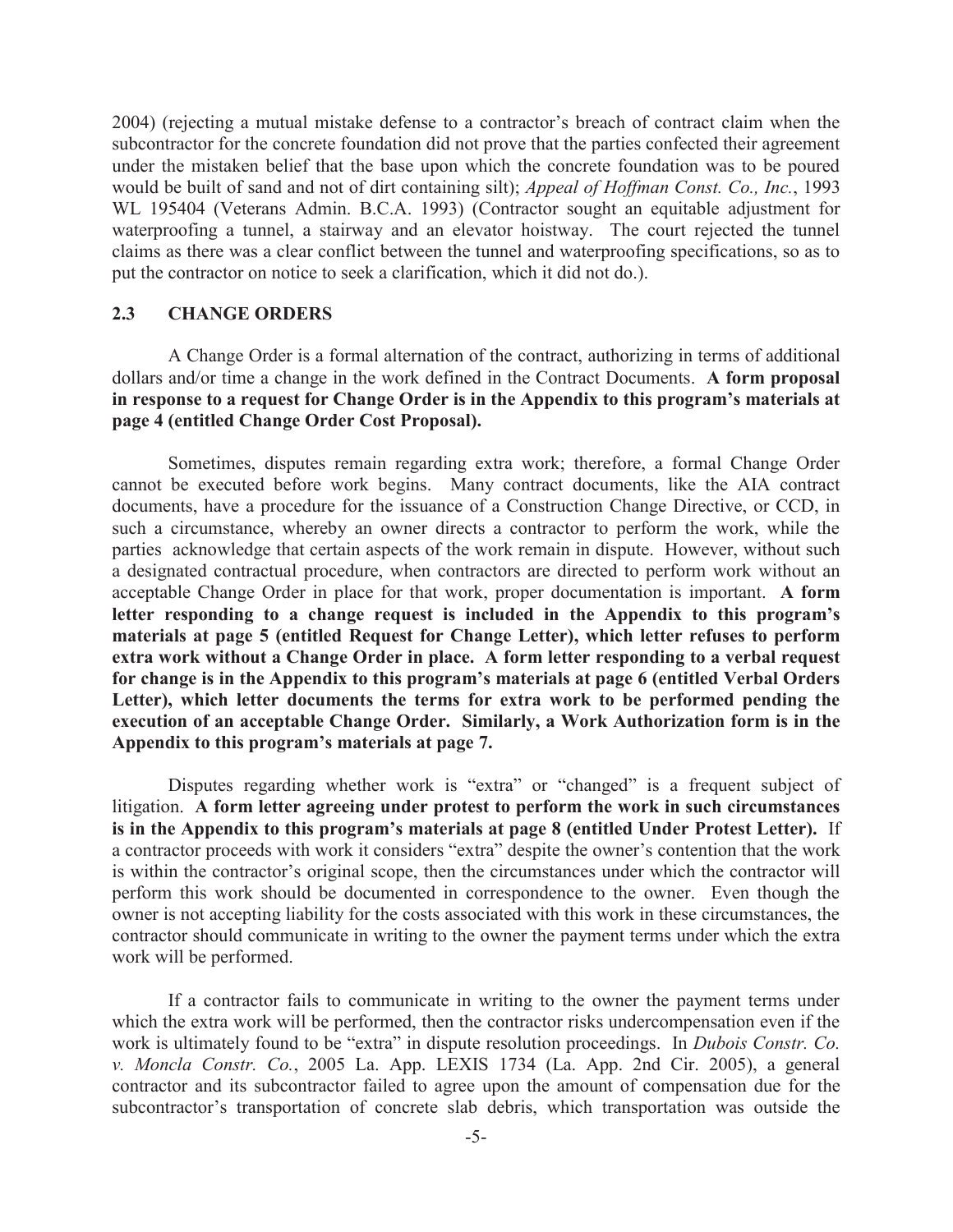2004) (rejecting a mutual mistake defense to a contractor's breach of contract claim when the subcontractor for the concrete foundation did not prove that the parties confected their agreement under the mistaken belief that the base upon which the concrete foundation was to be poured would be built of sand and not of dirt containing silt); *Appeal of Hoffman Const. Co., Inc.*, 1993 WL 195404 (Veterans Admin. B.C.A. 1993) (Contractor sought an equitable adjustment for waterproofing a tunnel, a stairway and an elevator hoistway. The court rejected the tunnel claims as there was a clear conflict between the tunnel and waterproofing specifications, so as to put the contractor on notice to seek a clarification, which it did not do.).

## 2.3 CHANGE ORDERS

A Change Order is a formal alternation of the contract, authorizing in terms of additional dollars and/or time a change in the work defined in the Contract Documents. **A form proposal in response to a request for Change Order is in the Appendix to this program's materials at page 4 (entitled Change Order Cost Proposal).**

Sometimes, disputes remain regarding extra work; therefore, a formal Change Order cannot be executed before work begins. Many contract documents, like the AIA contract documents, have a procedure for the issuance of a Construction Change Directive, or CCD, in such a circumstance, whereby an owner directs a contractor to perform the work, while the parties acknowledge that certain aspects of the work remain in dispute. However, without such a designated contractual procedure, when contractors are directed to perform work without an acceptable Change Order in place for that work, proper documentation is important. **A form letter responding to a change request is included in the Appendix to this program's materials at page 5 (entitled Request for Change Letter), which letter refuses to perform extra work without a Change Order in place. A form letter responding to a verbal request for change is in the Appendix to this program's materials at page 6 (entitled Verbal Orders Letter), which letter documents the terms for extra work to be performed pending the execution of an acceptable Change Order. Similarly, a Work Authorization form is in the Appendix to this program's materials at page 7.**

Disputes regarding whether work is "extra" or "changed" is a frequent subject of litigation. **A form letter agreeing under protest to perform the work in such circumstances is in the Appendix to this program's materials at page 8 (entitled Under Protest Letter).** If a contractor proceeds with work it considers "extra" despite the owner's contention that the work is within the contractor's original scope, then the circumstances under which the contractor will perform this work should be documented in correspondence to the owner. Even though the owner is not accepting liability for the costs associated with this work in these circumstances, the contractor should communicate in writing to the owner the payment terms under which the extra work will be performed.

If a contractor fails to communicate in writing to the owner the payment terms under which the extra work will be performed, then the contractor risks undercompensation even if the work is ultimately found to be "extra" in dispute resolution proceedings. In *Dubois Constr. Co. v. Moncla Constr. Co.*, 2005 La. App. LEXIS 1734 (La. App. 2nd Cir. 2005), a general contractor and its subcontractor failed to agree upon the amount of compensation due for the subcontractor's transportation of concrete slab debris, which transportation was outside the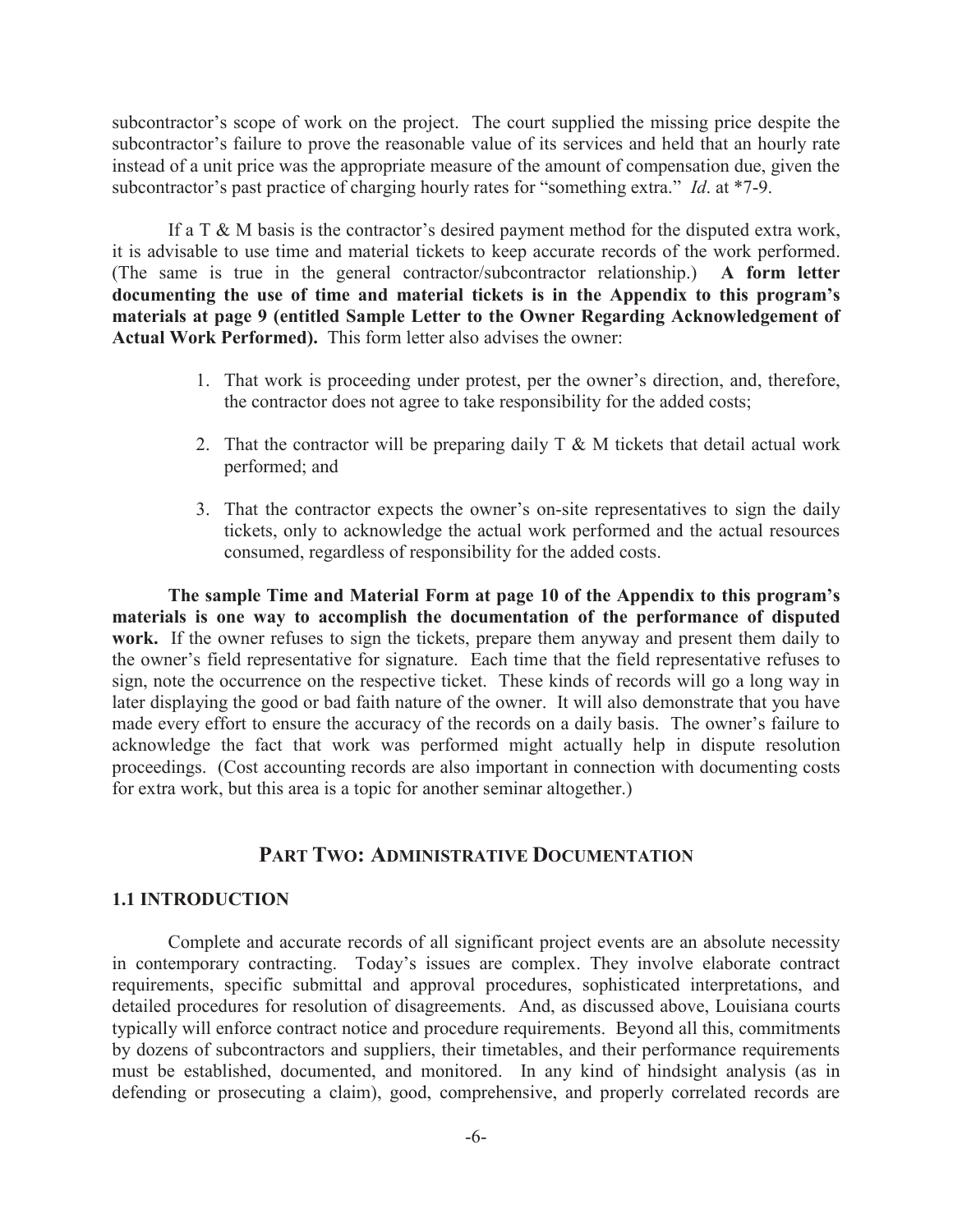subcontractor's scope of work on the project. The court supplied the missing price despite the subcontractor's failure to prove the reasonable value of its services and held that an hourly rate instead of a unit price was the appropriate measure of the amount of compensation due, given the subcontractor's past practice of charging hourly rates for "something extra." *Id*. at *7-9.

If a T & M basis is the contractor's desired payment method for the disputed extra work, it is advisable to use time and material tickets to keep accurate records of the work performed. (The same is true in the general contractor/subcontractor relationship.) **A form letter documenting the use of time and material tickets is in the Appendix to this program's materials at page 9 (entitled Sample Letter to the Owner Regarding Acknowledgement of Actual Work Performed).** This form letter also advises the owner:

1. That work is proceeding under protest, per the owner's direction, and, therefore, the contractor does not agree to take responsibility for the added costs;
2. That the contractor will be preparing daily T & M tickets that detail actual work performed; and
3. That the contractor expects the owner's on-site representatives to sign the daily tickets, only to acknowledge the actual work performed and the actual resources consumed, regardless of responsibility for the added costs.

**The sample Time and Material Form at page 10 of the Appendix to this program's materials is one way to accomplish the documentation of the performance of disputed work.** If the owner refuses to sign the tickets, prepare them anyway and present them daily to the owner's field representative for signature. Each time that the field representative refuses to sign, note the occurrence on the respective ticket. These kinds of records will go a long way in later displaying the good or bad faith nature of the owner. It will also demonstrate that you have made every effort to ensure the accuracy of the records on a daily basis. The owner's failure to acknowledge the fact that work was performed might actually help in dispute resolution proceedings. (Cost accounting records are also important in connection with documenting costs for extra work, but this area is a topic for another seminar altogether.)

## PART TWO: ADMINISTRATIVE DOCUMENTATION

### 1.1 INTRODUCTION

Complete and accurate records of all significant project events are an absolute necessity in contemporary contracting. Today's issues are complex. They involve elaborate contract requirements, specific submittal and approval procedures, sophisticated interpretations, and detailed procedures for resolution of disagreements. And, as discussed above, Louisiana courts typically will enforce contract notice and procedure requirements. Beyond all this, commitments by dozens of subcontractors and suppliers, their timetables, and their performance requirements must be established, documented, and monitored. In any kind of hindsight analysis (as in defending or prosecuting a claim), good, comprehensive, and properly correlated records are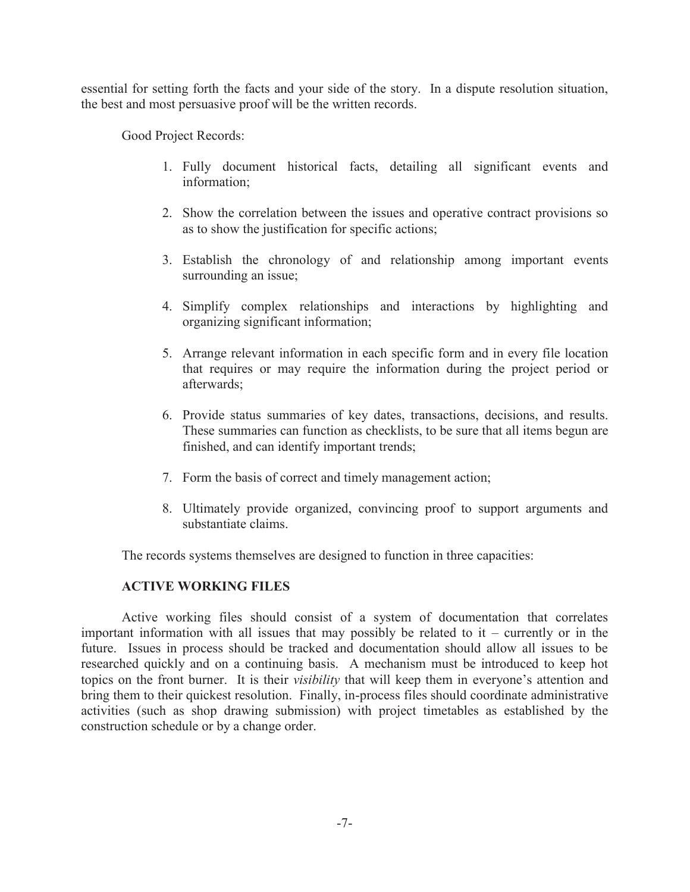essential for setting forth the facts and your side of the story. In a dispute resolution situation, the best and most persuasive proof will be the written records.

Good Project Records:

1. Fully document historical facts, detailing all significant events and information;
2. Show the correlation between the issues and operative contract provisions so as to show the justification for specific actions;
3. Establish the chronology of and relationship among important events surrounding an issue;
4. Simplify complex relationships and interactions by highlighting and organizing significant information;
5. Arrange relevant information in each specific form and in every file location that requires or may require the information during the project period or afterwards;
6. Provide status summaries of key dates, transactions, decisions, and results. These summaries can function as checklists, to be sure that all items begun are finished, and can identify important trends;
7. Form the basis of correct and timely management action;
8. Ultimately provide organized, convincing proof to support arguments and substantiate claims.

The records systems themselves are designed to function in three capacities:

**ACTIVE WORKING FILES**

Active working files should consist of a system of documentation that correlates important information with all issues that may possibly be related to it – currently or in the future. Issues in process should be tracked and documentation should allow all issues to be researched quickly and on a continuing basis. A mechanism must be introduced to keep hot topics on the front burner. It is their *visibility* that will keep them in everyone's attention and bring them to their quickest resolution. Finally, in-process files should coordinate administrative activities (such as shop drawing submission) with project timetables as established by the construction schedule or by a change order.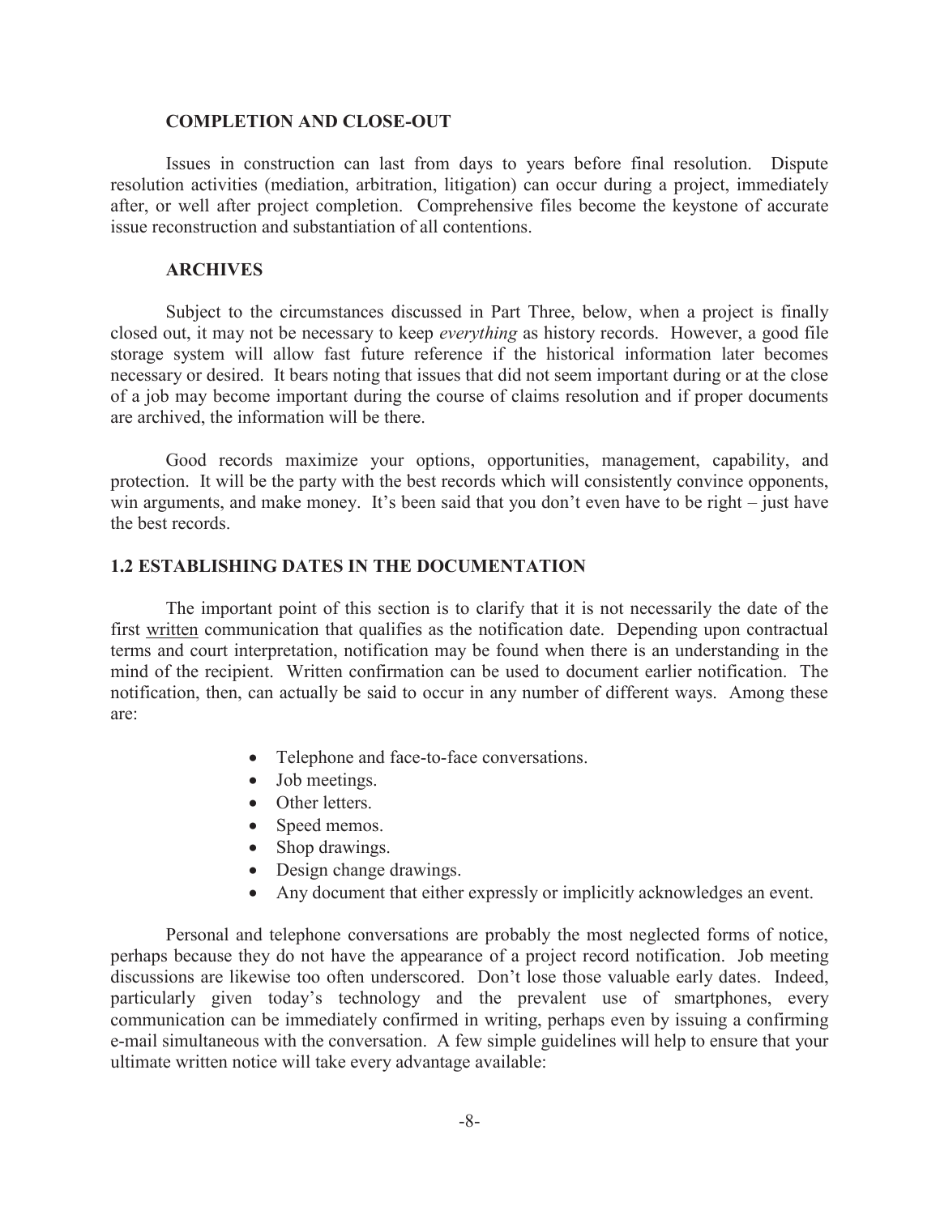### COMPLETION AND CLOSE-OUT

Issues in construction can last from days to years before final resolution. Dispute resolution activities (mediation, arbitration, litigation) can occur during a project, immediately after, or well after project completion. Comprehensive files become the keystone of accurate issue reconstruction and substantiation of all contentions.

### ARCHIVES

Subject to the circumstances discussed in Part Three, below, when a project is finally closed out, it may not be necessary to keep *everything* as history records. However, a good file storage system will allow fast future reference if the historical information later becomes necessary or desired. It bears noting that issues that did not seem important during or at the close of a job may become important during the course of claims resolution and if proper documents are archived, the information will be there.

Good records maximize your options, opportunities, management, capability, and protection. It will be the party with the best records which will consistently convince opponents, win arguments, and make money. It's been said that you don't even have to be right – just have the best records.

## 1.2 ESTABLISHING DATES IN THE DOCUMENTATION

The important point of this section is to clarify that it is not necessarily the date of the first <u>written</u> communication that qualifies as the notification date. Depending upon contractual terms and court interpretation, notification may be found when there is an understanding in the mind of the recipient. Written confirmation can be used to document earlier notification. The notification, then, can actually be said to occur in any number of different ways. Among these are:

- Telephone and face-to-face conversations.
- Job meetings.
- Other letters.
- Speed memos.
- Shop drawings.
- Design change drawings.
- Any document that either expressly or implicitly acknowledges an event.

Personal and telephone conversations are probably the most neglected forms of notice, perhaps because they do not have the appearance of a project record notification. Job meeting discussions are likewise too often underscored. Don't lose those valuable early dates. Indeed, particularly given today's technology and the prevalent use of smartphones, every communication can be immediately confirmed in writing, perhaps even by issuing a confirming e-mail simultaneous with the conversation. A few simple guidelines will help to ensure that your ultimate written notice will take every advantage available: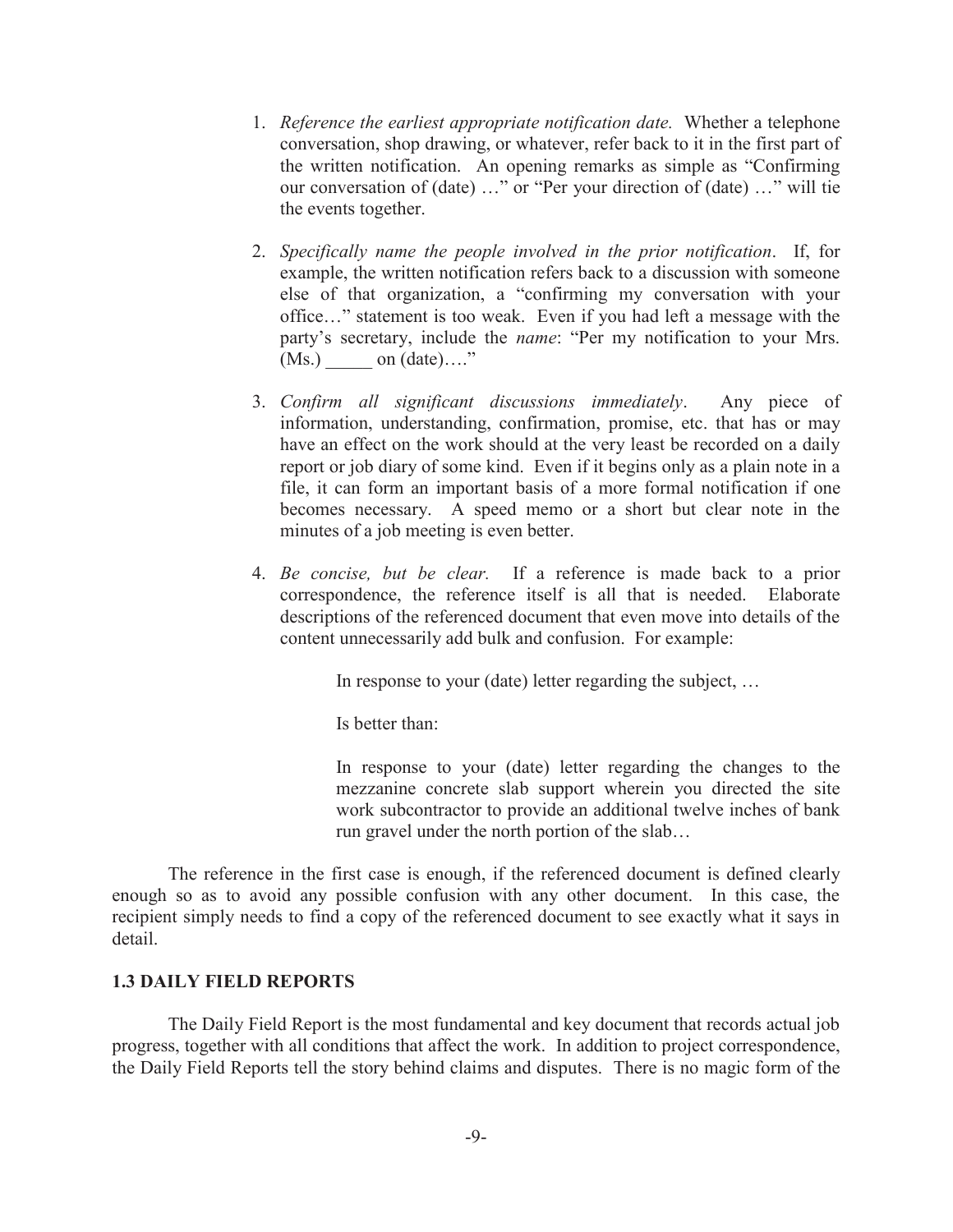1. *Reference the earliest appropriate notification date.* Whether a telephone conversation, shop drawing, or whatever, refer back to it in the first part of the written notification. An opening remarks as simple as "Confirming our conversation of (date) …" or "Per your direction of (date) …" will tie the events together.

2. *Specifically name the people involved in the prior notification*. If, for example, the written notification refers back to a discussion with someone else of that organization, a "confirming my conversation with your office…" statement is too weak. Even if you had left a message with the party's secretary, include the *name*: "Per my notification to your Mrs. (Ms.) _____ on (date)…."

3. *Confirm all significant discussions immediately*. Any piece of information, understanding, confirmation, promise, etc. that has or may have an effect on the work should at the very least be recorded on a daily report or job diary of some kind. Even if it begins only as a plain note in a file, it can form an important basis of a more formal notification if one becomes necessary. A speed memo or a short but clear note in the minutes of a job meeting is even better.

4. *Be concise, but be clear.* If a reference is made back to a prior correspondence, the reference itself is all that is needed. Elaborate descriptions of the referenced document that even move into details of the content unnecessarily add bulk and confusion. For example:

   > In response to your (date) letter regarding the subject, …
   >
   > Is better than:
   >
   > In response to your (date) letter regarding the changes to the mezzanine concrete slab support wherein you directed the site work subcontractor to provide an additional twelve inches of bank run gravel under the north portion of the slab…

The reference in the first case is enough, if the referenced document is defined clearly enough so as to avoid any possible confusion with any other document. In this case, the recipient simply needs to find a copy of the referenced document to see exactly what it says in detail.

### 1.3 DAILY FIELD REPORTS

The Daily Field Report is the most fundamental and key document that records actual job progress, together with all conditions that affect the work. In addition to project correspondence, the Daily Field Reports tell the story behind claims and disputes. There is no magic form of the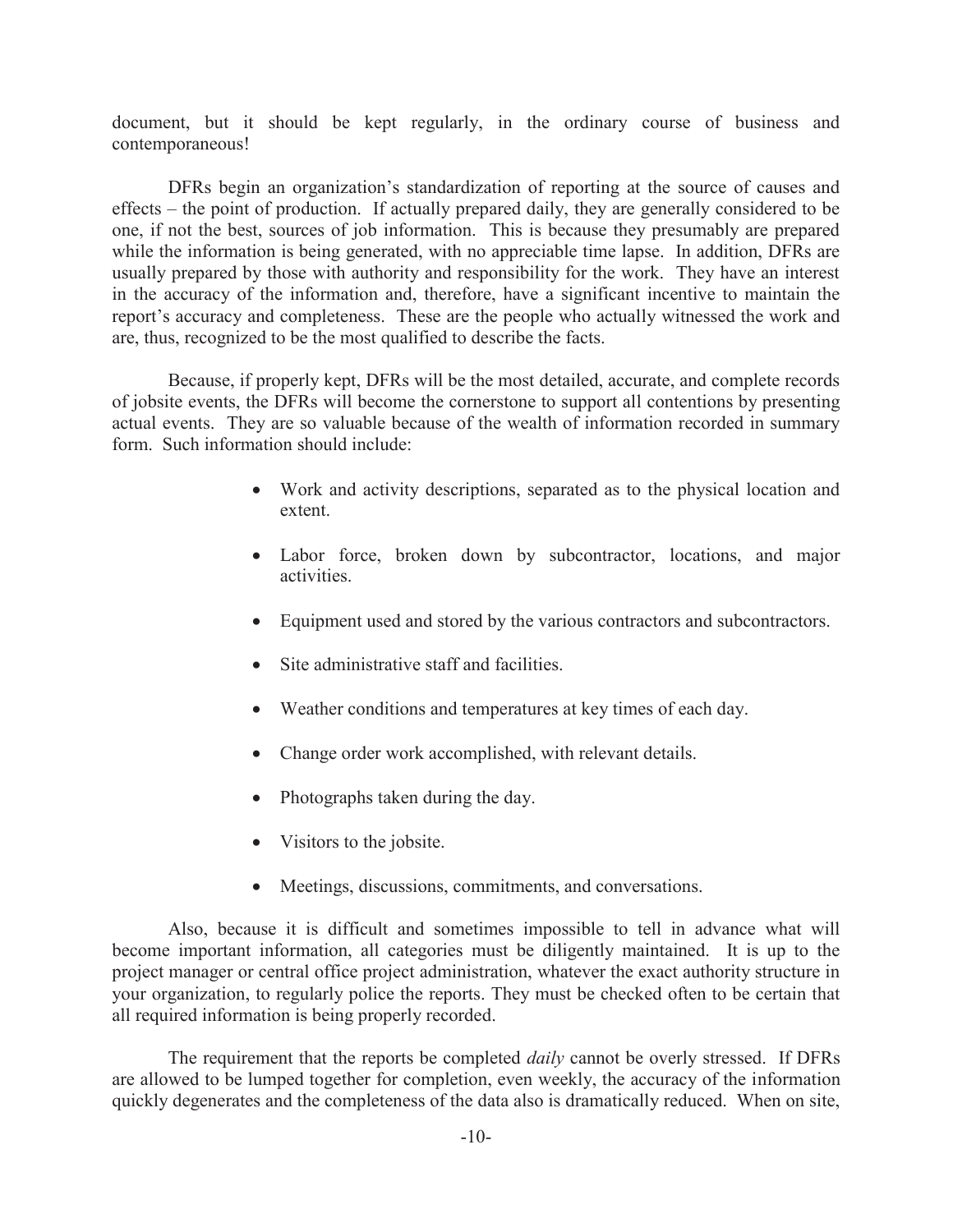document, but it should be kept regularly, in the ordinary course of business and contemporaneous!

DFRs begin an organization's standardization of reporting at the source of causes and effects – the point of production. If actually prepared daily, they are generally considered to be one, if not the best, sources of job information. This is because they presumably are prepared while the information is being generated, with no appreciable time lapse. In addition, DFRs are usually prepared by those with authority and responsibility for the work. They have an interest in the accuracy of the information and, therefore, have a significant incentive to maintain the report's accuracy and completeness. These are the people who actually witnessed the work and are, thus, recognized to be the most qualified to describe the facts.

Because, if properly kept, DFRs will be the most detailed, accurate, and complete records of jobsite events, the DFRs will become the cornerstone to support all contentions by presenting actual events. They are so valuable because of the wealth of information recorded in summary form. Such information should include:

- Work and activity descriptions, separated as to the physical location and extent.
- Labor force, broken down by subcontractor, locations, and major activities.
- Equipment used and stored by the various contractors and subcontractors.
- Site administrative staff and facilities.
- Weather conditions and temperatures at key times of each day.
- Change order work accomplished, with relevant details.
- Photographs taken during the day.
- Visitors to the jobsite.
- Meetings, discussions, commitments, and conversations.

Also, because it is difficult and sometimes impossible to tell in advance what will become important information, all categories must be diligently maintained. It is up to the project manager or central office project administration, whatever the exact authority structure in your organization, to regularly police the reports. They must be checked often to be certain that all required information is being properly recorded.

The requirement that the reports be completed *daily* cannot be overly stressed. If DFRs are allowed to be lumped together for completion, even weekly, the accuracy of the information quickly degenerates and the completeness of the data also is dramatically reduced. When on site,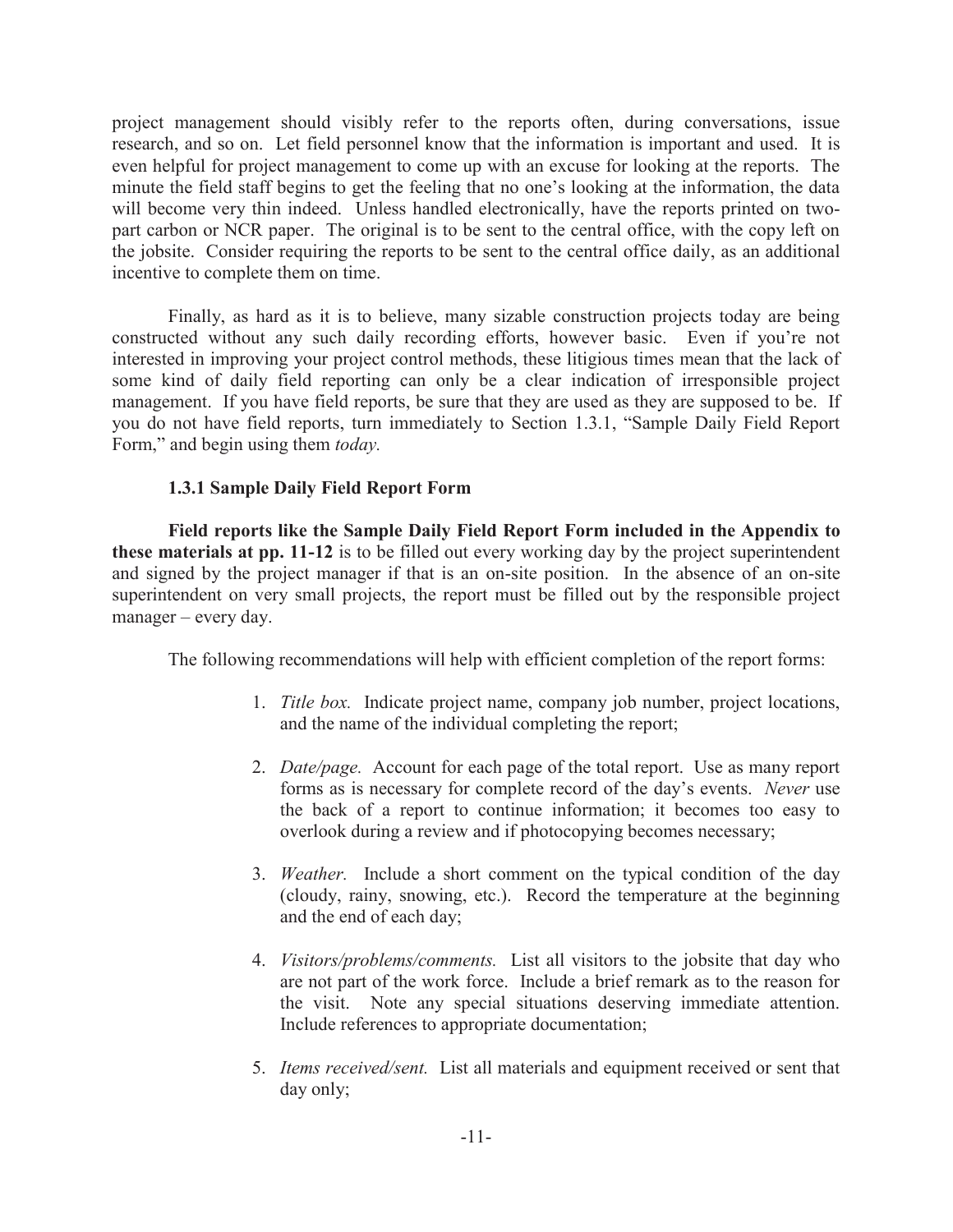project management should visibly refer to the reports often, during conversations, issue research, and so on. Let field personnel know that the information is important and used. It is even helpful for project management to come up with an excuse for looking at the reports. The minute the field staff begins to get the feeling that no one's looking at the information, the data will become very thin indeed. Unless handled electronically, have the reports printed on two-part carbon or NCR paper. The original is to be sent to the central office, with the copy left on the jobsite. Consider requiring the reports to be sent to the central office daily, as an additional incentive to complete them on time.

Finally, as hard as it is to believe, many sizable construction projects today are being constructed without any such daily recording efforts, however basic. Even if you're not interested in improving your project control methods, these litigious times mean that the lack of some kind of daily field reporting can only be a clear indication of irresponsible project management. If you have field reports, be sure that they are used as they are supposed to be. If you do not have field reports, turn immediately to Section 1.3.1, "Sample Daily Field Report Form," and begin using them *today.*

### 1.3.1 Sample Daily Field Report Form

**Field reports like the Sample Daily Field Report Form included in the Appendix to these materials at pp. 11-12** is to be filled out every working day by the project superintendent and signed by the project manager if that is an on-site position. In the absence of an on-site superintendent on very small projects, the report must be filled out by the responsible project manager – every day.

The following recommendations will help with efficient completion of the report forms:

1. *Title box.* Indicate project name, company job number, project locations, and the name of the individual completing the report;

2. *Date/page.* Account for each page of the total report. Use as many report forms as is necessary for complete record of the day's events. *Never* use the back of a report to continue information; it becomes too easy to overlook during a review and if photocopying becomes necessary;

3. *Weather.* Include a short comment on the typical condition of the day (cloudy, rainy, snowing, etc.). Record the temperature at the beginning and the end of each day;

4. *Visitors/problems/comments.* List all visitors to the jobsite that day who are not part of the work force. Include a brief remark as to the reason for the visit. Note any special situations deserving immediate attention. Include references to appropriate documentation;

5. *Items received/sent.* List all materials and equipment received or sent that day only;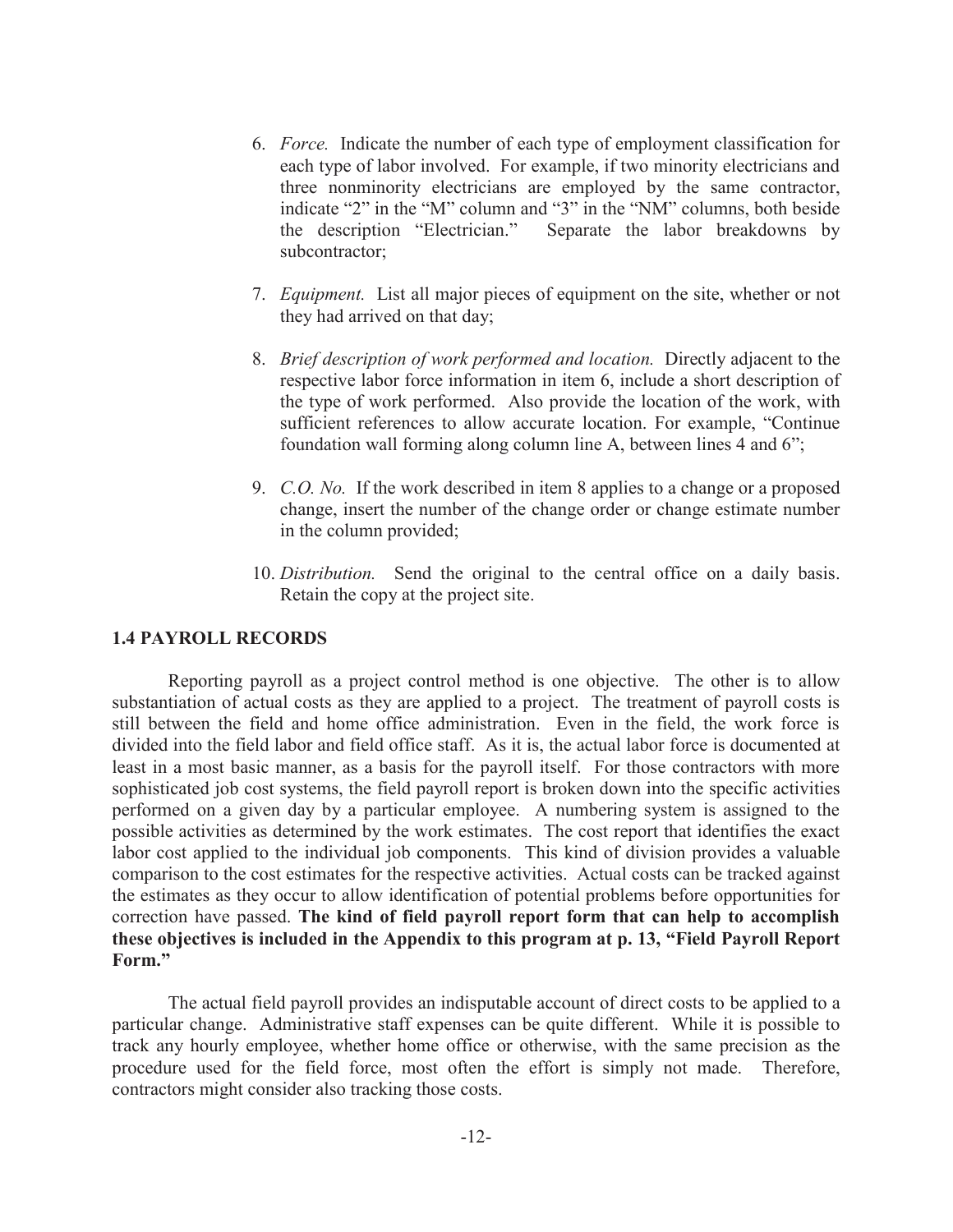6. *Force.* Indicate the number of each type of employment classification for each type of labor involved. For example, if two minority electricians and three nonminority electricians are employed by the same contractor, indicate "2" in the "M" column and "3" in the "NM" columns, both beside the description "Electrician." Separate the labor breakdowns by subcontractor;

7. *Equipment.* List all major pieces of equipment on the site, whether or not they had arrived on that day;

8. *Brief description of work performed and location.* Directly adjacent to the respective labor force information in item 6, include a short description of the type of work performed. Also provide the location of the work, with sufficient references to allow accurate location. For example, "Continue foundation wall forming along column line A, between lines 4 and 6";

9. *C.O. No.* If the work described in item 8 applies to a change or a proposed change, insert the number of the change order or change estimate number in the column provided;

10. *Distribution.* Send the original to the central office on a daily basis. Retain the copy at the project site.

### 1.4 PAYROLL RECORDS

Reporting payroll as a project control method is one objective. The other is to allow substantiation of actual costs as they are applied to a project. The treatment of payroll costs is still between the field and home office administration. Even in the field, the work force is divided into the field labor and field office staff. As it is, the actual labor force is documented at least in a most basic manner, as a basis for the payroll itself. For those contractors with more sophisticated job cost systems, the field payroll report is broken down into the specific activities performed on a given day by a particular employee. A numbering system is assigned to the possible activities as determined by the work estimates. The cost report that identifies the exact labor cost applied to the individual job components. This kind of division provides a valuable comparison to the cost estimates for the respective activities. Actual costs can be tracked against the estimates as they occur to allow identification of potential problems before opportunities for correction have passed. **The kind of field payroll report form that can help to accomplish these objectives is included in the Appendix to this program at p. 13, "Field Payroll Report Form."**

The actual field payroll provides an indisputable account of direct costs to be applied to a particular change. Administrative staff expenses can be quite different. While it is possible to track any hourly employee, whether home office or otherwise, with the same precision as the procedure used for the field force, most often the effort is simply not made. Therefore, contractors might consider also tracking those costs.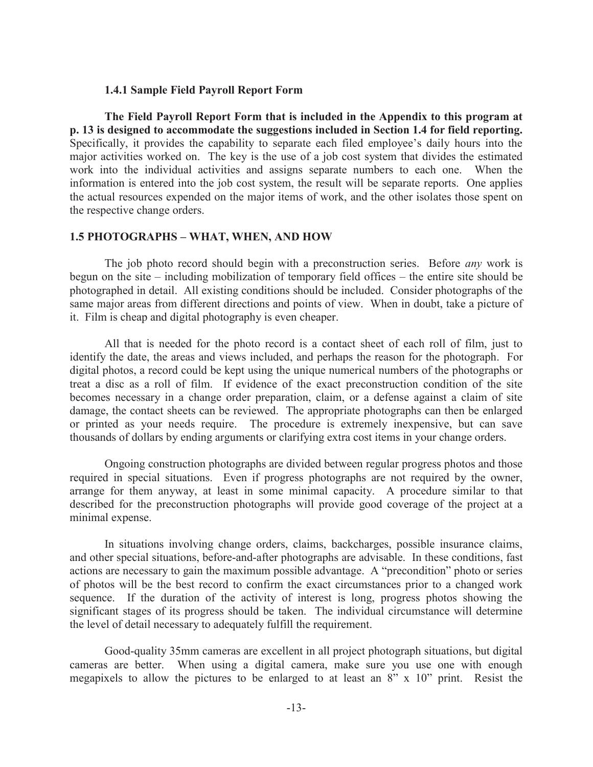### 1.4.1 Sample Field Payroll Report Form

**The Field Payroll Report Form that is included in the Appendix to this program at p. 13 is designed to accommodate the suggestions included in Section 1.4 for field reporting.** Specifically, it provides the capability to separate each filed employee's daily hours into the major activities worked on. The key is the use of a job cost system that divides the estimated work into the individual activities and assigns separate numbers to each one. When the information is entered into the job cost system, the result will be separate reports. One applies the actual resources expended on the major items of work, and the other isolates those spent on the respective change orders.

## 1.5 PHOTOGRAPHS – WHAT, WHEN, AND HOW

The job photo record should begin with a preconstruction series. Before *any* work is begun on the site – including mobilization of temporary field offices – the entire site should be photographed in detail. All existing conditions should be included. Consider photographs of the same major areas from different directions and points of view. When in doubt, take a picture of it. Film is cheap and digital photography is even cheaper.

All that is needed for the photo record is a contact sheet of each roll of film, just to identify the date, the areas and views included, and perhaps the reason for the photograph. For digital photos, a record could be kept using the unique numerical numbers of the photographs or treat a disc as a roll of film. If evidence of the exact preconstruction condition of the site becomes necessary in a change order preparation, claim, or a defense against a claim of site damage, the contact sheets can be reviewed. The appropriate photographs can then be enlarged or printed as your needs require. The procedure is extremely inexpensive, but can save thousands of dollars by ending arguments or clarifying extra cost items in your change orders.

Ongoing construction photographs are divided between regular progress photos and those required in special situations. Even if progress photographs are not required by the owner, arrange for them anyway, at least in some minimal capacity. A procedure similar to that described for the preconstruction photographs will provide good coverage of the project at a minimal expense.

In situations involving change orders, claims, backcharges, possible insurance claims, and other special situations, before-and-after photographs are advisable. In these conditions, fast actions are necessary to gain the maximum possible advantage. A "precondition" photo or series of photos will be the best record to confirm the exact circumstances prior to a changed work sequence. If the duration of the activity of interest is long, progress photos showing the significant stages of its progress should be taken. The individual circumstance will determine the level of detail necessary to adequately fulfill the requirement.

Good-quality 35mm cameras are excellent in all project photograph situations, but digital cameras are better. When using a digital camera, make sure you use one with enough megapixels to allow the pictures to be enlarged to at least an 8" x 10" print. Resist the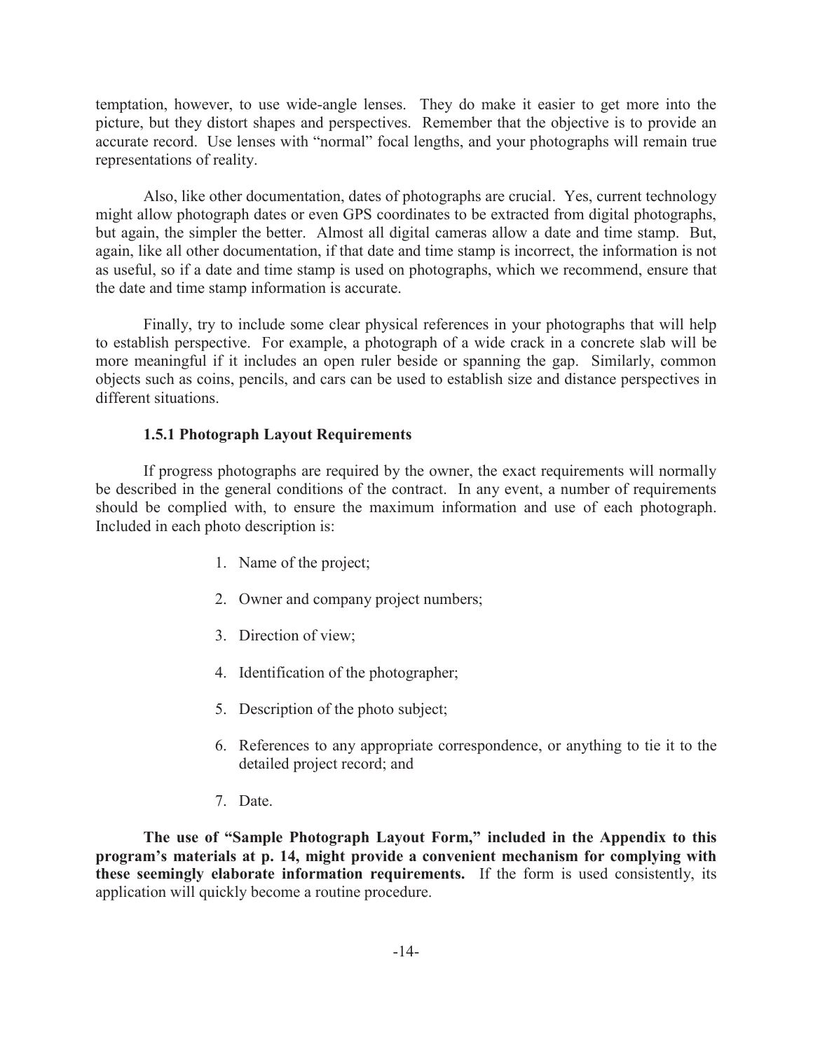temptation, however, to use wide-angle lenses. They do make it easier to get more into the picture, but they distort shapes and perspectives. Remember that the objective is to provide an accurate record. Use lenses with "normal" focal lengths, and your photographs will remain true representations of reality.

Also, like other documentation, dates of photographs are crucial. Yes, current technology might allow photograph dates or even GPS coordinates to be extracted from digital photographs, but again, the simpler the better. Almost all digital cameras allow a date and time stamp. But, again, like all other documentation, if that date and time stamp is incorrect, the information is not as useful, so if a date and time stamp is used on photographs, which we recommend, ensure that the date and time stamp information is accurate.

Finally, try to include some clear physical references in your photographs that will help to establish perspective. For example, a photograph of a wide crack in a concrete slab will be more meaningful if it includes an open ruler beside or spanning the gap. Similarly, common objects such as coins, pencils, and cars can be used to establish size and distance perspectives in different situations.

### 1.5.1 Photograph Layout Requirements

If progress photographs are required by the owner, the exact requirements will normally be described in the general conditions of the contract. In any event, a number of requirements should be complied with, to ensure the maximum information and use of each photograph. Included in each photo description is:

1. Name of the project;
2. Owner and company project numbers;
3. Direction of view;
4. Identification of the photographer;
5. Description of the photo subject;
6. References to any appropriate correspondence, or anything to tie it to the detailed project record; and
7. Date.

**The use of "Sample Photograph Layout Form," included in the Appendix to this program's materials at p. 14, might provide a convenient mechanism for complying with these seemingly elaborate information requirements.** If the form is used consistently, its application will quickly become a routine procedure.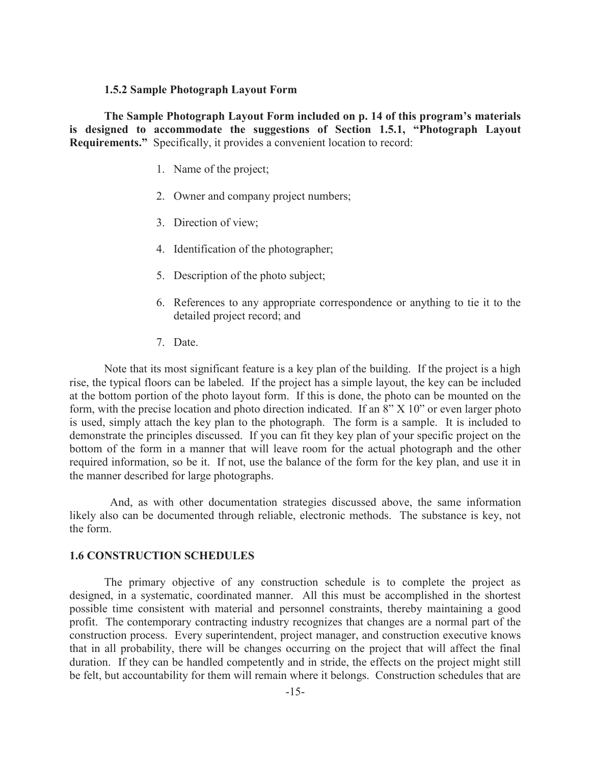### 1.5.2 Sample Photograph Layout Form

**The Sample Photograph Layout Form included on p. 14 of this program's materials is designed to accommodate the suggestions of Section 1.5.1, "Photograph Layout Requirements."** Specifically, it provides a convenient location to record:

1. Name of the project;
2. Owner and company project numbers;
3. Direction of view;
4. Identification of the photographer;
5. Description of the photo subject;
6. References to any appropriate correspondence or anything to tie it to the detailed project record; and
7. Date.

Note that its most significant feature is a key plan of the building. If the project is a high rise, the typical floors can be labeled. If the project has a simple layout, the key can be included at the bottom portion of the photo layout form. If this is done, the photo can be mounted on the form, with the precise location and photo direction indicated. If an 8" X 10" or even larger photo is used, simply attach the key plan to the photograph. The form is a sample. It is included to demonstrate the principles discussed. If you can fit they key plan of your specific project on the bottom of the form in a manner that will leave room for the actual photograph and the other required information, so be it. If not, use the balance of the form for the key plan, and use it in the manner described for large photographs.

And, as with other documentation strategies discussed above, the same information likely also can be documented through reliable, electronic methods. The substance is key, not the form.

## 1.6 CONSTRUCTION SCHEDULES

The primary objective of any construction schedule is to complete the project as designed, in a systematic, coordinated manner. All this must be accomplished in the shortest possible time consistent with material and personnel constraints, thereby maintaining a good profit. The contemporary contracting industry recognizes that changes are a normal part of the construction process. Every superintendent, project manager, and construction executive knows that in all probability, there will be changes occurring on the project that will affect the final duration. If they can be handled competently and in stride, the effects on the project might still be felt, but accountability for them will remain where it belongs. Construction schedules that are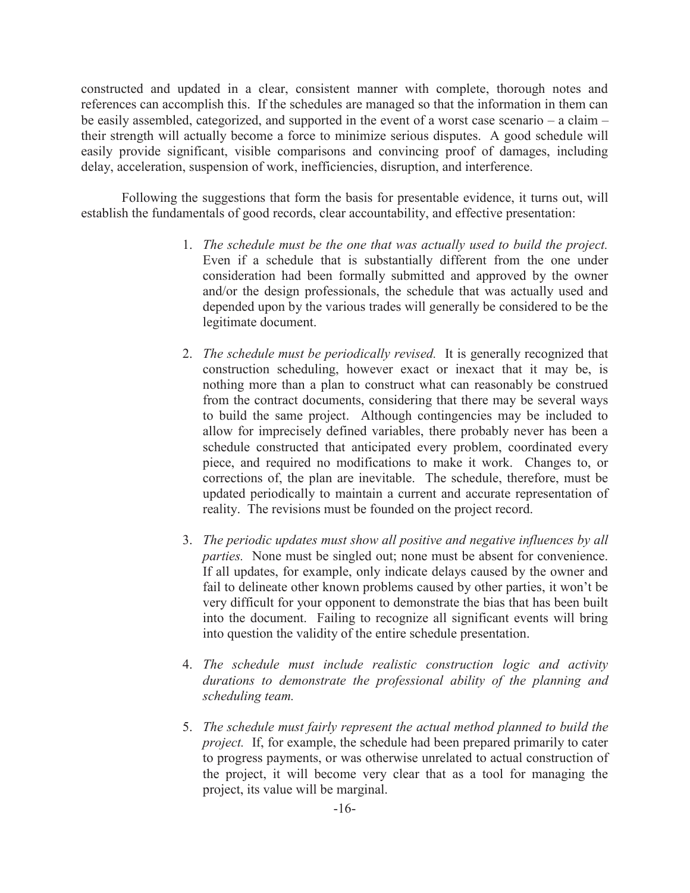constructed and updated in a clear, consistent manner with complete, thorough notes and references can accomplish this. If the schedules are managed so that the information in them can be easily assembled, categorized, and supported in the event of a worst case scenario – a claim – their strength will actually become a force to minimize serious disputes. A good schedule will easily provide significant, visible comparisons and convincing proof of damages, including delay, acceleration, suspension of work, inefficiencies, disruption, and interference.

Following the suggestions that form the basis for presentable evidence, it turns out, will establish the fundamentals of good records, clear accountability, and effective presentation:

1. *The schedule must be the one that was actually used to build the project.* Even if a schedule that is substantially different from the one under consideration had been formally submitted and approved by the owner and/or the design professionals, the schedule that was actually used and depended upon by the various trades will generally be considered to be the legitimate document.

2. *The schedule must be periodically revised.* It is generally recognized that construction scheduling, however exact or inexact that it may be, is nothing more than a plan to construct what can reasonably be construed from the contract documents, considering that there may be several ways to build the same project. Although contingencies may be included to allow for imprecisely defined variables, there probably never has been a schedule constructed that anticipated every problem, coordinated every piece, and required no modifications to make it work. Changes to, or corrections of, the plan are inevitable. The schedule, therefore, must be updated periodically to maintain a current and accurate representation of reality. The revisions must be founded on the project record.

3. *The periodic updates must show all positive and negative influences by all parties.* None must be singled out; none must be absent for convenience. If all updates, for example, only indicate delays caused by the owner and fail to delineate other known problems caused by other parties, it won't be very difficult for your opponent to demonstrate the bias that has been built into the document. Failing to recognize all significant events will bring into question the validity of the entire schedule presentation.

4. *The schedule must include realistic construction logic and activity durations to demonstrate the professional ability of the planning and scheduling team.*

5. *The schedule must fairly represent the actual method planned to build the project.* If, for example, the schedule had been prepared primarily to cater to progress payments, or was otherwise unrelated to actual construction of the project, it will become very clear that as a tool for managing the project, its value will be marginal.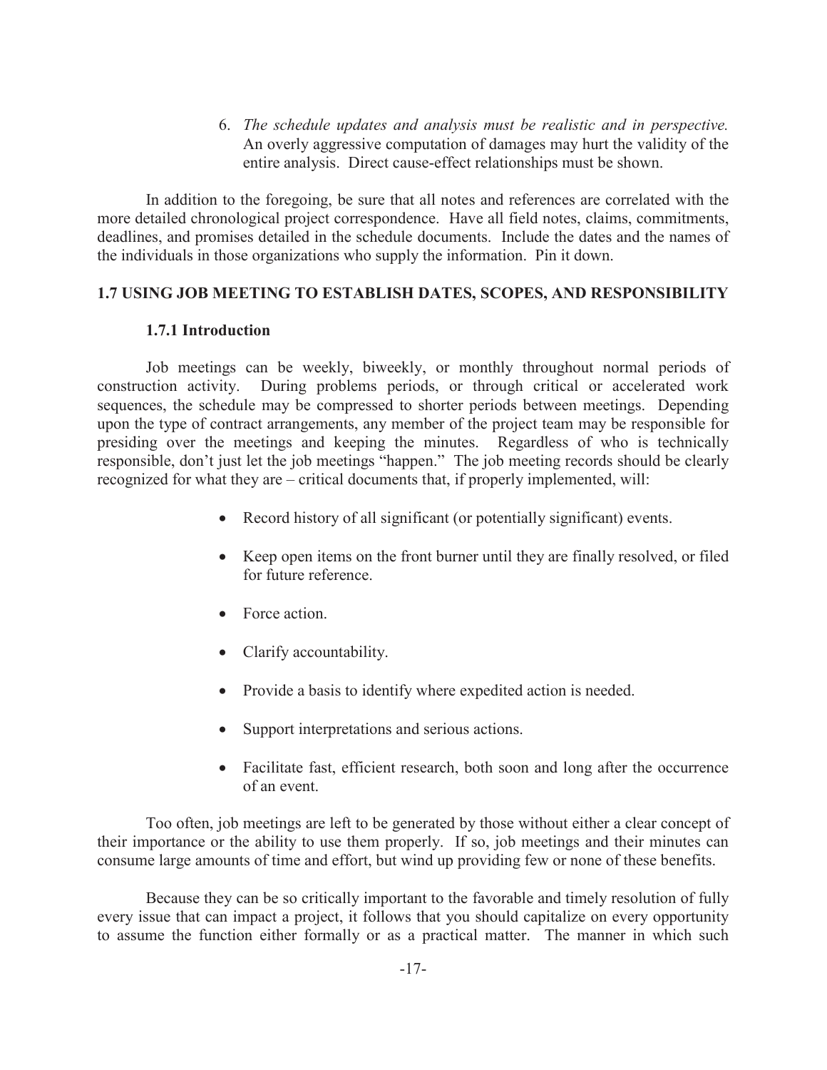6. *The schedule updates and analysis must be realistic and in perspective.* An overly aggressive computation of damages may hurt the validity of the entire analysis. Direct cause-effect relationships must be shown.

In addition to the foregoing, be sure that all notes and references are correlated with the more detailed chronological project correspondence. Have all field notes, claims, commitments, deadlines, and promises detailed in the schedule documents. Include the dates and the names of the individuals in those organizations who supply the information. Pin it down.

## 1.7 USING JOB MEETING TO ESTABLISH DATES, SCOPES, AND RESPONSIBILITY

### 1.7.1 Introduction

Job meetings can be weekly, biweekly, or monthly throughout normal periods of construction activity. During problems periods, or through critical or accelerated work sequences, the schedule may be compressed to shorter periods between meetings. Depending upon the type of contract arrangements, any member of the project team may be responsible for presiding over the meetings and keeping the minutes. Regardless of who is technically responsible, don't just let the job meetings "happen." The job meeting records should be clearly recognized for what they are – critical documents that, if properly implemented, will:

- Record history of all significant (or potentially significant) events.
- Keep open items on the front burner until they are finally resolved, or filed for future reference.
- Force action.
- Clarify accountability.
- Provide a basis to identify where expedited action is needed.
- Support interpretations and serious actions.
- Facilitate fast, efficient research, both soon and long after the occurrence of an event.

Too often, job meetings are left to be generated by those without either a clear concept of their importance or the ability to use them properly. If so, job meetings and their minutes can consume large amounts of time and effort, but wind up providing few or none of these benefits.

Because they can be so critically important to the favorable and timely resolution of fully every issue that can impact a project, it follows that you should capitalize on every opportunity to assume the function either formally or as a practical matter. The manner in which such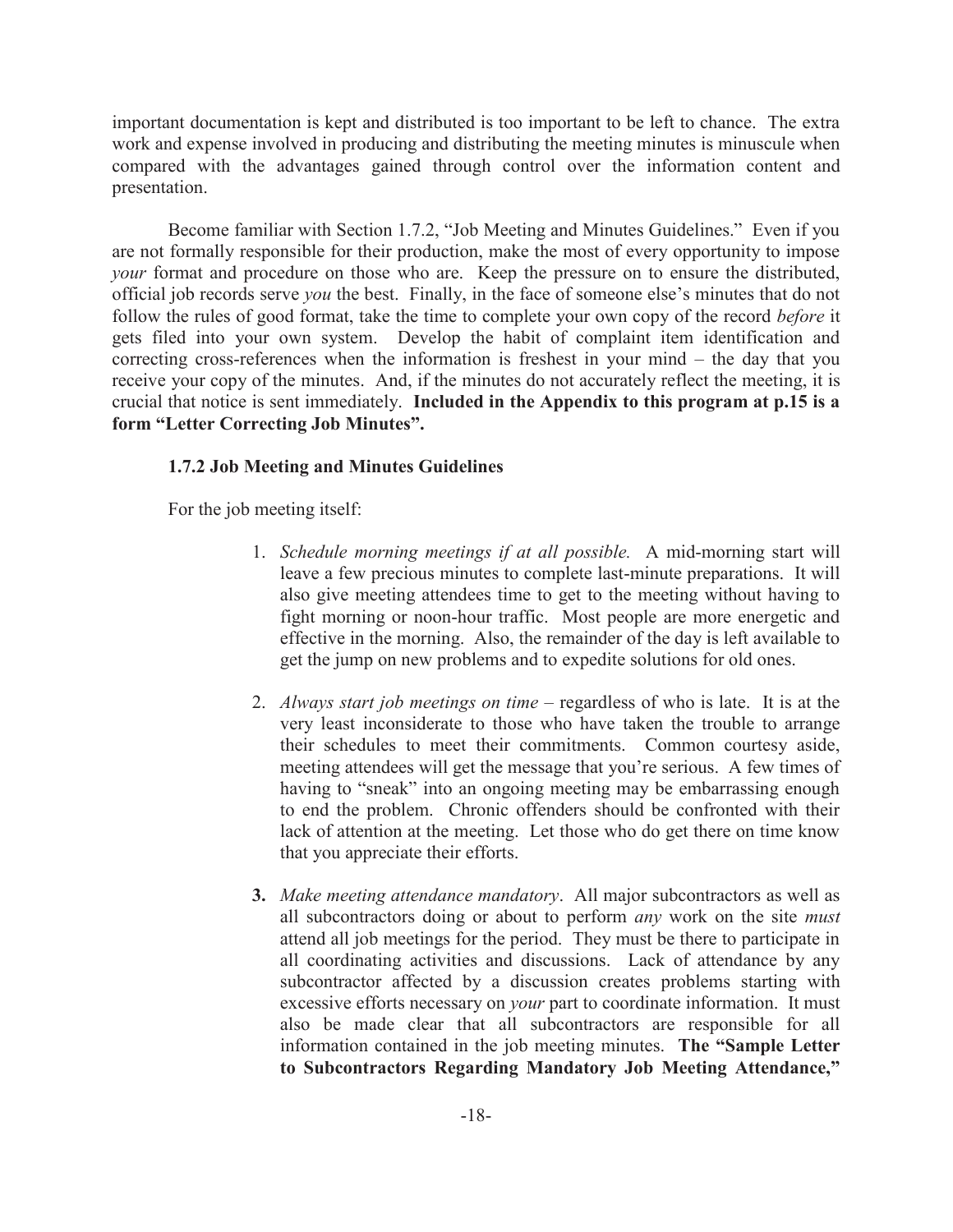important documentation is kept and distributed is too important to be left to chance. The extra work and expense involved in producing and distributing the meeting minutes is minuscule when compared with the advantages gained through control over the information content and presentation.

Become familiar with Section 1.7.2, "Job Meeting and Minutes Guidelines." Even if you are not formally responsible for their production, make the most of every opportunity to impose *your* format and procedure on those who are. Keep the pressure on to ensure the distributed, official job records serve *you* the best. Finally, in the face of someone else's minutes that do not follow the rules of good format, take the time to complete your own copy of the record *before* it gets filed into your own system. Develop the habit of complaint item identification and correcting cross-references when the information is freshest in your mind – the day that you receive your copy of the minutes. And, if the minutes do not accurately reflect the meeting, it is crucial that notice is sent immediately. **Included in the Appendix to this program at p.15 is a form "Letter Correcting Job Minutes".**

### 1.7.2 Job Meeting and Minutes Guidelines

For the job meeting itself:

1. *Schedule morning meetings if at all possible.* A mid-morning start will leave a few precious minutes to complete last-minute preparations. It will also give meeting attendees time to get to the meeting without having to fight morning or noon-hour traffic. Most people are more energetic and effective in the morning. Also, the remainder of the day is left available to get the jump on new problems and to expedite solutions for old ones.

2. *Always start job meetings on time* – regardless of who is late. It is at the very least inconsiderate to those who have taken the trouble to arrange their schedules to meet their commitments. Common courtesy aside, meeting attendees will get the message that you're serious. A few times of having to "sneak" into an ongoing meeting may be embarrassing enough to end the problem. Chronic offenders should be confronted with their lack of attention at the meeting. Let those who do get there on time know that you appreciate their efforts.

3. *Make meeting attendance mandatory*. All major subcontractors as well as all subcontractors doing or about to perform *any* work on the site *must* attend all job meetings for the period. They must be there to participate in all coordinating activities and discussions. Lack of attendance by any subcontractor affected by a discussion creates problems starting with excessive efforts necessary on *your* part to coordinate information. It must also be made clear that all subcontractors are responsible for all information contained in the job meeting minutes. **The "Sample Letter to Subcontractors Regarding Mandatory Job Meeting Attendance,"**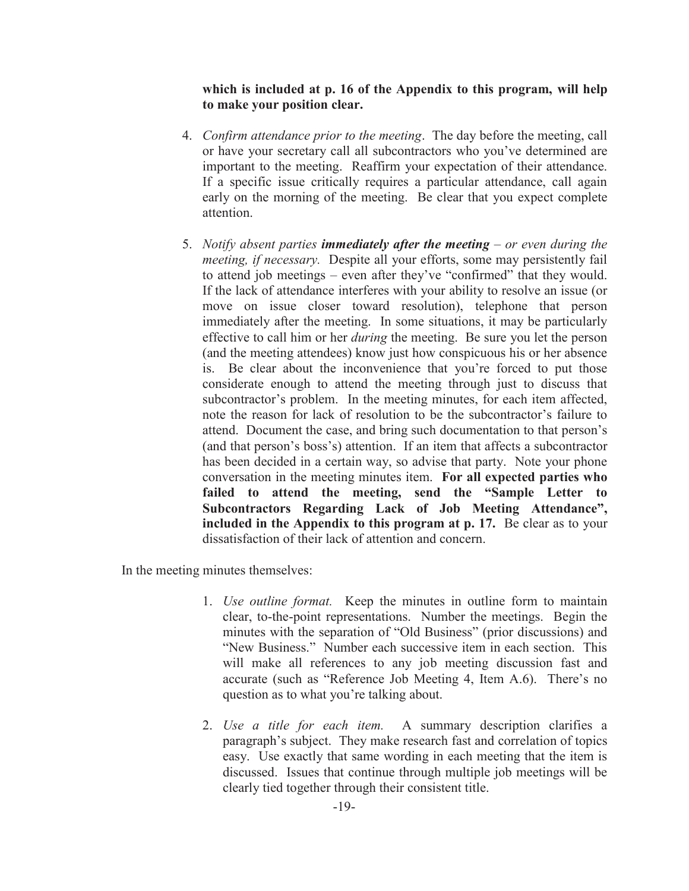**which is included at p. 16 of the Appendix to this program, will help to make your position clear.**

4. *Confirm attendance prior to the meeting*. The day before the meeting, call or have your secretary call all subcontractors who you've determined are important to the meeting. Reaffirm your expectation of their attendance. If a specific issue critically requires a particular attendance, call again early on the morning of the meeting. Be clear that you expect complete attention.

5. *Notify absent parties* ***immediately after the meeting*** *– or even during the meeting, if necessary.* Despite all your efforts, some may persistently fail to attend job meetings – even after they've "confirmed" that they would. If the lack of attendance interferes with your ability to resolve an issue (or move on issue closer toward resolution), telephone that person immediately after the meeting. In some situations, it may be particularly effective to call him or her *during* the meeting. Be sure you let the person (and the meeting attendees) know just how conspicuous his or her absence is. Be clear about the inconvenience that you're forced to put those considerate enough to attend the meeting through just to discuss that subcontractor's problem. In the meeting minutes, for each item affected, note the reason for lack of resolution to be the subcontractor's failure to attend. Document the case, and bring such documentation to that person's (and that person's boss's) attention. If an item that affects a subcontractor has been decided in a certain way, so advise that party. Note your phone conversation in the meeting minutes item. **For all expected parties who failed to attend the meeting, send the "Sample Letter to Subcontractors Regarding Lack of Job Meeting Attendance", included in the Appendix to this program at p. 17.** Be clear as to your dissatisfaction of their lack of attention and concern.

In the meeting minutes themselves:

1. *Use outline format.* Keep the minutes in outline form to maintain clear, to-the-point representations. Number the meetings. Begin the minutes with the separation of "Old Business" (prior discussions) and "New Business." Number each successive item in each section. This will make all references to any job meeting discussion fast and accurate (such as "Reference Job Meeting 4, Item A.6). There's no question as to what you're talking about.

2. *Use a title for each item.* A summary description clarifies a paragraph's subject. They make research fast and correlation of topics easy. Use exactly that same wording in each meeting that the item is discussed. Issues that continue through multiple job meetings will be clearly tied together through their consistent title.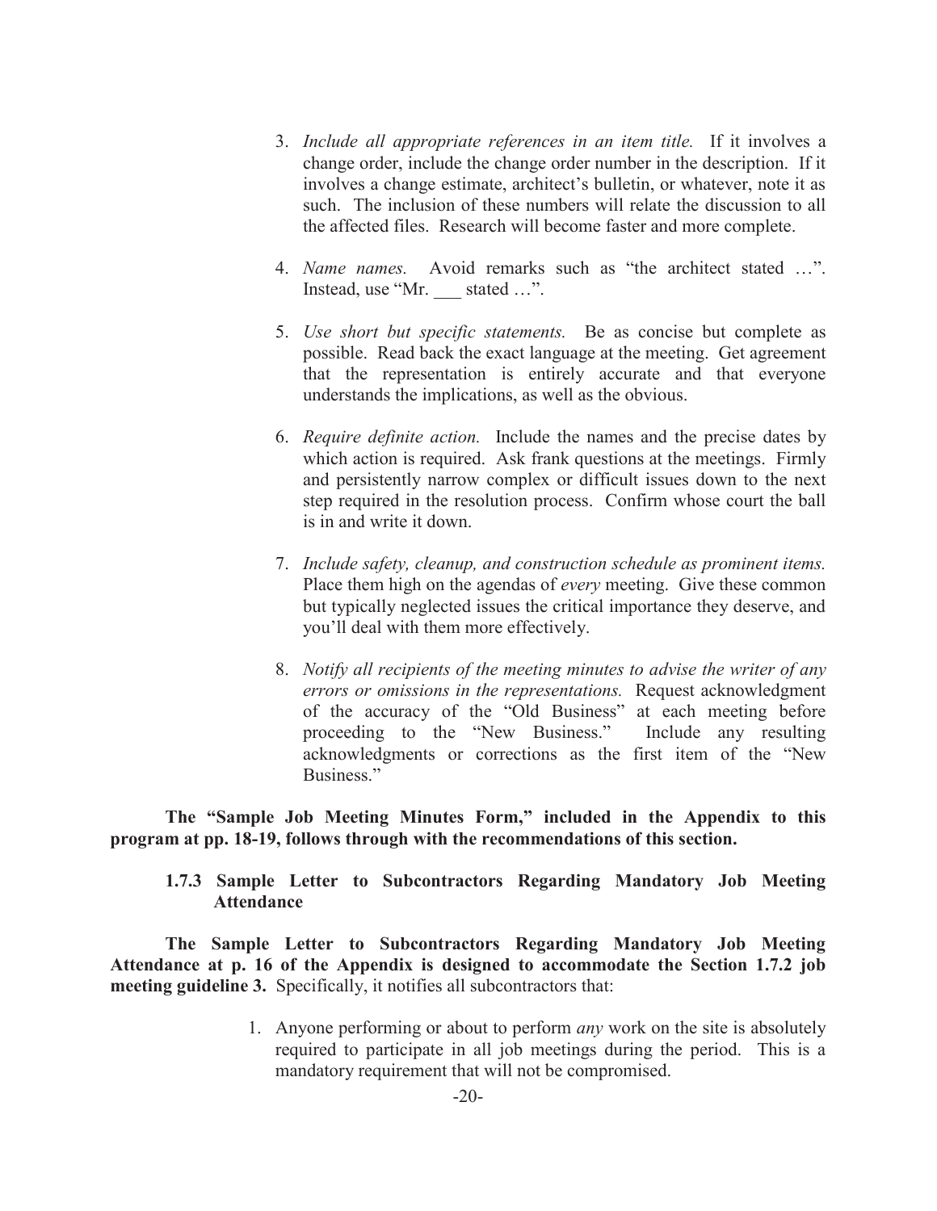3. *Include all appropriate references in an item title.* If it involves a change order, include the change order number in the description. If it involves a change estimate, architect's bulletin, or whatever, note it as such. The inclusion of these numbers will relate the discussion to all the affected files. Research will become faster and more complete.

4. *Name names.* Avoid remarks such as "the architect stated …". Instead, use "Mr. ___ stated …".

5. *Use short but specific statements.* Be as concise but complete as possible. Read back the exact language at the meeting. Get agreement that the representation is entirely accurate and that everyone understands the implications, as well as the obvious.

6. *Require definite action.* Include the names and the precise dates by which action is required. Ask frank questions at the meetings. Firmly and persistently narrow complex or difficult issues down to the next step required in the resolution process. Confirm whose court the ball is in and write it down.

7. *Include safety, cleanup, and construction schedule as prominent items.* Place them high on the agendas of *every* meeting. Give these common but typically neglected issues the critical importance they deserve, and you'll deal with them more effectively.

8. *Notify all recipients of the meeting minutes to advise the writer of any errors or omissions in the representations.* Request acknowledgment of the accuracy of the "Old Business" at each meeting before proceeding to the "New Business." Include any resulting acknowledgments or corrections as the first item of the "New Business."

**The "Sample Job Meeting Minutes Form," included in the Appendix to this program at pp. 18-19, follows through with the recommendations of this section.**

### 1.7.3 Sample Letter to Subcontractors Regarding Mandatory Job Meeting Attendance

**The Sample Letter to Subcontractors Regarding Mandatory Job Meeting Attendance at p. 16 of the Appendix is designed to accommodate the Section 1.7.2 job meeting guideline 3.** Specifically, it notifies all subcontractors that:

1. Anyone performing or about to perform *any* work on the site is absolutely required to participate in all job meetings during the period. This is a mandatory requirement that will not be compromised.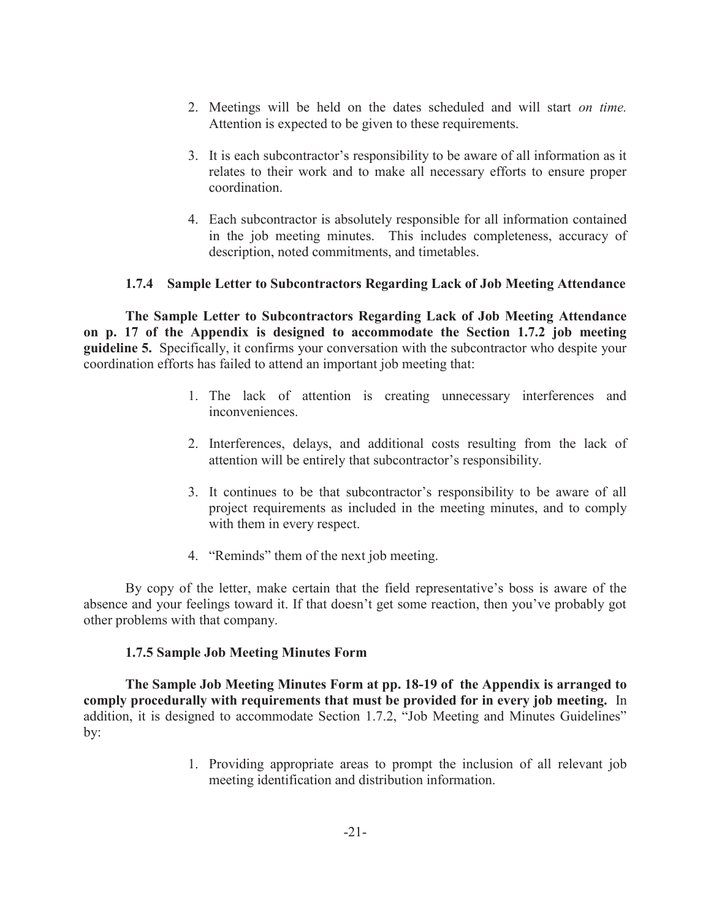2. Meetings will be held on the dates scheduled and will start *on time.* Attention is expected to be given to these requirements.

3. It is each subcontractor's responsibility to be aware of all information as it relates to their work and to make all necessary efforts to ensure proper coordination.

4. Each subcontractor is absolutely responsible for all information contained in the job meeting minutes. This includes completeness, accuracy of description, noted commitments, and timetables.

### 1.7.4 Sample Letter to Subcontractors Regarding Lack of Job Meeting Attendance

**The Sample Letter to Subcontractors Regarding Lack of Job Meeting Attendance on p. 17 of the Appendix is designed to accommodate the Section 1.7.2 job meeting guideline 5.** Specifically, it confirms your conversation with the subcontractor who despite your coordination efforts has failed to attend an important job meeting that:

1. The lack of attention is creating unnecessary interferences and inconveniences.

2. Interferences, delays, and additional costs resulting from the lack of attention will be entirely that subcontractor's responsibility.

3. It continues to be that subcontractor's responsibility to be aware of all project requirements as included in the meeting minutes, and to comply with them in every respect.

4. "Reminds" them of the next job meeting.

By copy of the letter, make certain that the field representative's boss is aware of the absence and your feelings toward it. If that doesn't get some reaction, then you've probably got other problems with that company.

### 1.7.5 Sample Job Meeting Minutes Form

**The Sample Job Meeting Minutes Form at pp. 18-19 of the Appendix is arranged to comply procedurally with requirements that must be provided for in every job meeting.** In addition, it is designed to accommodate Section 1.7.2, "Job Meeting and Minutes Guidelines" by:

1. Providing appropriate areas to prompt the inclusion of all relevant job meeting identification and distribution information.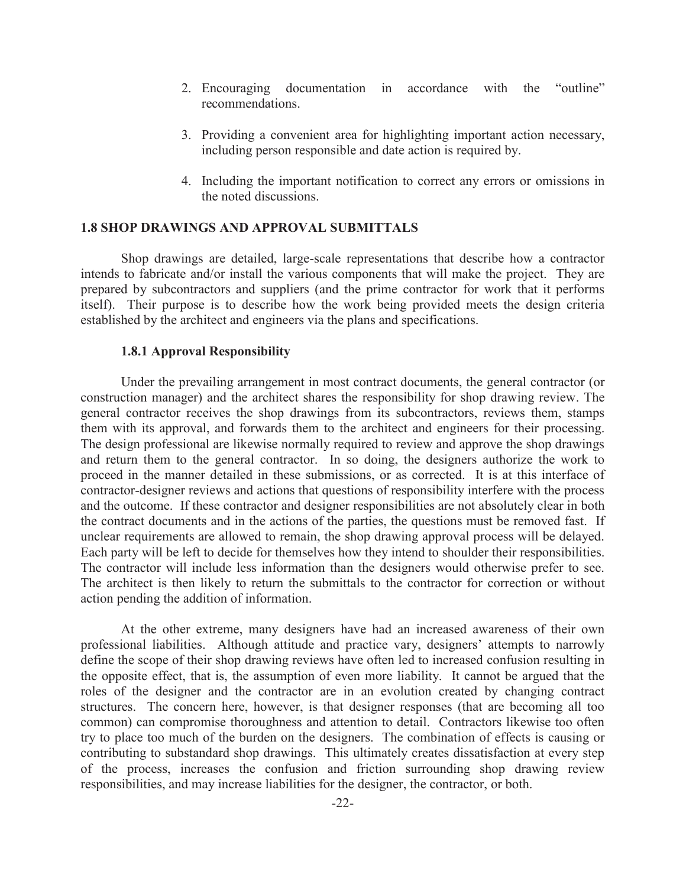2. Encouraging documentation in accordance with the "outline" recommendations.

3. Providing a convenient area for highlighting important action necessary, including person responsible and date action is required by.

4. Including the important notification to correct any errors or omissions in the noted discussions.

## 1.8 SHOP DRAWINGS AND APPROVAL SUBMITTALS

Shop drawings are detailed, large-scale representations that describe how a contractor intends to fabricate and/or install the various components that will make the project. They are prepared by subcontractors and suppliers (and the prime contractor for work that it performs itself). Their purpose is to describe how the work being provided meets the design criteria established by the architect and engineers via the plans and specifications.

### 1.8.1 Approval Responsibility

Under the prevailing arrangement in most contract documents, the general contractor (or construction manager) and the architect shares the responsibility for shop drawing review. The general contractor receives the shop drawings from its subcontractors, reviews them, stamps them with its approval, and forwards them to the architect and engineers for their processing. The design professional are likewise normally required to review and approve the shop drawings and return them to the general contractor. In so doing, the designers authorize the work to proceed in the manner detailed in these submissions, or as corrected. It is at this interface of contractor-designer reviews and actions that questions of responsibility interfere with the process and the outcome. If these contractor and designer responsibilities are not absolutely clear in both the contract documents and in the actions of the parties, the questions must be removed fast. If unclear requirements are allowed to remain, the shop drawing approval process will be delayed. Each party will be left to decide for themselves how they intend to shoulder their responsibilities. The contractor will include less information than the designers would otherwise prefer to see. The architect is then likely to return the submittals to the contractor for correction or without action pending the addition of information.

At the other extreme, many designers have had an increased awareness of their own professional liabilities. Although attitude and practice vary, designers' attempts to narrowly define the scope of their shop drawing reviews have often led to increased confusion resulting in the opposite effect, that is, the assumption of even more liability. It cannot be argued that the roles of the designer and the contractor are in an evolution created by changing contract structures. The concern here, however, is that designer responses (that are becoming all too common) can compromise thoroughness and attention to detail. Contractors likewise too often try to place too much of the burden on the designers. The combination of effects is causing or contributing to substandard shop drawings. This ultimately creates dissatisfaction at every step of the process, increases the confusion and friction surrounding shop drawing review responsibilities, and may increase liabilities for the designer, the contractor, or both.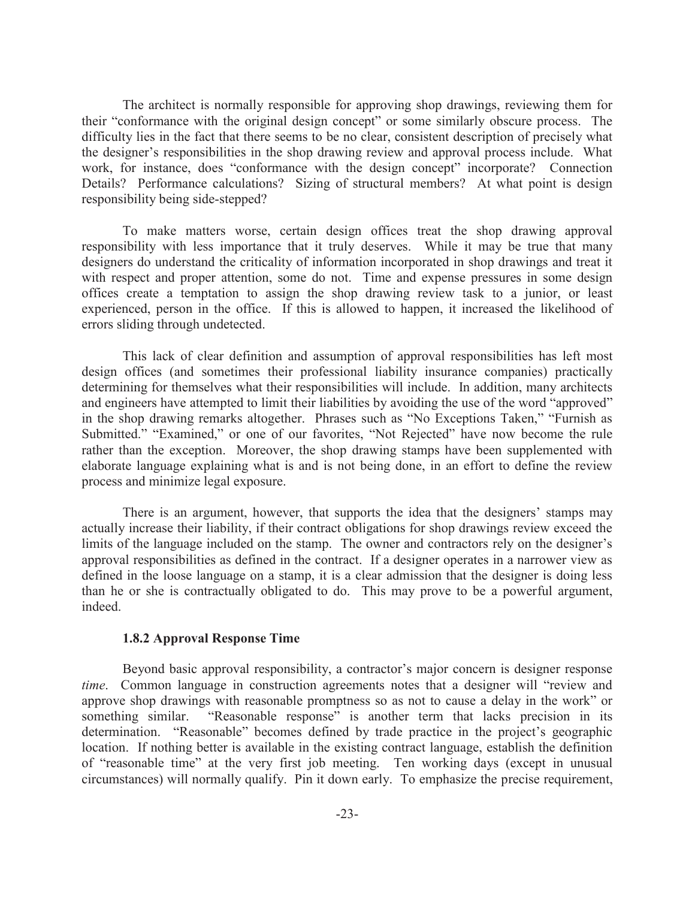The architect is normally responsible for approving shop drawings, reviewing them for their "conformance with the original design concept" or some similarly obscure process. The difficulty lies in the fact that there seems to be no clear, consistent description of precisely what the designer's responsibilities in the shop drawing review and approval process include. What work, for instance, does "conformance with the design concept" incorporate? Connection Details? Performance calculations? Sizing of structural members? At what point is design responsibility being side-stepped?

To make matters worse, certain design offices treat the shop drawing approval responsibility with less importance that it truly deserves. While it may be true that many designers do understand the criticality of information incorporated in shop drawings and treat it with respect and proper attention, some do not. Time and expense pressures in some design offices create a temptation to assign the shop drawing review task to a junior, or least experienced, person in the office. If this is allowed to happen, it increased the likelihood of errors sliding through undetected.

This lack of clear definition and assumption of approval responsibilities has left most design offices (and sometimes their professional liability insurance companies) practically determining for themselves what their responsibilities will include. In addition, many architects and engineers have attempted to limit their liabilities by avoiding the use of the word "approved" in the shop drawing remarks altogether. Phrases such as "No Exceptions Taken," "Furnish as Submitted." "Examined," or one of our favorites, "Not Rejected" have now become the rule rather than the exception. Moreover, the shop drawing stamps have been supplemented with elaborate language explaining what is and is not being done, in an effort to define the review process and minimize legal exposure.

There is an argument, however, that supports the idea that the designers' stamps may actually increase their liability, if their contract obligations for shop drawings review exceed the limits of the language included on the stamp. The owner and contractors rely on the designer's approval responsibilities as defined in the contract. If a designer operates in a narrower view as defined in the loose language on a stamp, it is a clear admission that the designer is doing less than he or she is contractually obligated to do. This may prove to be a powerful argument, indeed.

#### 1.8.2 Approval Response Time

Beyond basic approval responsibility, a contractor's major concern is designer response *time*. Common language in construction agreements notes that a designer will "review and approve shop drawings with reasonable promptness so as not to cause a delay in the work" or something similar. "Reasonable response" is another term that lacks precision in its determination. "Reasonable" becomes defined by trade practice in the project's geographic location. If nothing better is available in the existing contract language, establish the definition of "reasonable time" at the very first job meeting. Ten working days (except in unusual circumstances) will normally qualify. Pin it down early. To emphasize the precise requirement,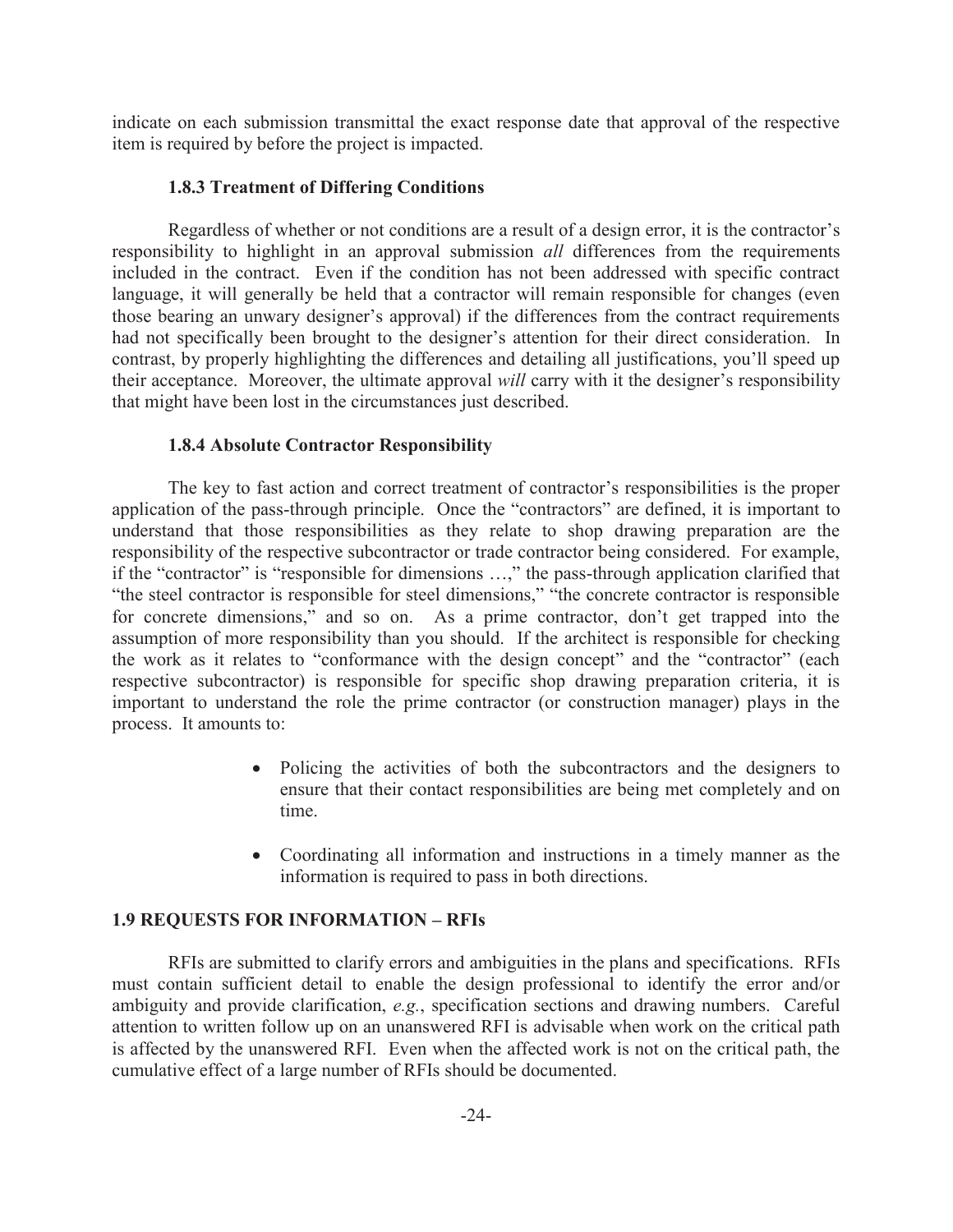indicate on each submission transmittal the exact response date that approval of the respective item is required by before the project is impacted.

### 1.8.3 Treatment of Differing Conditions

Regardless of whether or not conditions are a result of a design error, it is the contractor's responsibility to highlight in an approval submission *all* differences from the requirements included in the contract. Even if the condition has not been addressed with specific contract language, it will generally be held that a contractor will remain responsible for changes (even those bearing an unwary designer's approval) if the differences from the contract requirements had not specifically been brought to the designer's attention for their direct consideration. In contrast, by properly highlighting the differences and detailing all justifications, you'll speed up their acceptance. Moreover, the ultimate approval *will* carry with it the designer's responsibility that might have been lost in the circumstances just described.

### 1.8.4 Absolute Contractor Responsibility

The key to fast action and correct treatment of contractor's responsibilities is the proper application of the pass-through principle. Once the "contractors" are defined, it is important to understand that those responsibilities as they relate to shop drawing preparation are the responsibility of the respective subcontractor or trade contractor being considered. For example, if the "contractor" is "responsible for dimensions …," the pass-through application clarified that "the steel contractor is responsible for steel dimensions," "the concrete contractor is responsible for concrete dimensions," and so on. As a prime contractor, don't get trapped into the assumption of more responsibility than you should. If the architect is responsible for checking the work as it relates to "conformance with the design concept" and the "contractor" (each respective subcontractor) is responsible for specific shop drawing preparation criteria, it is important to understand the role the prime contractor (or construction manager) plays in the process. It amounts to:

- Policing the activities of both the subcontractors and the designers to ensure that their contact responsibilities are being met completely and on time.

- Coordinating all information and instructions in a timely manner as the information is required to pass in both directions.

## 1.9 REQUESTS FOR INFORMATION – RFIs

RFIs are submitted to clarify errors and ambiguities in the plans and specifications. RFIs must contain sufficient detail to enable the design professional to identify the error and/or ambiguity and provide clarification, *e.g.*, specification sections and drawing numbers. Careful attention to written follow up on an unanswered RFI is advisable when work on the critical path is affected by the unanswered RFI. Even when the affected work is not on the critical path, the cumulative effect of a large number of RFIs should be documented.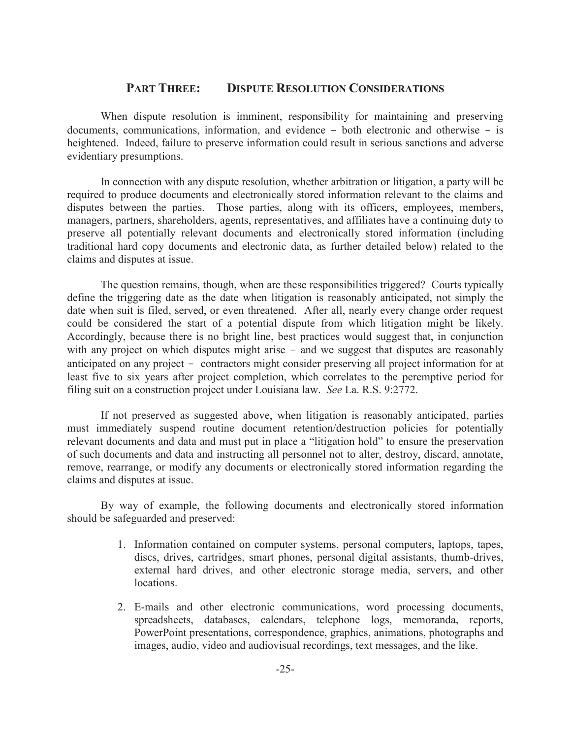## PART THREE: DISPUTE RESOLUTION CONSIDERATIONS

When dispute resolution is imminent, responsibility for maintaining and preserving documents, communications, information, and evidence – both electronic and otherwise – is heightened. Indeed, failure to preserve information could result in serious sanctions and adverse evidentiary presumptions.

In connection with any dispute resolution, whether arbitration or litigation, a party will be required to produce documents and electronically stored information relevant to the claims and disputes between the parties. Those parties, along with its officers, employees, members, managers, partners, shareholders, agents, representatives, and affiliates have a continuing duty to preserve all potentially relevant documents and electronically stored information (including traditional hard copy documents and electronic data, as further detailed below) related to the claims and disputes at issue.

The question remains, though, when are these responsibilities triggered? Courts typically define the triggering date as the date when litigation is reasonably anticipated, not simply the date when suit is filed, served, or even threatened. After all, nearly every change order request could be considered the start of a potential dispute from which litigation might be likely. Accordingly, because there is no bright line, best practices would suggest that, in conjunction with any project on which disputes might arise – and we suggest that disputes are reasonably anticipated on any project – contractors might consider preserving all project information for at least five to six years after project completion, which correlates to the peremptive period for filing suit on a construction project under Louisiana law. *See* La. R.S. 9:2772.

If not preserved as suggested above, when litigation is reasonably anticipated, parties must immediately suspend routine document retention/destruction policies for potentially relevant documents and data and must put in place a "litigation hold" to ensure the preservation of such documents and data and instructing all personnel not to alter, destroy, discard, annotate, remove, rearrange, or modify any documents or electronically stored information regarding the claims and disputes at issue.

By way of example, the following documents and electronically stored information should be safeguarded and preserved:

1. Information contained on computer systems, personal computers, laptops, tapes, discs, drives, cartridges, smart phones, personal digital assistants, thumb-drives, external hard drives, and other electronic storage media, servers, and other locations.
2. E-mails and other electronic communications, word processing documents, spreadsheets, databases, calendars, telephone logs, memoranda, reports, PowerPoint presentations, correspondence, graphics, animations, photographs and images, audio, video and audiovisual recordings, text messages, and the like.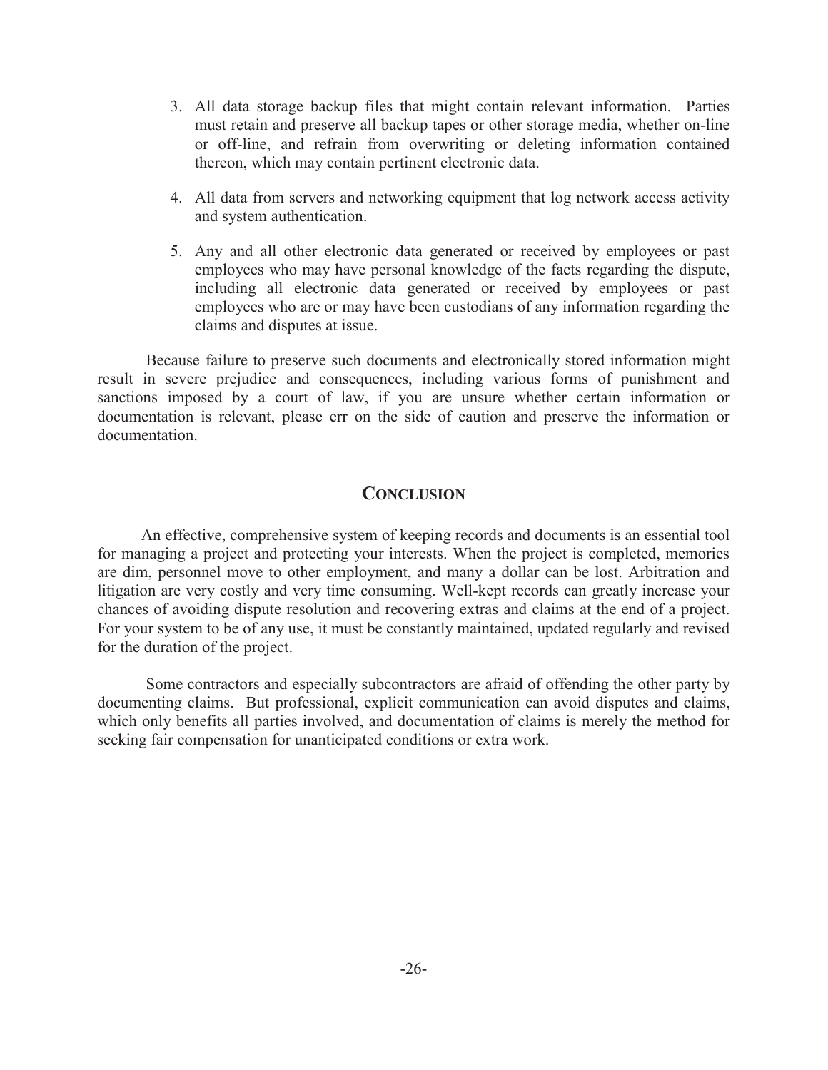3. All data storage backup files that might contain relevant information. Parties must retain and preserve all backup tapes or other storage media, whether on-line or off-line, and refrain from overwriting or deleting information contained thereon, which may contain pertinent electronic data.

4. All data from servers and networking equipment that log network access activity and system authentication.

5. Any and all other electronic data generated or received by employees or past employees who may have personal knowledge of the facts regarding the dispute, including all electronic data generated or received by employees or past employees who are or may have been custodians of any information regarding the claims and disputes at issue.

Because failure to preserve such documents and electronically stored information might result in severe prejudice and consequences, including various forms of punishment and sanctions imposed by a court of law, if you are unsure whether certain information or documentation is relevant, please err on the side of caution and preserve the information or documentation.

## CONCLUSION

An effective, comprehensive system of keeping records and documents is an essential tool for managing a project and protecting your interests. When the project is completed, memories are dim, personnel move to other employment, and many a dollar can be lost. Arbitration and litigation are very costly and very time consuming. Well-kept records can greatly increase your chances of avoiding dispute resolution and recovering extras and claims at the end of a project. For your system to be of any use, it must be constantly maintained, updated regularly and revised for the duration of the project.

Some contractors and especially subcontractors are afraid of offending the other party by documenting claims. But professional, explicit communication can avoid disputes and claims, which only benefits all parties involved, and documentation of claims is merely the method for seeking fair compensation for unanticipated conditions or extra work.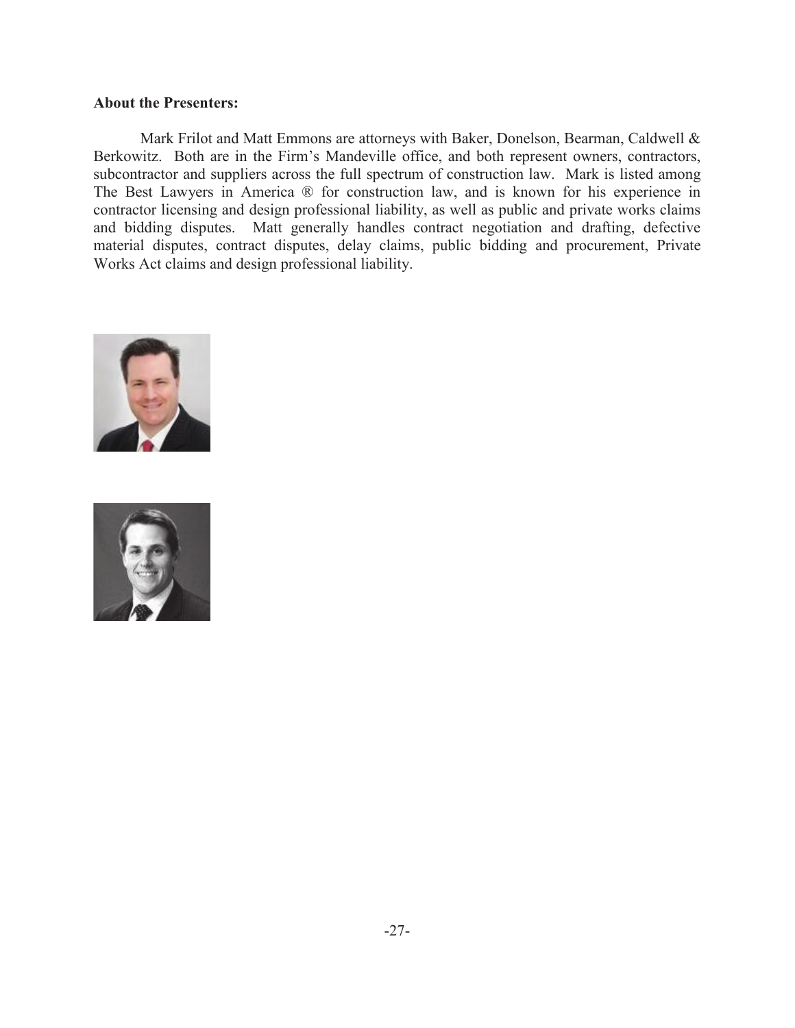**About the Presenters:**

Mark Frilot and Matt Emmons are attorneys with Baker, Donelson, Bearman, Caldwell & Berkowitz. Both are in the Firm's Mandeville office, and both represent owners, contractors, subcontractor and suppliers across the full spectrum of construction law. Mark is listed among The Best Lawyers in America ® for construction law, and is known for his experience in contractor licensing and design professional liability, as well as public and private works claims and bidding disputes. Matt generally handles contract negotiation and drafting, defective material disputes, contract disputes, delay claims, public bidding and procurement, Private Works Act claims and design professional liability.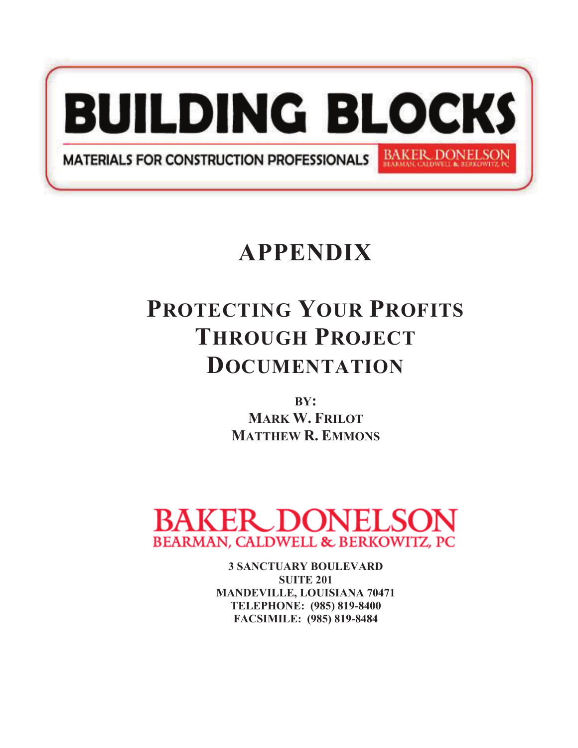# BUILDING BLOCKS

MATERIALS FOR CONSTRUCTION PROFESSIONALS

BAKER DONELSON
BEARMAN, CALDWELL & BERKOWITZ, PC

# APPENDIX

## PROTECTING YOUR PROFITS THROUGH PROJECT DOCUMENTATION

**BY:**
**MARK W. FRILOT**
**MATTHEW R. EMMONS**

BAKER DONELSON
BEARMAN, CALDWELL & BERKOWITZ, PC

**3 SANCTUARY BOULEVARD**
**SUITE 201**
**MANDEVILLE, LOUISIANA 70471**
**TELEPHONE: (985) 819-8400**
**FACSIMILE: (985) 819-8484**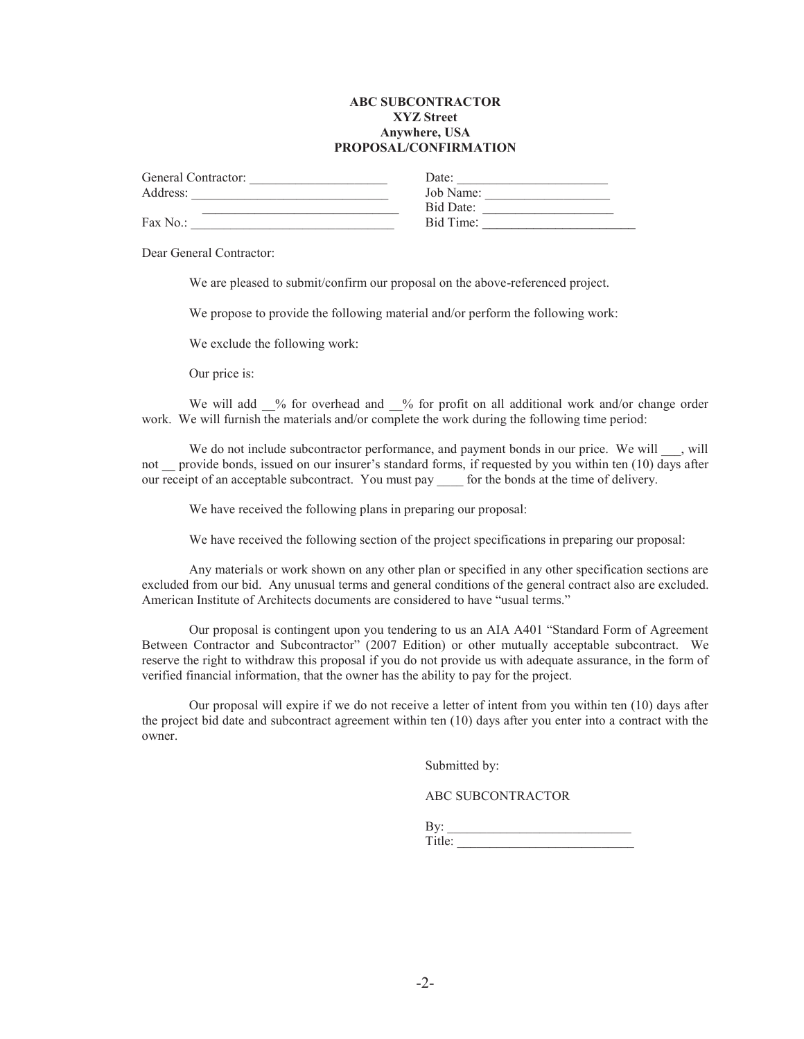**ABC SUBCONTRACTOR**
**XYZ Street**
**Anywhere, USA**
**PROPOSAL/CONFIRMATION**

General Contractor: _____________________ Date: _______________________
Address: ______________________________ Job Name: ___________________
______________________________ Bid Date: ____________________
Fax No.: _______________________________ Bid Time: ______________________

Dear General Contractor:

We are pleased to submit/confirm our proposal on the above-referenced project.

We propose to provide the following material and/or perform the following work:

We exclude the following work:

Our price is:

We will add __% for overhead and __% for profit on all additional work and/or change order work. We will furnish the materials and/or complete the work during the following time period:

We do not include subcontractor performance, and payment bonds in our price. We will ___, will not __ provide bonds, issued on our insurer's standard forms, if requested by you within ten (10) days after our receipt of an acceptable subcontract. You must pay ____ for the bonds at the time of delivery.

We have received the following plans in preparing our proposal:

We have received the following section of the project specifications in preparing our proposal:

Any materials or work shown on any other plan or specified in any other specification sections are excluded from our bid. Any unusual terms and general conditions of the general contract also are excluded. American Institute of Architects documents are considered to have "usual terms."

Our proposal is contingent upon you tendering to us an AIA A401 "Standard Form of Agreement Between Contractor and Subcontractor" (2007 Edition) or other mutually acceptable subcontract. We reserve the right to withdraw this proposal if you do not provide us with adequate assurance, in the form of verified financial information, that the owner has the ability to pay for the project.

Our proposal will expire if we do not receive a letter of intent from you within ten (10) days after the project bid date and subcontract agreement within ten (10) days after you enter into a contract with the owner.

Submitted by:

ABC SUBCONTRACTOR

By: ___________________________
Title: __________________________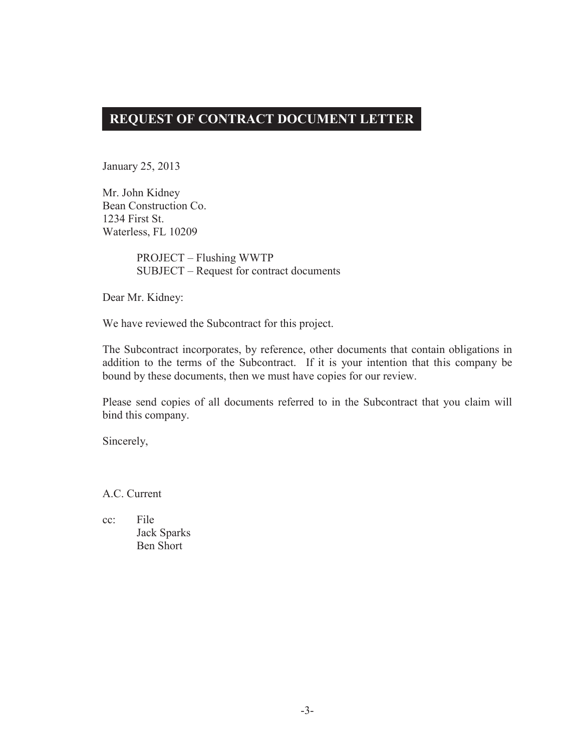## REQUEST OF CONTRACT DOCUMENT LETTER

January 25, 2013

Mr. John Kidney
Bean Construction Co.
1234 First St.
Waterless, FL 10209

PROJECT – Flushing WWTP
SUBJECT – Request for contract documents

Dear Mr. Kidney:

We have reviewed the Subcontract for this project.

The Subcontract incorporates, by reference, other documents that contain obligations in addition to the terms of the Subcontract. If it is your intention that this company be bound by these documents, then we must have copies for our review.

Please send copies of all documents referred to in the Subcontract that you claim will bind this company.

Sincerely,

A.C. Current

cc: File
Jack Sparks
Ben Short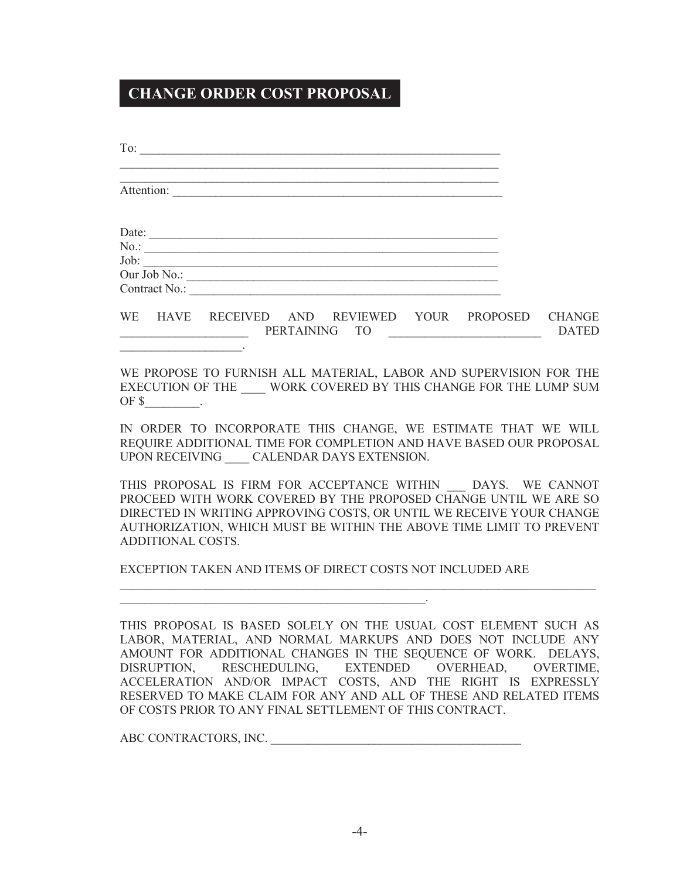# CHANGE ORDER COST PROPOSAL

To: ____________________________________________________________
________________________________________________________________
________________________________________________________________
Attention: _______________________________________________________

Date: ___________________________________________________________
No.: ____________________________________________________________
Job: ____________________________________________________________
Our Job No.: _____________________________________________________
Contract No.: _____________________________________________________

WE HAVE RECEIVED AND REVIEWED YOUR PROPOSED CHANGE ____________________ PERTAINING TO _________________________ DATED ____________________.

WE PROPOSE TO FURNISH ALL MATERIAL, LABOR AND SUPERVISION FOR THE EXECUTION OF THE ____ WORK COVERED BY THIS CHANGE FOR THE LUMP SUM OF $_________.

IN ORDER TO INCORPORATE THIS CHANGE, WE ESTIMATE THAT WE WILL REQUIRE ADDITIONAL TIME FOR COMPLETION AND HAVE BASED OUR PROPOSAL UPON RECEIVING ____ CALENDAR DAYS EXTENSION.

THIS PROPOSAL IS FIRM FOR ACCEPTANCE WITHIN ___ DAYS. WE CANNOT PROCEED WITH WORK COVERED BY THE PROPOSED CHANGE UNTIL WE ARE SO DIRECTED IN WRITING APPROVING COSTS, OR UNTIL WE RECEIVE YOUR CHANGE AUTHORIZATION, WHICH MUST BE WITHIN THE ABOVE TIME LIMIT TO PREVENT ADDITIONAL COSTS.

EXCEPTION TAKEN AND ITEMS OF DIRECT COSTS NOT INCLUDED ARE
________________________________________________________________________________
___________________________________________________.

THIS PROPOSAL IS BASED SOLELY ON THE USUAL COST ELEMENT SUCH AS LABOR, MATERIAL, AND NORMAL MARKUPS AND DOES NOT INCLUDE ANY AMOUNT FOR ADDITIONAL CHANGES IN THE SEQUENCE OF WORK. DELAYS, DISRUPTION, RESCHEDULING, EXTENDED OVERHEAD, OVERTIME, ACCELERATION AND/OR IMPACT COSTS, AND THE RIGHT IS EXPRESSLY RESERVED TO MAKE CLAIM FOR ANY AND ALL OF THESE AND RELATED ITEMS OF COSTS PRIOR TO ANY FINAL SETTLEMENT OF THIS CONTRACT.

ABC CONTRACTORS, INC. _________________________________________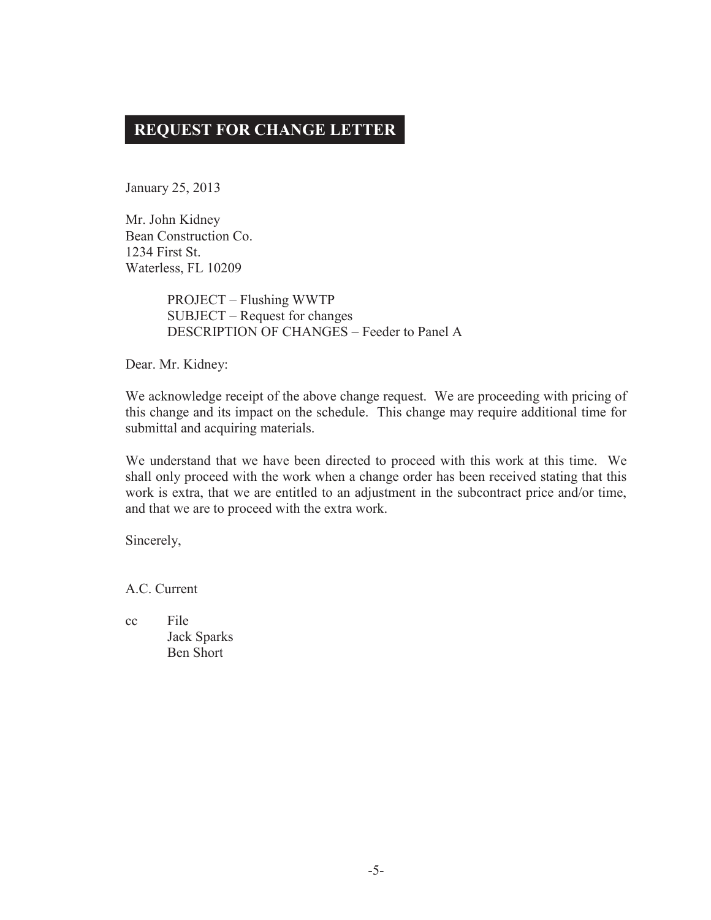# REQUEST FOR CHANGE LETTER

January 25, 2013

Mr. John Kidney
Bean Construction Co.
1234 First St.
Waterless, FL 10209

PROJECT – Flushing WWTP
SUBJECT – Request for changes
DESCRIPTION OF CHANGES – Feeder to Panel A

Dear. Mr. Kidney:

We acknowledge receipt of the above change request. We are proceeding with pricing of this change and its impact on the schedule. This change may require additional time for submittal and acquiring materials.

We understand that we have been directed to proceed with this work at this time. We shall only proceed with the work when a change order has been received stating that this work is extra, that we are entitled to an adjustment in the subcontract price and/or time, and that we are to proceed with the extra work.

Sincerely,

A.C. Current

cc File
Jack Sparks
Ben Short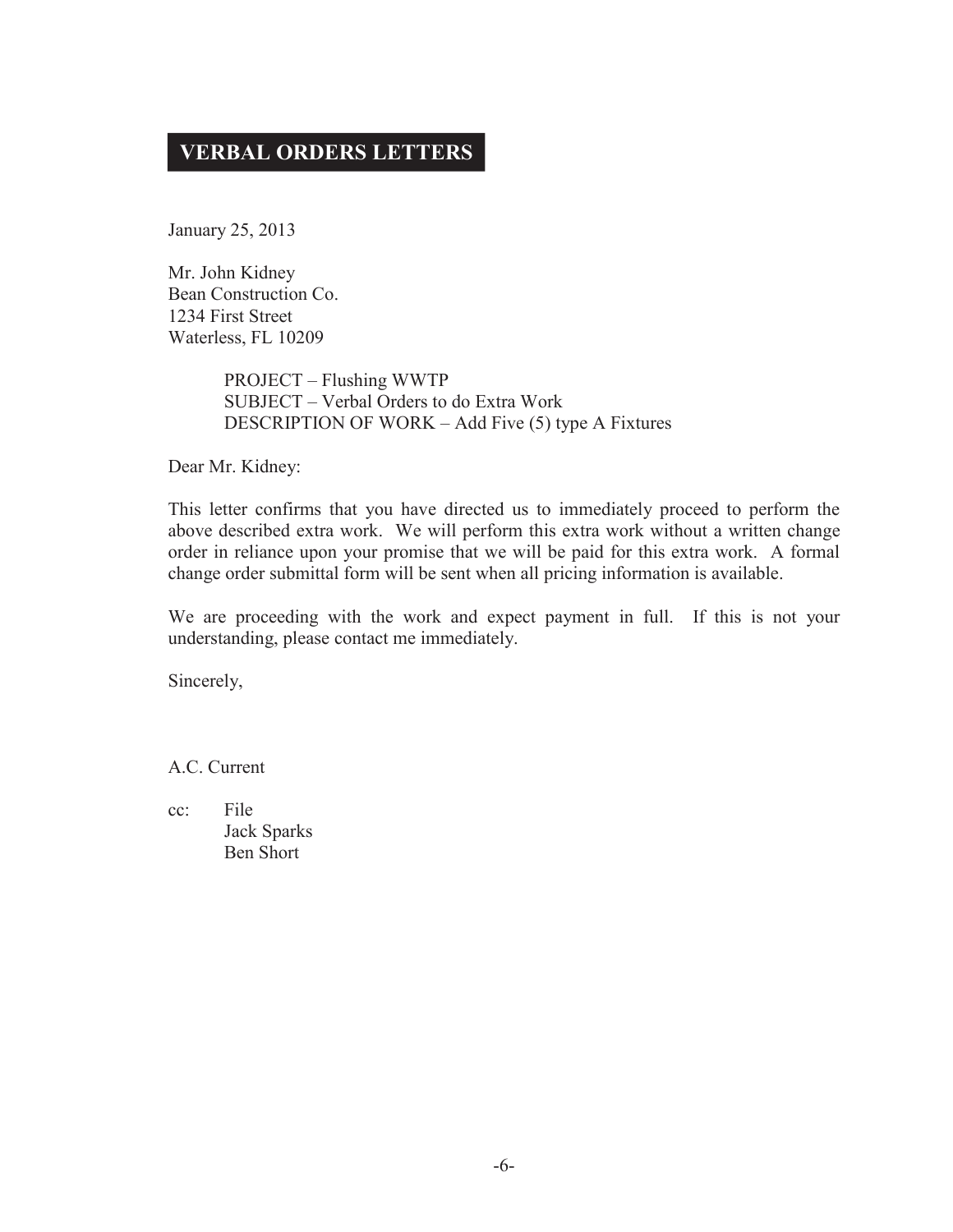# VERBAL ORDERS LETTERS

January 25, 2013

Mr. John Kidney
Bean Construction Co.
1234 First Street
Waterless, FL 10209

PROJECT – Flushing WWTP
SUBJECT – Verbal Orders to do Extra Work
DESCRIPTION OF WORK – Add Five (5) type A Fixtures

Dear Mr. Kidney:

This letter confirms that you have directed us to immediately proceed to perform the above described extra work. We will perform this extra work without a written change order in reliance upon your promise that we will be paid for this extra work. A formal change order submittal form will be sent when all pricing information is available.

We are proceeding with the work and expect payment in full. If this is not your understanding, please contact me immediately.

Sincerely,

A.C. Current

cc: File
Jack Sparks
Ben Short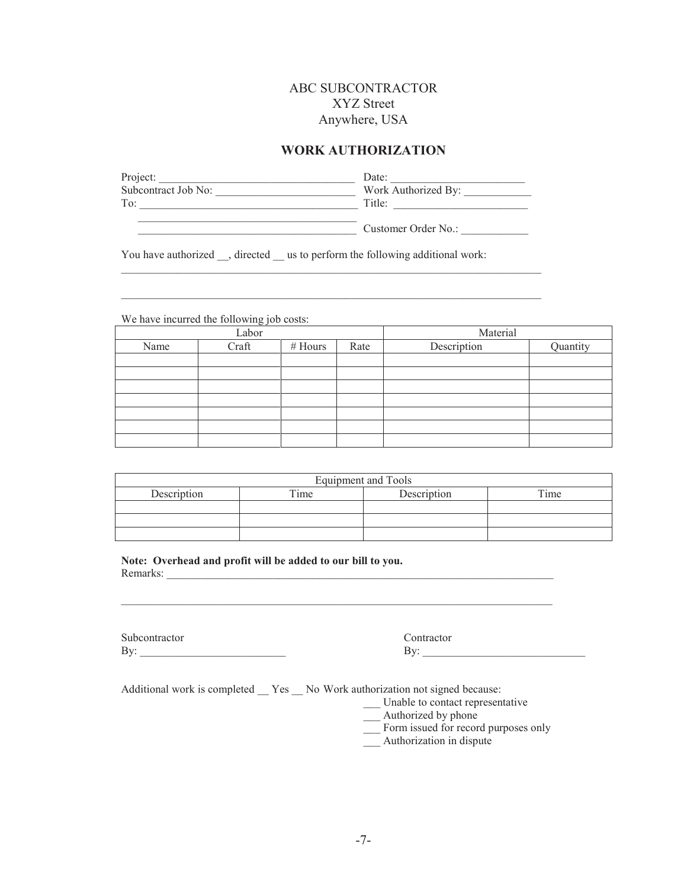ABC SUBCONTRACTOR
XYZ Street
Anywhere, USA

## WORK AUTHORIZATION

Project: ___________________________________ Date: ________________________
Subcontract Job No: ________________________ Work Authorized By: ____________
To: _______________________________________ Title: ________________________
_______________________________________
_______________________________________ Customer Order No.: ____________

You have authorized __, directed __ us to perform the following additional work:
_____________________________________________________________________________

_____________________________________________________________________________

We have incurred the following job costs:

| Labor | | | | Material | |
|---|---|---|---|---|---|
| Name | Craft | # Hours | Rate | Description | Quantity |
| | | | | | |
| | | | | | |
| | | | | | |
| | | | | | |
| | | | | | |
| | | | | | |
| | | | | | |

| Equipment and Tools | | | |
|---|---|---|---|
| Description | Time | Description | Time |
| | | | |
| | | | |
| | | | |

**Note: Overhead and profit will be added to our bill to you.**
Remarks: ______________________________________________________________________

_____________________________________________________________________________

Subcontractor
By: __________________________

Contractor
By: _____________________________

Additional work is completed __ Yes __ No Work authorization not signed because:

___ Unable to contact representative
___ Authorized by phone
___ Form issued for record purposes only
___ Authorization in dispute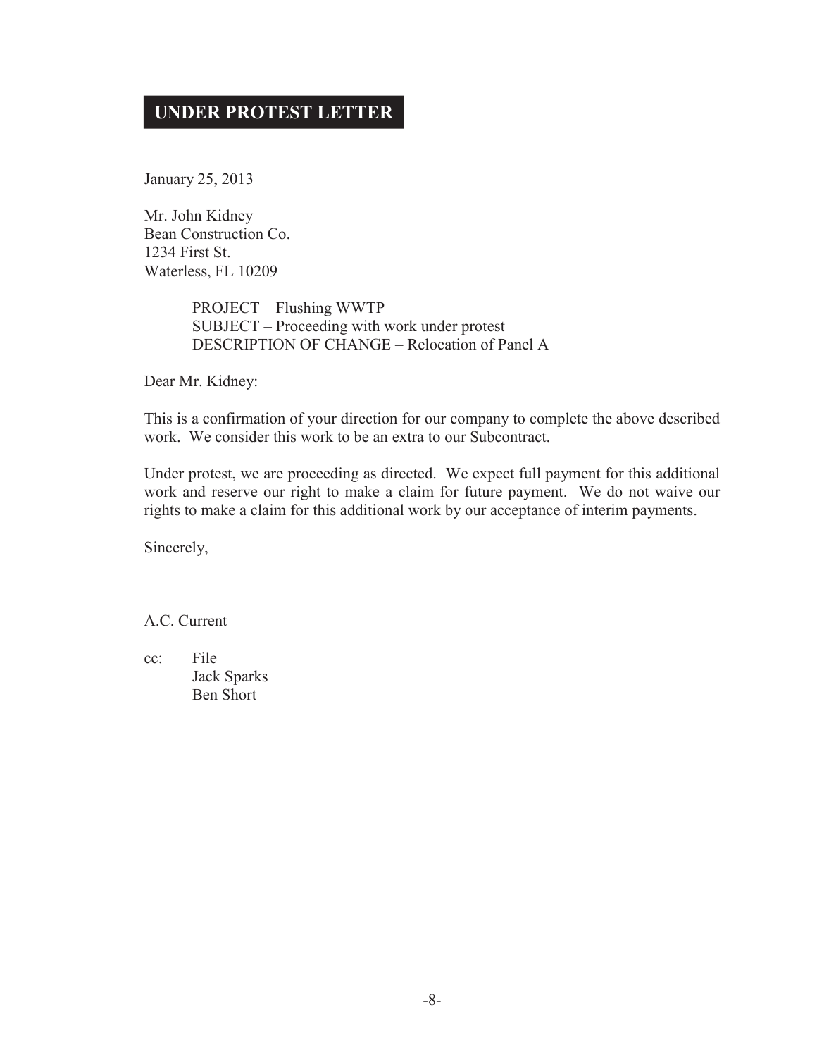## UNDER PROTEST LETTER

January 25, 2013

Mr. John Kidney
Bean Construction Co.
1234 First St.
Waterless, FL 10209

PROJECT – Flushing WWTP
SUBJECT – Proceeding with work under protest
DESCRIPTION OF CHANGE – Relocation of Panel A

Dear Mr. Kidney:

This is a confirmation of your direction for our company to complete the above described work. We consider this work to be an extra to our Subcontract.

Under protest, we are proceeding as directed. We expect full payment for this additional work and reserve our right to make a claim for future payment. We do not waive our rights to make a claim for this additional work by our acceptance of interim payments.

Sincerely,

A.C. Current

cc: File
Jack Sparks
Ben Short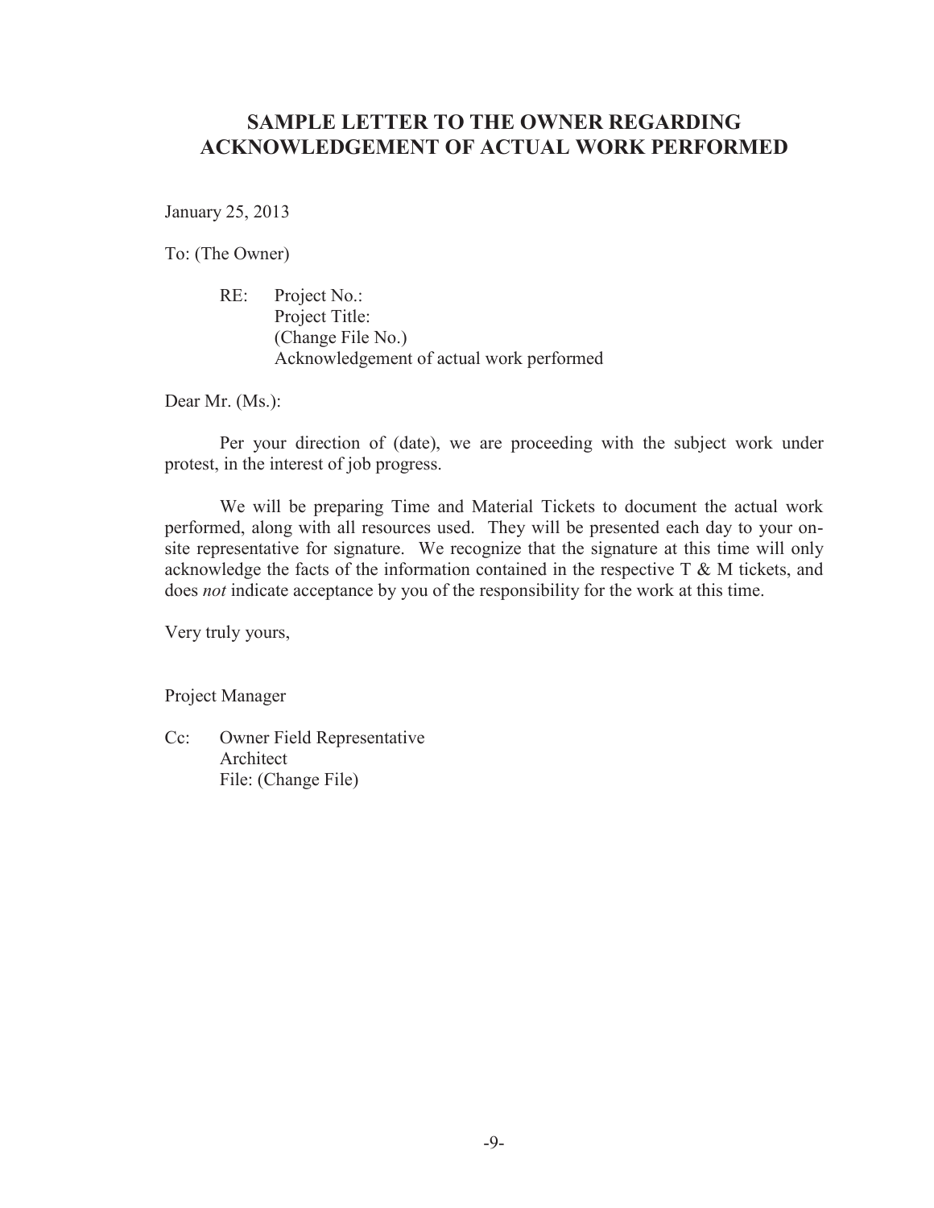## SAMPLE LETTER TO THE OWNER REGARDING ACKNOWLEDGEMENT OF ACTUAL WORK PERFORMED

January 25, 2013

To: (The Owner)

RE: Project No.:
Project Title:
(Change File No.)
Acknowledgement of actual work performed

Dear Mr. (Ms.):

Per your direction of (date), we are proceeding with the subject work under protest, in the interest of job progress.

We will be preparing Time and Material Tickets to document the actual work performed, along with all resources used. They will be presented each day to your on-site representative for signature. We recognize that the signature at this time will only acknowledge the facts of the information contained in the respective T & M tickets, and does *not* indicate acceptance by you of the responsibility for the work at this time.

Very truly yours,

Project Manager

Cc: Owner Field Representative
Architect
File: (Change File)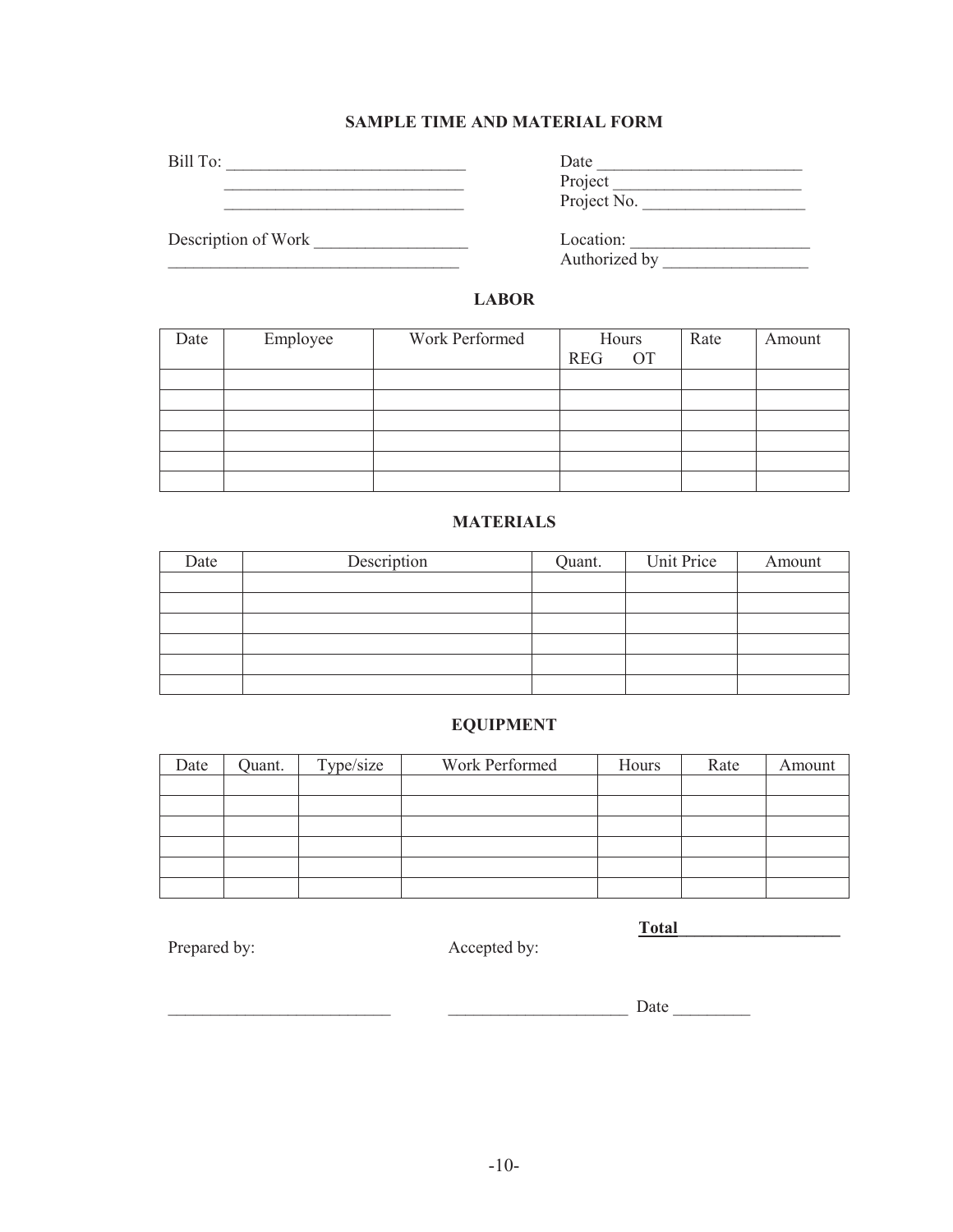## SAMPLE TIME AND MATERIAL FORM

Bill To: ____________________________
____________________________
____________________________

Date ________________________
Project ______________________
Project No. ___________________

Description of Work __________________
___________________________________

Location: _____________________
Authorized by _________________

### LABOR

| Date | Employee | Work Performed | Hours REG OT | Rate | Amount |
|---|---|---|---|---|---|
| | | | | | |
| | | | | | |
| | | | | | |
| | | | | | |
| | | | | | |
| | | | | | |

### MATERIALS

| Date | Description | Quant. | Unit Price | Amount |
|---|---|---|---|---|
| | | | | |
| | | | | |
| | | | | |
| | | | | |
| | | | | |
| | | | | |

### EQUIPMENT

| Date | Quant. | Type/size | Work Performed | Hours | Rate | Amount |
|---|---|---|---|---|---|---|
| | | | | | | |
| | | | | | | |
| | | | | | | |
| | | | | | | |
| | | | | | | |
| | | | | | | |

**Total** ___________________

Prepared by: ___________________________

Accepted by: _____________________ Date _________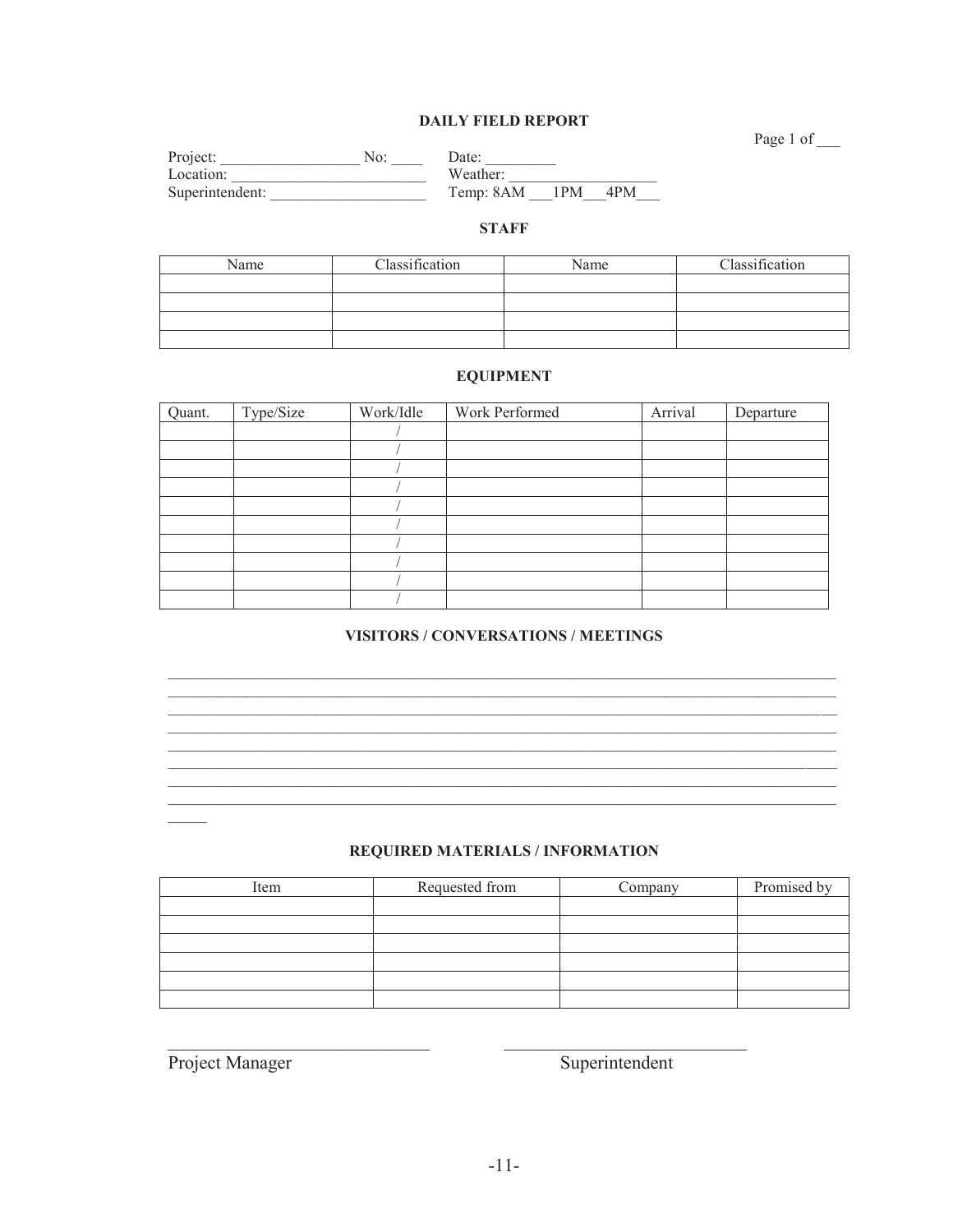# DAILY FIELD REPORT

Page 1 of ___

Project: __________________ No: ____ Date: _________

Location: ________________________ Weather: __________________

Superintendent: ___________________ Temp: 8AM ___1PM___4PM___

## STAFF

| Name | Classification | Name | Classification |
|---|---|---|---|
| | | | |
| | | | |
| | | | |
| | | | |

## EQUIPMENT

| Quant. | Type/Size | Work/Idle | Work Performed | Arrival | Departure |
|---|---|---|---|---|---|
| | | / | | | |
| | | / | | | |
| | | / | | | |
| | | / | | | |
| | | / | | | |
| | | / | | | |
| | | / | | | |
| | | / | | | |
| | | / | | | |
| | | / | | | |

## VISITORS / CONVERSATIONS / MEETINGS

________________________________________________________________________________

________________________________________________________________________________

________________________________________________________________________________

________________________________________________________________________________

________________________________________________________________________________

________________________________________________________________________________

________________________________________________________________________________

________________________________________________________________________________

_____

## REQUIRED MATERIALS / INFORMATION

| Item | Requested from | Company | Promised by |
|---|---|---|---|
| | | | |
| | | | |
| | | | |
| | | | |
| | | | |
| | | | |

______________________________ ___________________________

Project Manager Superintendent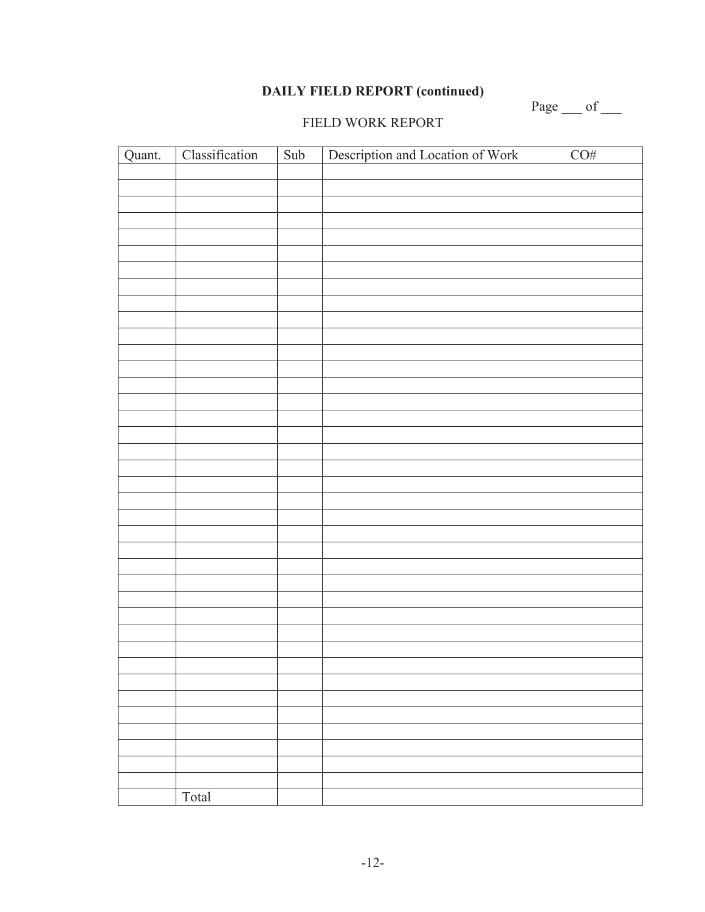**DAILY FIELD REPORT (continued)**

Page ___ of ___

FIELD WORK REPORT

| Quant. | Classification | Sub | Description and Location of Work CO# |
|---|---|---|---|
| | | | |
| | | | |
| | | | |
| | | | |
| | | | |
| | | | |
| | | | |
| | | | |
| | | | |
| | | | |
| | | | |
| | | | |
| | | | |
| | | | |
| | | | |
| | | | |
| | | | |
| | | | |
| | | | |
| | | | |
| | | | |
| | | | |
| | | | |
| | | | |
| | | | |
| | | | |
| | | | |
| | | | |
| | | | |
| | | | |
| | | | |
| | | | |
| | | | |
| | | | |
| | | | |
| | | | |
| | | | |
| | | | |
| | | | |
| | Total | | |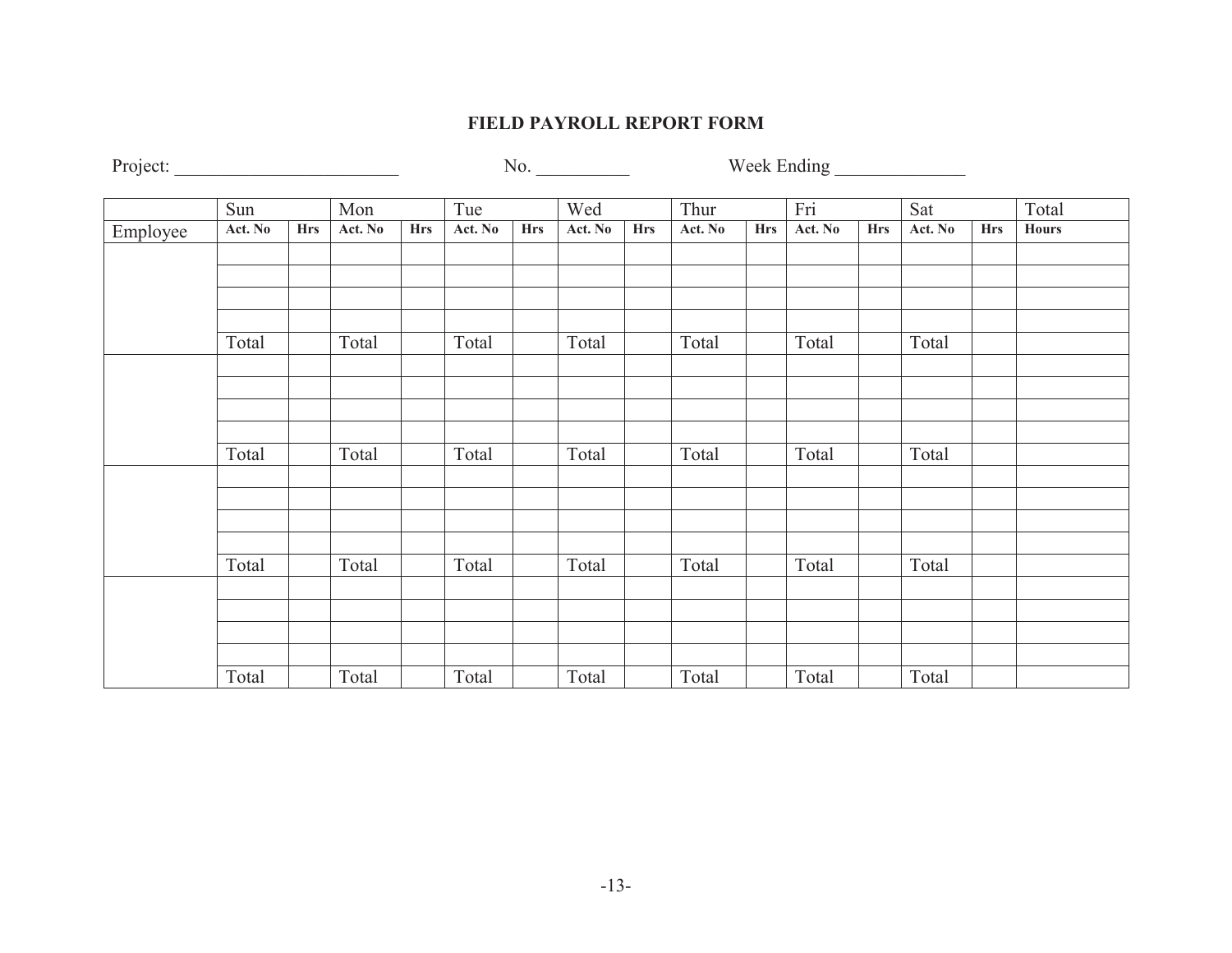# FIELD PAYROLL REPORT FORM

Project: ________________________ No. __________ Week Ending ______________

| | Sun | | Mon | | Tue | | Wed | | Thur | | Fri | | Sat | | Total |
|---|---|---|---|---|---|---|---|---|---|---|---|---|---|---|---|
| Employee | **Act. No** | **Hrs** | **Act. No** | **Hrs** | **Act. No** | **Hrs** | **Act. No** | **Hrs** | **Act. No** | **Hrs** | **Act. No** | **Hrs** | **Act. No** | **Hrs** | **Hours** |
| | | | | | | | | | | | | | | | |
| | | | | | | | | | | | | | | | |
| | | | | | | | | | | | | | | | |
| | | | | | | | | | | | | | | | |
| | Total | | Total | | Total | | Total | | Total | | Total | | Total | | |
| | | | | | | | | | | | | | | | |
| | | | | | | | | | | | | | | | |
| | | | | | | | | | | | | | | | |
| | | | | | | | | | | | | | | | |
| | Total | | Total | | Total | | Total | | Total | | Total | | Total | | |
| | | | | | | | | | | | | | | | |
| | | | | | | | | | | | | | | | |
| | | | | | | | | | | | | | | | |
| | | | | | | | | | | | | | | | |
| | Total | | Total | | Total | | Total | | Total | | Total | | Total | | |
| | | | | | | | | | | | | | | | |
| | | | | | | | | | | | | | | | |
| | | | | | | | | | | | | | | | |
| | | | | | | | | | | | | | | | |
| | Total | | Total | | Total | | Total | | Total | | Total | | Total | | |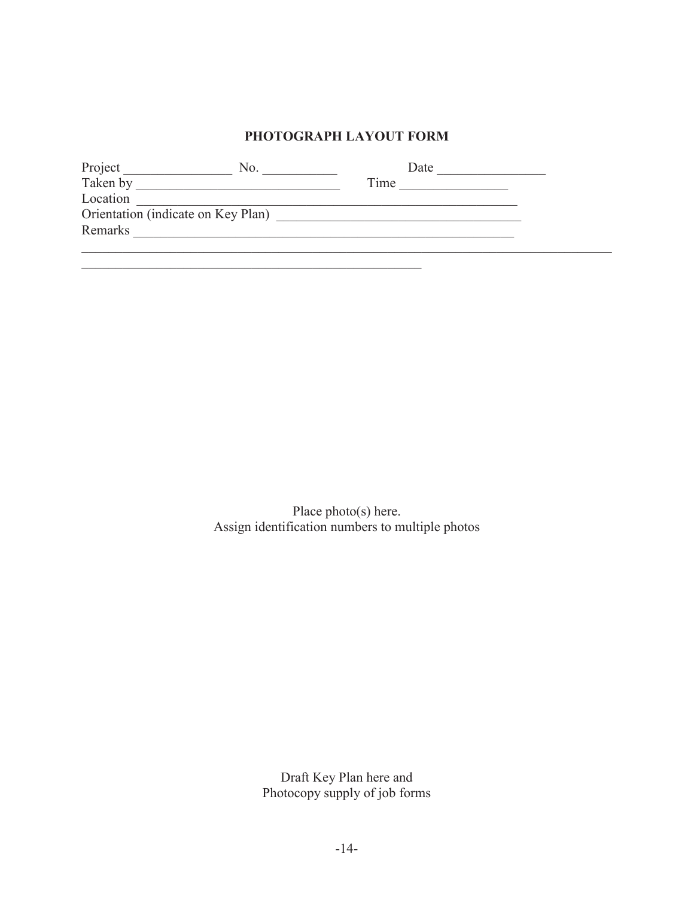## PHOTOGRAPH LAYOUT FORM

Project ________________ No. ___________ Date ________________
Taken by ______________________________ Time ________________
Location ________________________________________________________
Orientation (indicate on Key Plan) ____________________________________
Remarks _________________________________________________________
_____________________________________________________________________________
__________________________________________________

Place photo(s) here.
Assign identification numbers to multiple photos

Draft Key Plan here and
Photocopy supply of job forms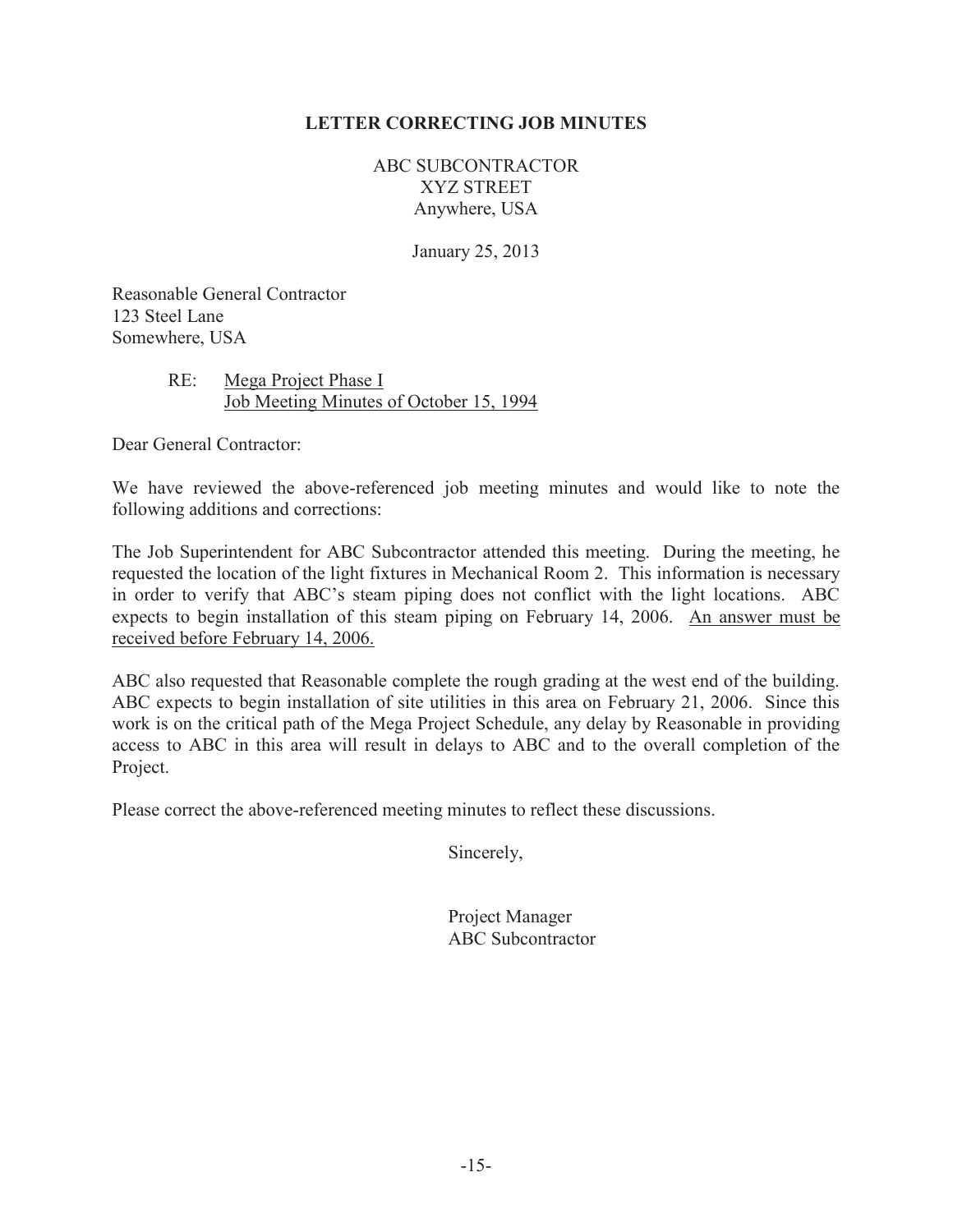# LETTER CORRECTING JOB MINUTES

ABC SUBCONTRACTOR
XYZ STREET
Anywhere, USA

January 25, 2013

Reasonable General Contractor
123 Steel Lane
Somewhere, USA

RE: Mega Project Phase I
Job Meeting Minutes of October 15, 1994

Dear General Contractor:

We have reviewed the above-referenced job meeting minutes and would like to note the following additions and corrections:

The Job Superintendent for ABC Subcontractor attended this meeting. During the meeting, he requested the location of the light fixtures in Mechanical Room 2. This information is necessary in order to verify that ABC's steam piping does not conflict with the light locations. ABC expects to begin installation of this steam piping on February 14, 2006. An answer must be received before February 14, 2006.

ABC also requested that Reasonable complete the rough grading at the west end of the building. ABC expects to begin installation of site utilities in this area on February 21, 2006. Since this work is on the critical path of the Mega Project Schedule, any delay by Reasonable in providing access to ABC in this area will result in delays to ABC and to the overall completion of the Project.

Please correct the above-referenced meeting minutes to reflect these discussions.

Sincerely,

Project Manager
ABC Subcontractor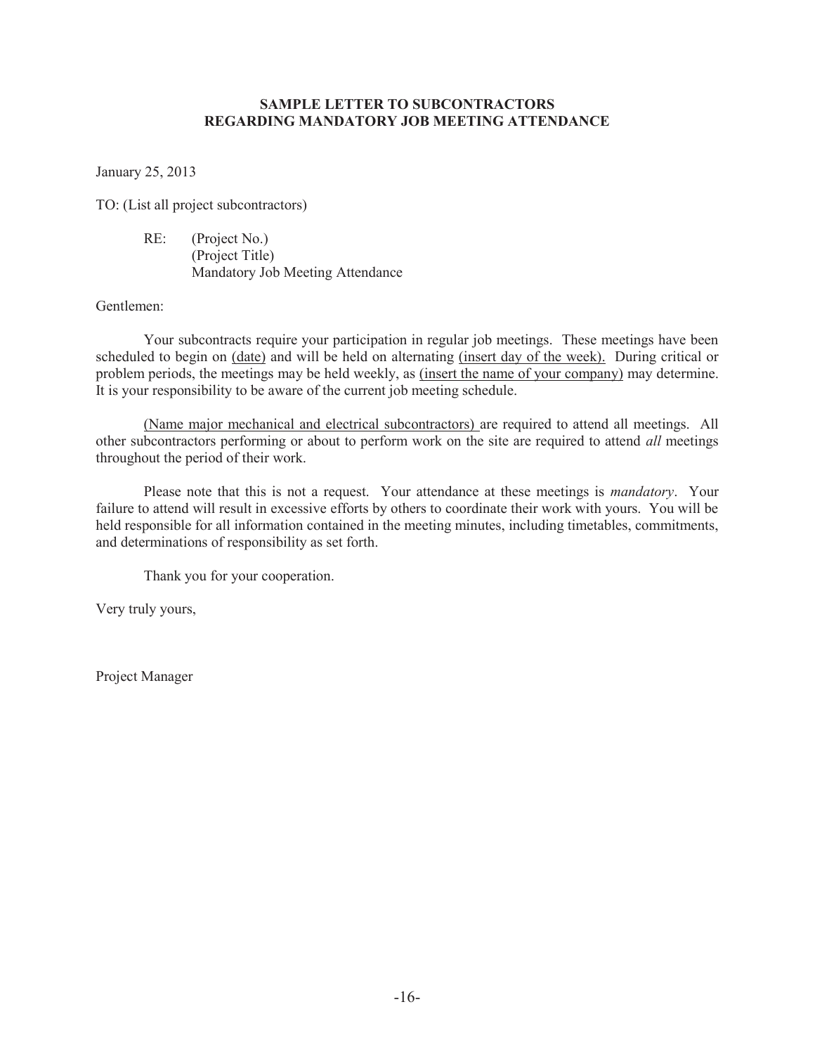## SAMPLE LETTER TO SUBCONTRACTORS REGARDING MANDATORY JOB MEETING ATTENDANCE

January 25, 2013

TO: (List all project subcontractors)

RE: (Project No.)
(Project Title)
Mandatory Job Meeting Attendance

Gentlemen:

Your subcontracts require your participation in regular job meetings. These meetings have been scheduled to begin on <u>(date)</u> and will be held on alternating <u>(insert day of the week).</u> During critical or problem periods, the meetings may be held weekly, as <u>(insert the name of your company)</u> may determine. It is your responsibility to be aware of the current job meeting schedule.

<u>(Name major mechanical and electrical subcontractors)</u> are required to attend all meetings. All other subcontractors performing or about to perform work on the site are required to attend *all* meetings throughout the period of their work.

Please note that this is not a request. Your attendance at these meetings is *mandatory*. Your failure to attend will result in excessive efforts by others to coordinate their work with yours. You will be held responsible for all information contained in the meeting minutes, including timetables, commitments, and determinations of responsibility as set forth.

Thank you for your cooperation.

Very truly yours,

Project Manager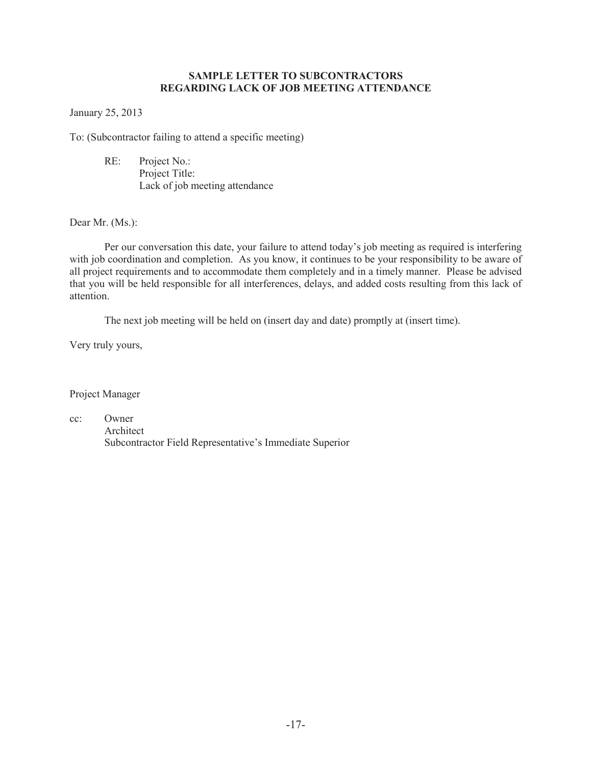## SAMPLE LETTER TO SUBCONTRACTORS REGARDING LACK OF JOB MEETING ATTENDANCE

January 25, 2013

To: (Subcontractor failing to attend a specific meeting)

RE: Project No.:
Project Title:
Lack of job meeting attendance

Dear Mr. (Ms.):

Per our conversation this date, your failure to attend today's job meeting as required is interfering with job coordination and completion. As you know, it continues to be your responsibility to be aware of all project requirements and to accommodate them completely and in a timely manner. Please be advised that you will be held responsible for all interferences, delays, and added costs resulting from this lack of attention.

The next job meeting will be held on (insert day and date) promptly at (insert time).

Very truly yours,

Project Manager

cc: Owner
Architect
Subcontractor Field Representative's Immediate Superior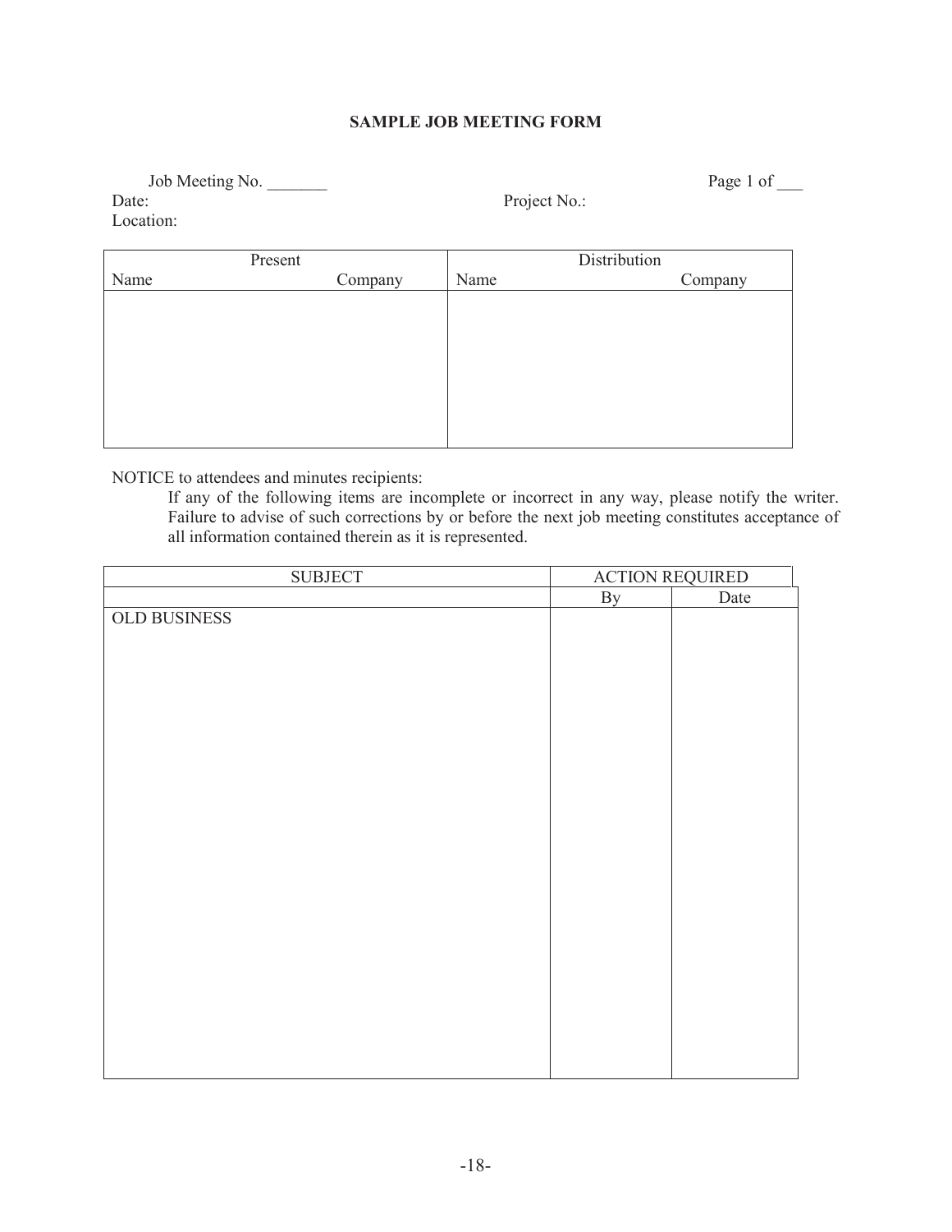## SAMPLE JOB MEETING FORM

Job Meeting No. _______ Page 1 of ___

Date: Project No.:

Location:

| Present | | Distribution | |
|---|---|---|---|
| Name | Company | Name | Company |
| | | | |

NOTICE to attendees and minutes recipients:

If any of the following items are incomplete or incorrect in any way, please notify the writer. Failure to advise of such corrections by or before the next job meeting constitutes acceptance of all information contained therein as it is represented.

| SUBJECT | ACTION REQUIRED | |
|---|---|---|
| | By | Date |
| OLD BUSINESS | | |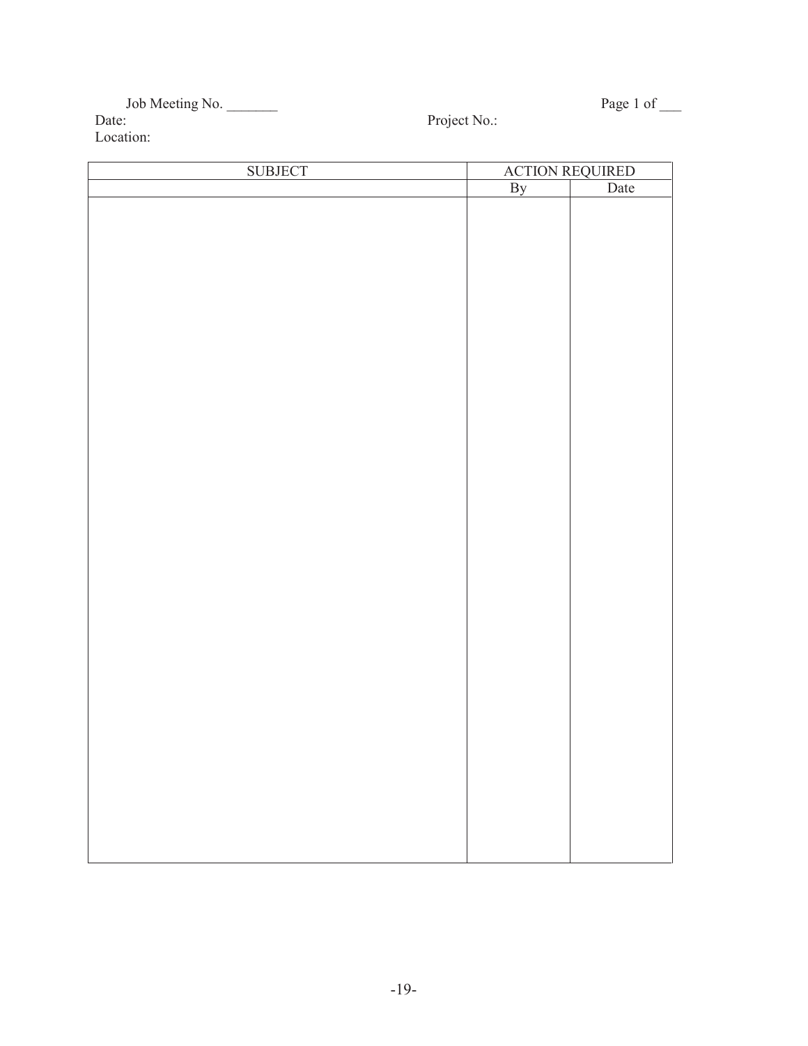Job Meeting No. _______ Page 1 of ___

Date: Project No.:

Location:

| SUBJECT | ACTION REQUIRED | |
|---|---|---|
| | By | Date |
| | | |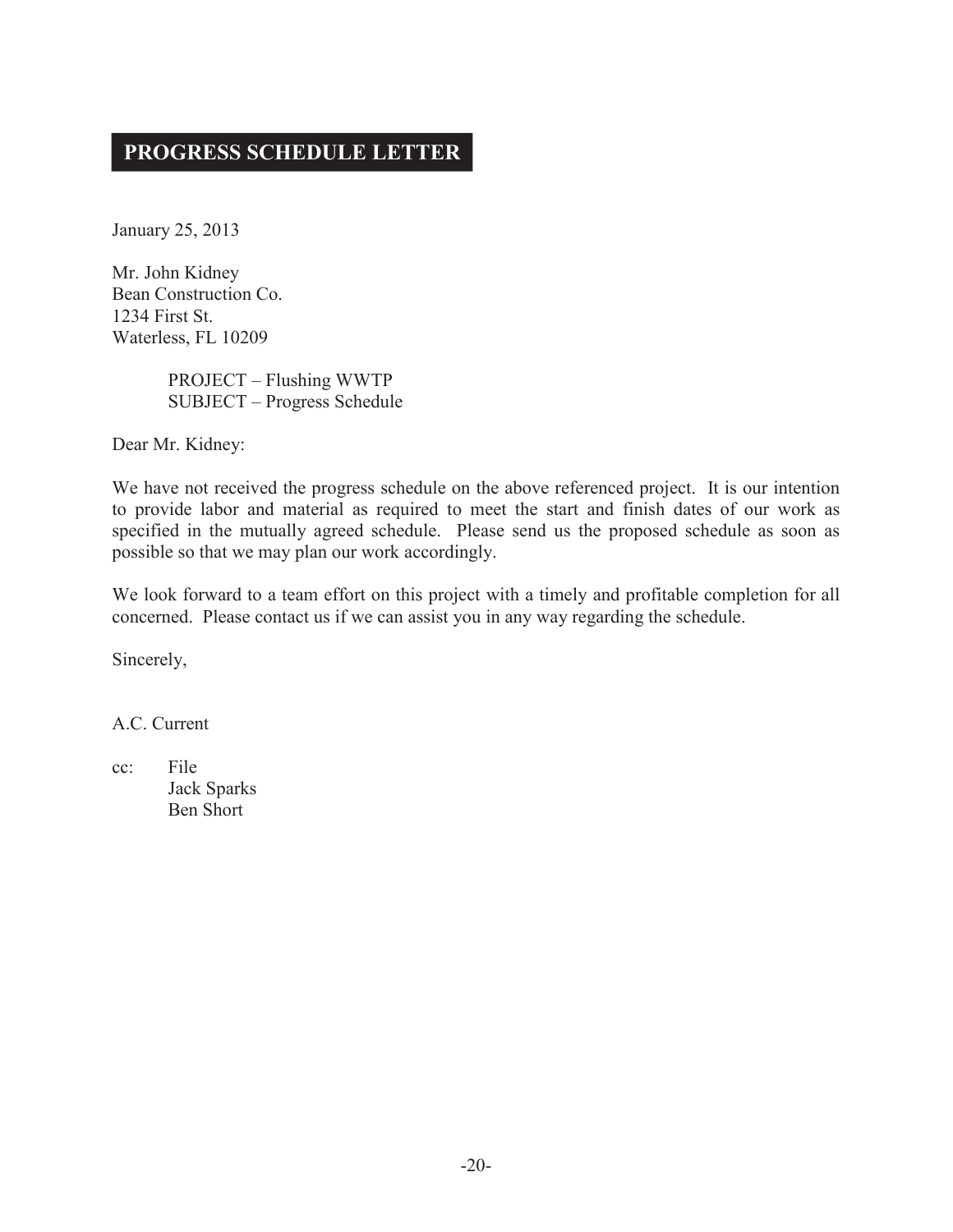## PROGRESS SCHEDULE LETTER

January 25, 2013

Mr. John Kidney
Bean Construction Co.
1234 First St.
Waterless, FL 10209

PROJECT – Flushing WWTP
SUBJECT – Progress Schedule

Dear Mr. Kidney:

We have not received the progress schedule on the above referenced project. It is our intention to provide labor and material as required to meet the start and finish dates of our work as specified in the mutually agreed schedule. Please send us the proposed schedule as soon as possible so that we may plan our work accordingly.

We look forward to a team effort on this project with a timely and profitable completion for all concerned. Please contact us if we can assist you in any way regarding the schedule.

Sincerely,

A.C. Current

cc: File
Jack Sparks
Ben Short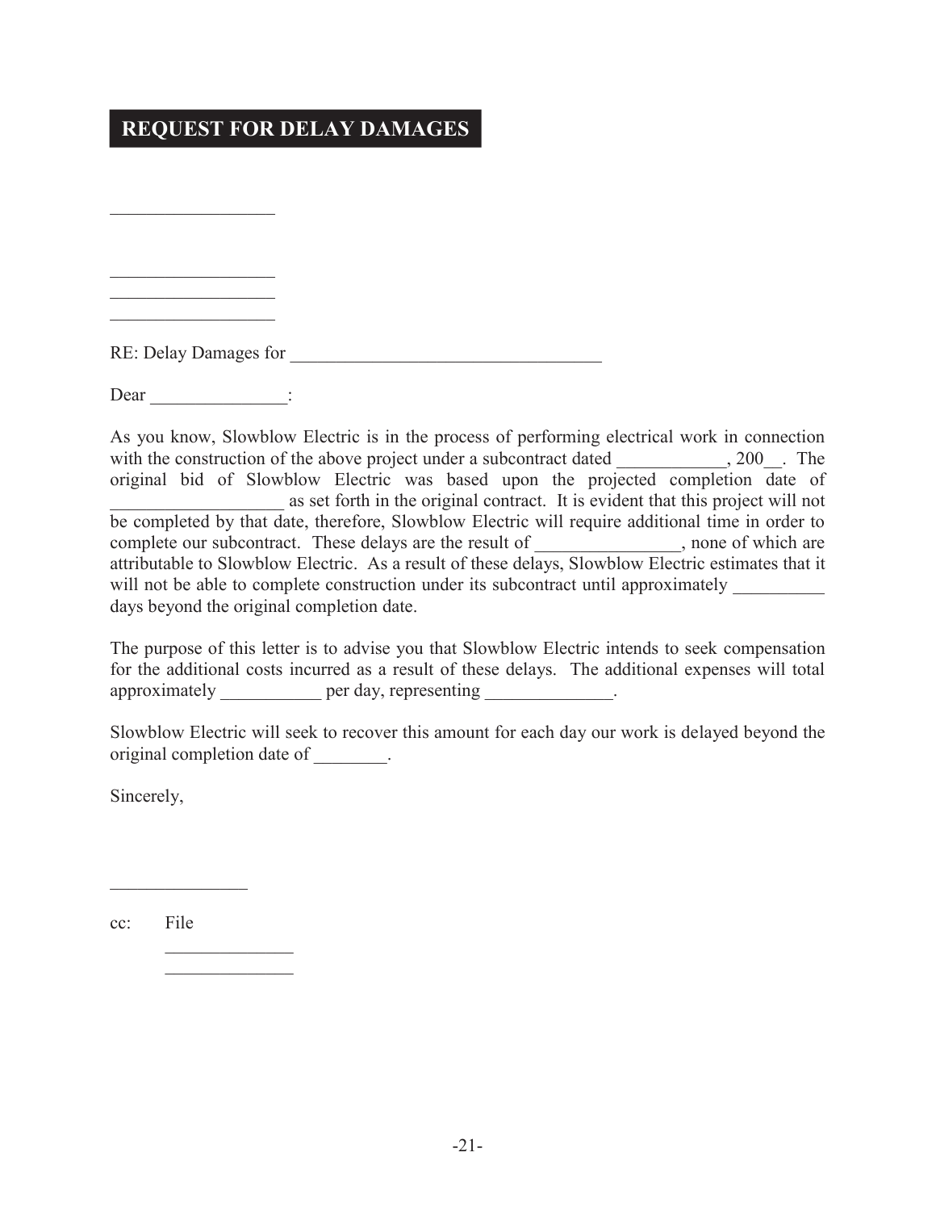# REQUEST FOR DELAY DAMAGES

__________________

__________________
__________________
__________________

RE: Delay Damages for ___________________________________

Dear _______________:

As you know, Slowblow Electric is in the process of performing electrical work in connection with the construction of the above project under a subcontract dated ____________, 200__. The original bid of Slowblow Electric was based upon the projected completion date of ___________________ as set forth in the original contract. It is evident that this project will not be completed by that date, therefore, Slowblow Electric will require additional time in order to complete our subcontract. These delays are the result of ________________, none of which are attributable to Slowblow Electric. As a result of these delays, Slowblow Electric estimates that it will not be able to complete construction under its subcontract until approximately __________ days beyond the original completion date.

The purpose of this letter is to advise you that Slowblow Electric intends to seek compensation for the additional costs incurred as a result of these delays. The additional expenses will total approximately ___________ per day, representing ______________.

Slowblow Electric will seek to recover this amount for each day our work is delayed beyond the original completion date of ________.

Sincerely,

_______________

cc: File
______________
______________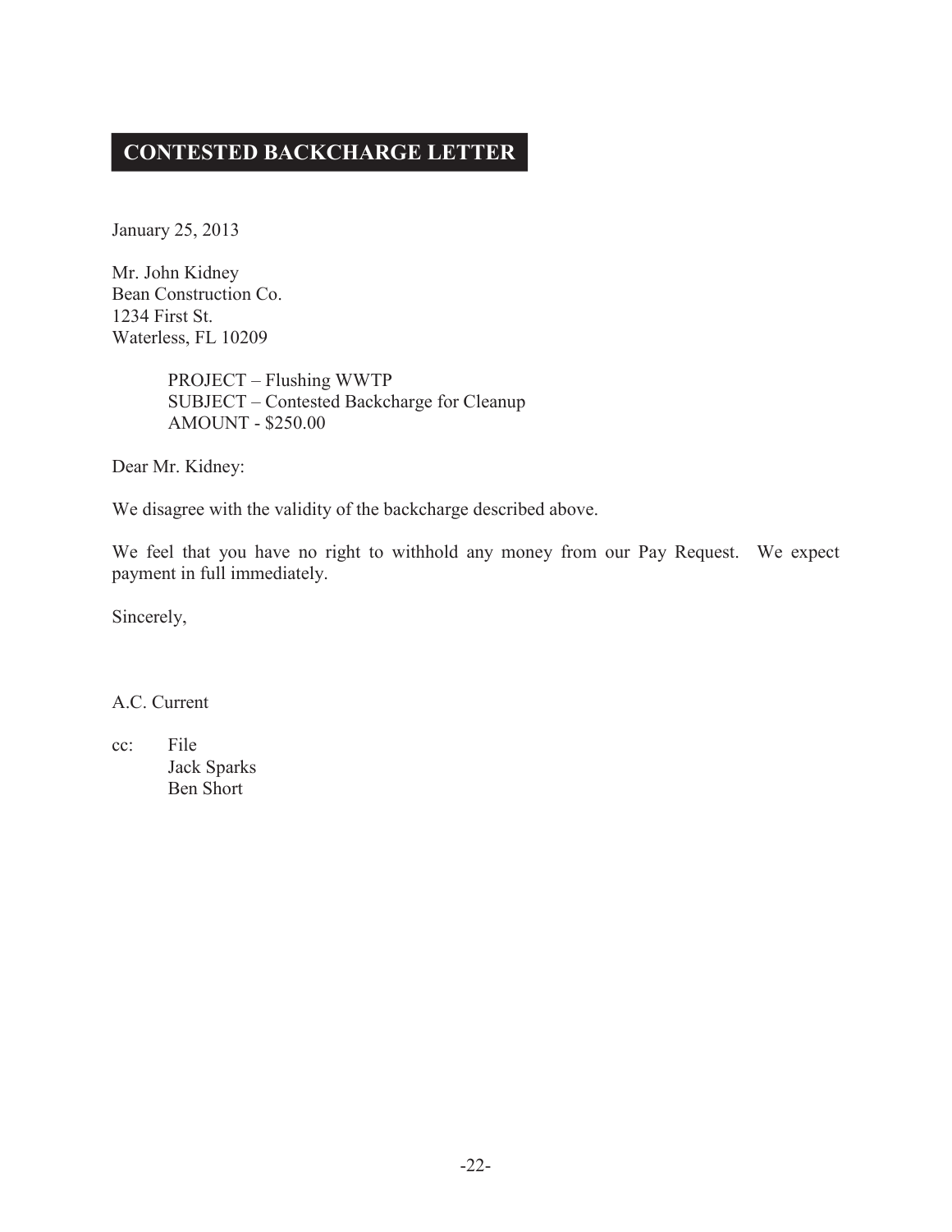# CONTESTED BACKCHARGE LETTER

January 25, 2013

Mr. John Kidney
Bean Construction Co.
1234 First St.
Waterless, FL 10209

PROJECT – Flushing WWTP
SUBJECT – Contested Backcharge for Cleanup
AMOUNT - $250.00

Dear Mr. Kidney:

We disagree with the validity of the backcharge described above.

We feel that you have no right to withhold any money from our Pay Request. We expect payment in full immediately.

Sincerely,

A.C. Current

cc: File
Jack Sparks
Ben Short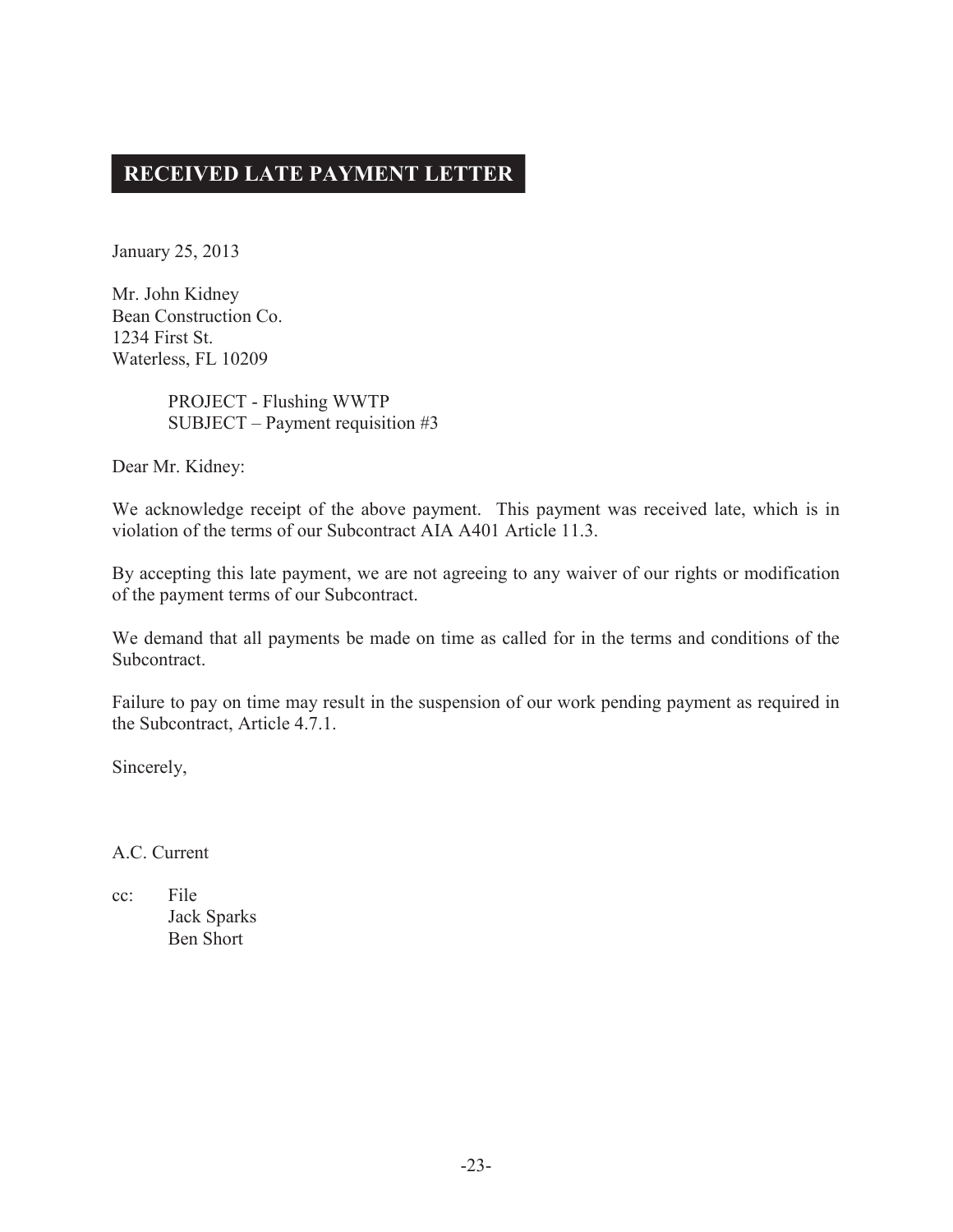# RECEIVED LATE PAYMENT LETTER

January 25, 2013

Mr. John Kidney
Bean Construction Co.
1234 First St.
Waterless, FL 10209

PROJECT - Flushing WWTP
SUBJECT – Payment requisition #3

Dear Mr. Kidney:

We acknowledge receipt of the above payment. This payment was received late, which is in violation of the terms of our Subcontract AIA A401 Article 11.3.

By accepting this late payment, we are not agreeing to any waiver of our rights or modification of the payment terms of our Subcontract.

We demand that all payments be made on time as called for in the terms and conditions of the Subcontract.

Failure to pay on time may result in the suspension of our work pending payment as required in the Subcontract, Article 4.7.1.

Sincerely,

A.C. Current

cc: File
Jack Sparks
Ben Short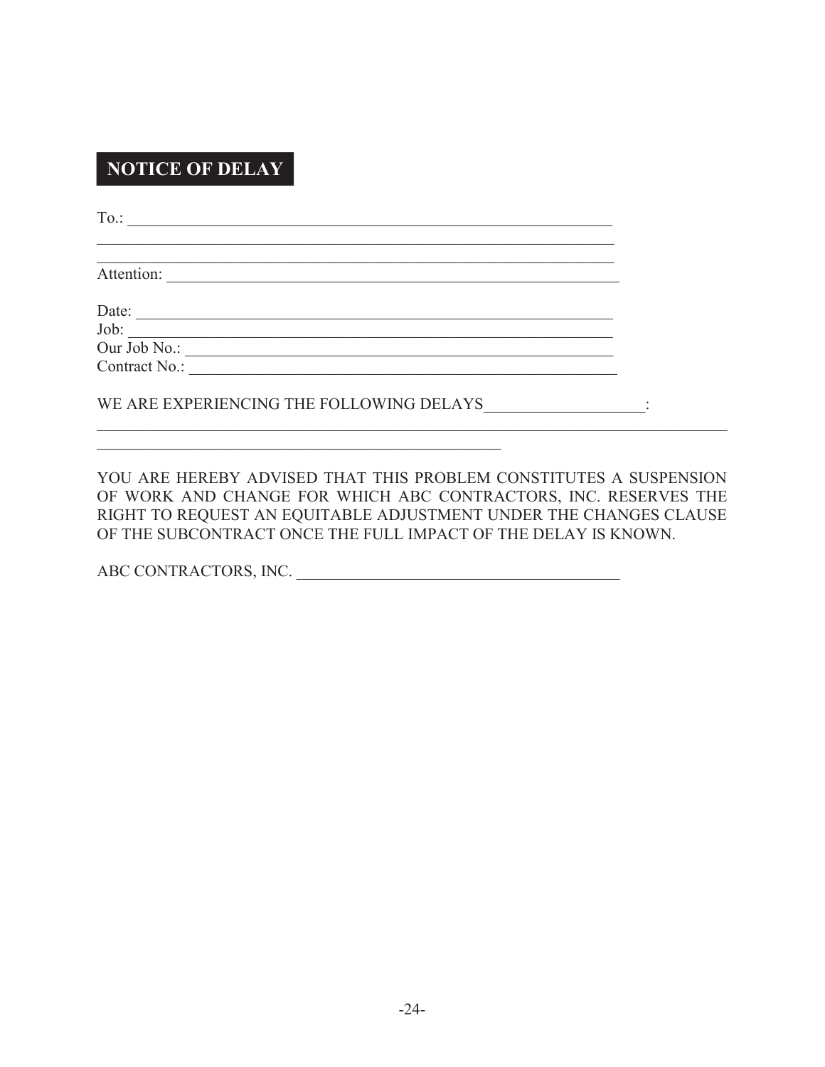## NOTICE OF DELAY

To.: ____________________________________________________________
____________________________________________________________
____________________________________________________________
Attention: ____________________________________________________________

Date: ____________________________________________________________
Job: ____________________________________________________________
Our Job No.: ____________________________________________________________
Contract No.: ____________________________________________________________

WE ARE EXPERIENCING THE FOLLOWING DELAYS____________________:
____________________________________________________________________________
____________________________________________________

YOU ARE HEREBY ADVISED THAT THIS PROBLEM CONSTITUTES A SUSPENSION OF WORK AND CHANGE FOR WHICH ABC CONTRACTORS, INC. RESERVES THE RIGHT TO REQUEST AN EQUITABLE ADJUSTMENT UNDER THE CHANGES CLAUSE OF THE SUBCONTRACT ONCE THE FULL IMPACT OF THE DELAY IS KNOWN.

ABC CONTRACTORS, INC. ________________________________________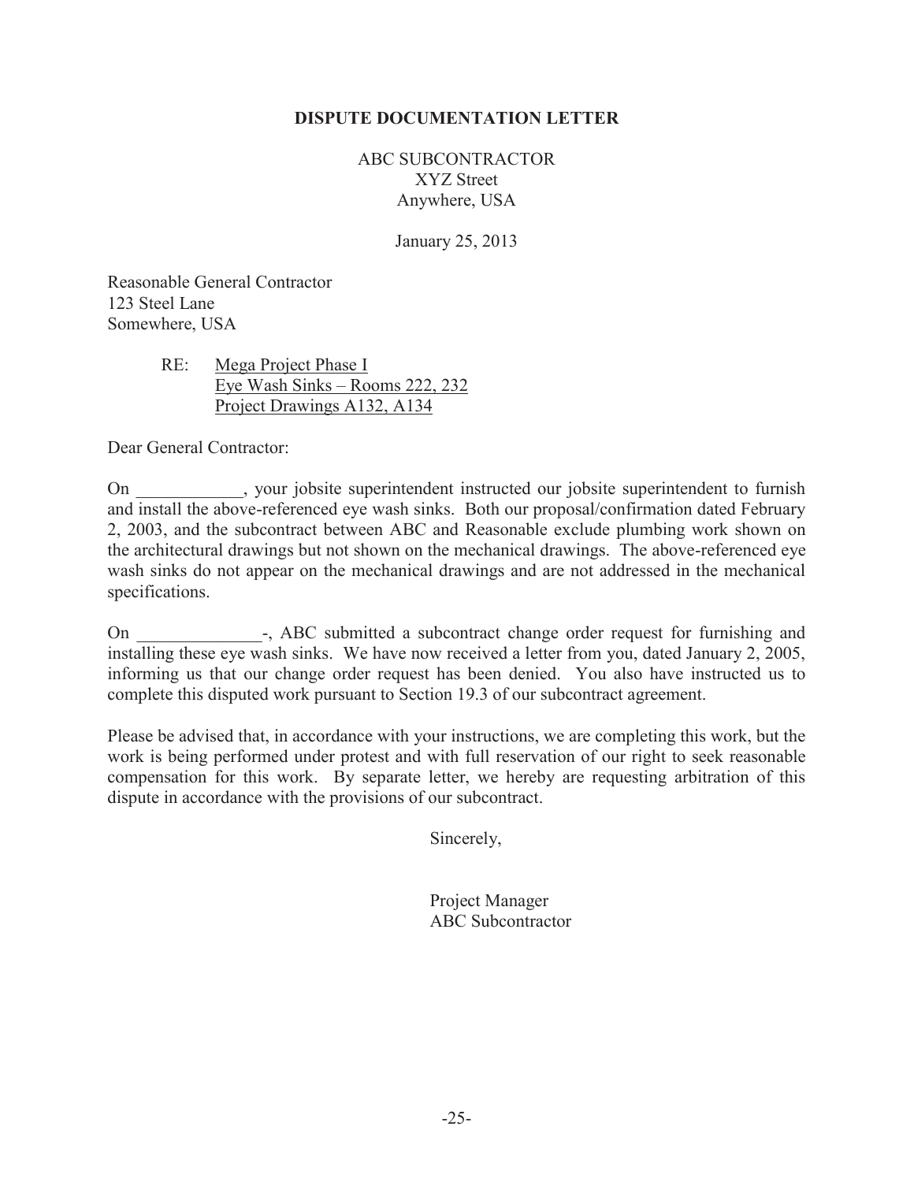**DISPUTE DOCUMENTATION LETTER**

ABC SUBCONTRACTOR
XYZ Street
Anywhere, USA

January 25, 2013

Reasonable General Contractor
123 Steel Lane
Somewhere, USA

RE: Mega Project Phase I
Eye Wash Sinks – Rooms 222, 232
Project Drawings A132, A134

Dear General Contractor:

On ____________, your jobsite superintendent instructed our jobsite superintendent to furnish and install the above-referenced eye wash sinks. Both our proposal/confirmation dated February 2, 2003, and the subcontract between ABC and Reasonable exclude plumbing work shown on the architectural drawings but not shown on the mechanical drawings. The above-referenced eye wash sinks do not appear on the mechanical drawings and are not addressed in the mechanical specifications.

On ______________-, ABC submitted a subcontract change order request for furnishing and installing these eye wash sinks. We have now received a letter from you, dated January 2, 2005, informing us that our change order request has been denied. You also have instructed us to complete this disputed work pursuant to Section 19.3 of our subcontract agreement.

Please be advised that, in accordance with your instructions, we are completing this work, but the work is being performed under protest and with full reservation of our right to seek reasonable compensation for this work. By separate letter, we hereby are requesting arbitration of this dispute in accordance with the provisions of our subcontract.

Sincerely,

Project Manager
ABC Subcontractor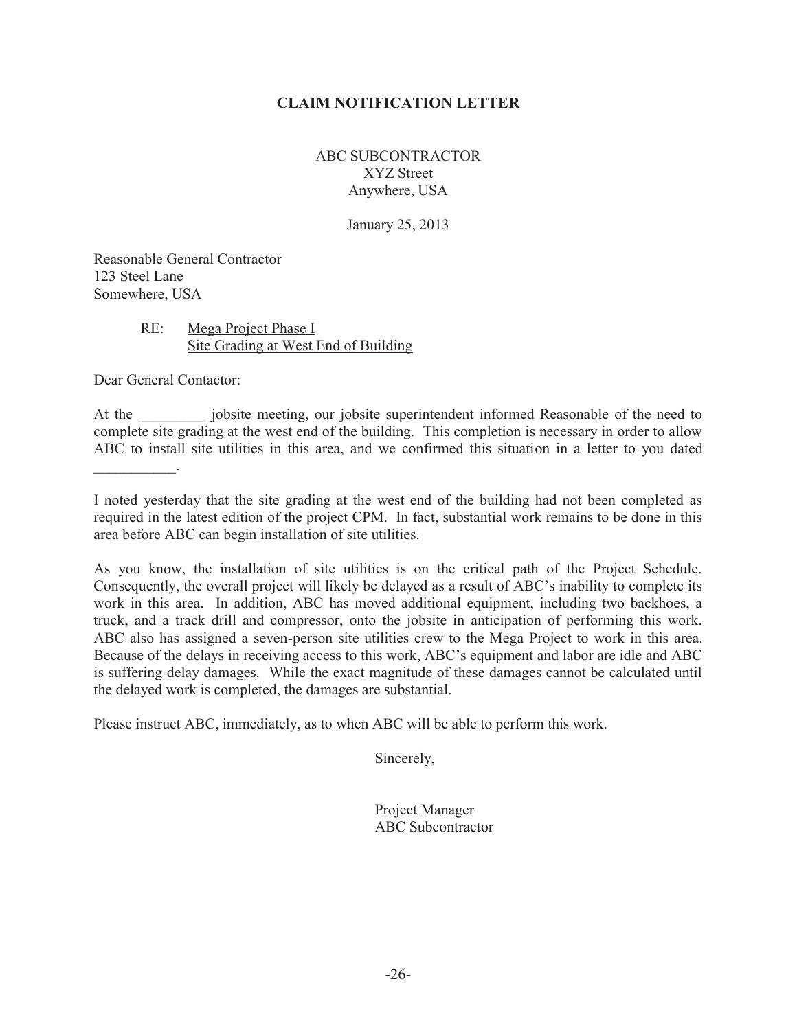## CLAIM NOTIFICATION LETTER

ABC SUBCONTRACTOR
XYZ Street
Anywhere, USA

January 25, 2013

Reasonable General Contractor
123 Steel Lane
Somewhere, USA

RE: Mega Project Phase I
Site Grading at West End of Building

Dear General Contactor:

At the _________ jobsite meeting, our jobsite superintendent informed Reasonable of the need to complete site grading at the west end of the building. This completion is necessary in order to allow ABC to install site utilities in this area, and we confirmed this situation in a letter to you dated ___________.

I noted yesterday that the site grading at the west end of the building had not been completed as required in the latest edition of the project CPM. In fact, substantial work remains to be done in this area before ABC can begin installation of site utilities.

As you know, the installation of site utilities is on the critical path of the Project Schedule. Consequently, the overall project will likely be delayed as a result of ABC's inability to complete its work in this area. In addition, ABC has moved additional equipment, including two backhoes, a truck, and a track drill and compressor, onto the jobsite in anticipation of performing this work. ABC also has assigned a seven-person site utilities crew to the Mega Project to work in this area. Because of the delays in receiving access to this work, ABC's equipment and labor are idle and ABC is suffering delay damages. While the exact magnitude of these damages cannot be calculated until the delayed work is completed, the damages are substantial.

Please instruct ABC, immediately, as to when ABC will be able to perform this work.

Sincerely,

Project Manager
ABC Subcontractor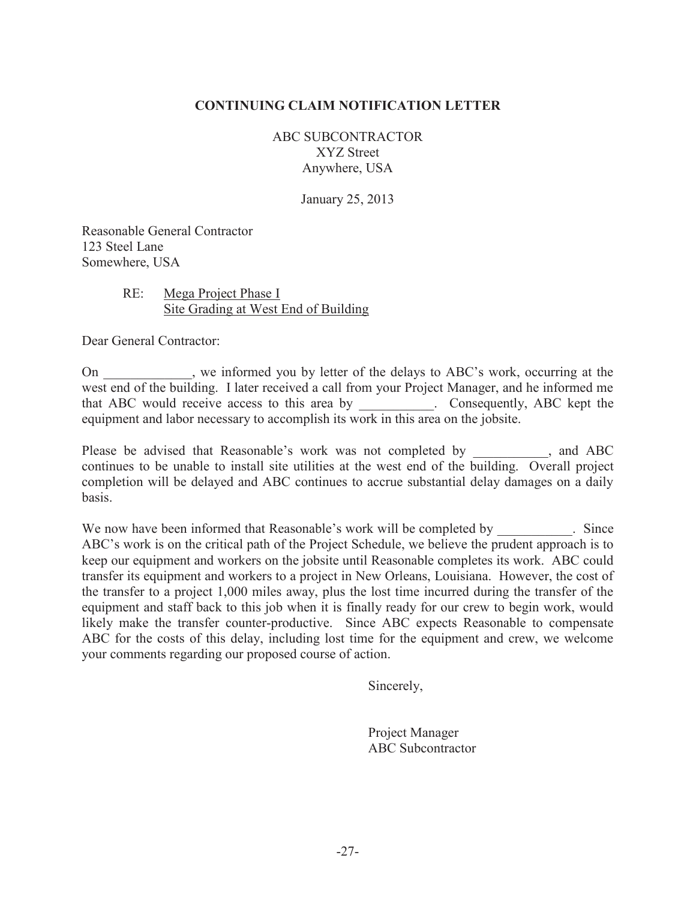# CONTINUING CLAIM NOTIFICATION LETTER

ABC SUBCONTRACTOR
XYZ Street
Anywhere, USA

January 25, 2013

Reasonable General Contractor
123 Steel Lane
Somewhere, USA

RE: Mega Project Phase I
Site Grading at West End of Building

Dear General Contractor:

On _____________, we informed you by letter of the delays to ABC's work, occurring at the west end of the building. I later received a call from your Project Manager, and he informed me that ABC would receive access to this area by ___________. Consequently, ABC kept the equipment and labor necessary to accomplish its work in this area on the jobsite.

Please be advised that Reasonable's work was not completed by ___________, and ABC continues to be unable to install site utilities at the west end of the building. Overall project completion will be delayed and ABC continues to accrue substantial delay damages on a daily basis.

We now have been informed that Reasonable's work will be completed by ___________. Since ABC's work is on the critical path of the Project Schedule, we believe the prudent approach is to keep our equipment and workers on the jobsite until Reasonable completes its work. ABC could transfer its equipment and workers to a project in New Orleans, Louisiana. However, the cost of the transfer to a project 1,000 miles away, plus the lost time incurred during the transfer of the equipment and staff back to this job when it is finally ready for our crew to begin work, would likely make the transfer counter-productive. Since ABC expects Reasonable to compensate ABC for the costs of this delay, including lost time for the equipment and crew, we welcome your comments regarding our proposed course of action.

Sincerely,

Project Manager
ABC Subcontractor